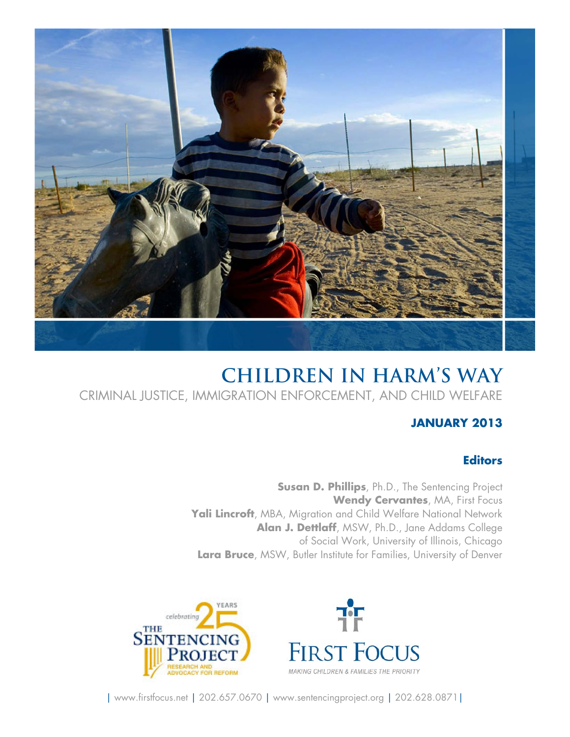# CHILDREN IN HARM'S WAY

## CRIMINAL JUSTICE, IMMIGRATION ENFORCEMENT, AND CHILD WELFARE

**JANUARY 2013**

### Editors

**Susan D. Phillips**, Ph.D., The Sentencing Project
**Wendy Cervantes**, MA, First Focus
**Yali Lincroft**, MBA, Migration and Child Welfare National Network
**Alan J. Dettlaff**, MSW, Ph.D., Jane Addams College of Social Work, University of Illinois, Chicago
**Lara Bruce**, MSW, Butler Institute for Families, University of Denver

celebrating 25 YEARS THE SENTENCING PROJECT RESEARCH AND ADVOCACY FOR REFORM

FIRST FOCUS MAKING CHILDREN & FAMILIES THE PRIORITY

| www.firstfocus.net | 202.657.0670 | www.sentencingproject.org | 202.628.0871 |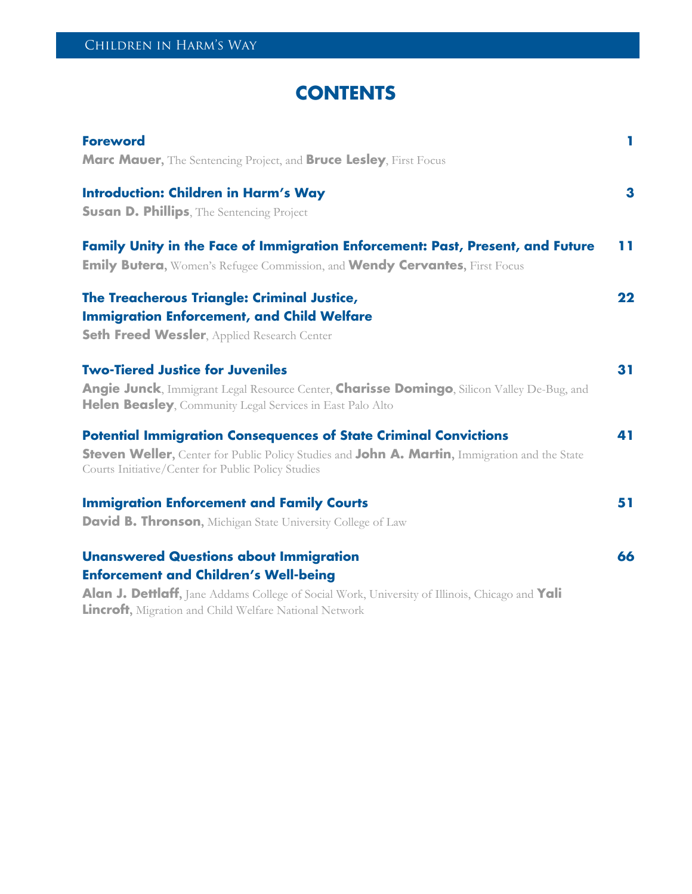# CONTENTS

**Foreword** 1
**Marc Mauer**, The Sentencing Project, and **Bruce Lesley**, First Focus

**Introduction: Children in Harm's Way** 3
**Susan D. Phillips**, The Sentencing Project

**Family Unity in the Face of Immigration Enforcement: Past, Present, and Future** 11
**Emily Butera**, Women's Refugee Commission, and **Wendy Cervantes**, First Focus

**The Treacherous Triangle: Criminal Justice, Immigration Enforcement, and Child Welfare** 22
**Seth Freed Wessler**, Applied Research Center

**Two-Tiered Justice for Juveniles** 31
**Angie Junck**, Immigrant Legal Resource Center, **Charisse Domingo**, Silicon Valley De-Bug, and **Helen Beasley**, Community Legal Services in East Palo Alto

**Potential Immigration Consequences of State Criminal Convictions** 41
**Steven Weller,** Center for Public Policy Studies and **John A. Martin,** Immigration and the State Courts Initiative/Center for Public Policy Studies

**Immigration Enforcement and Family Courts** 51
**David B. Thronson,** Michigan State University College of Law

**Unanswered Questions about Immigration Enforcement and Children's Well-being** 66
**Alan J. Dettlaff**, Jane Addams College of Social Work, University of Illinois, Chicago and **Yali Lincroft**, Migration and Child Welfare National Network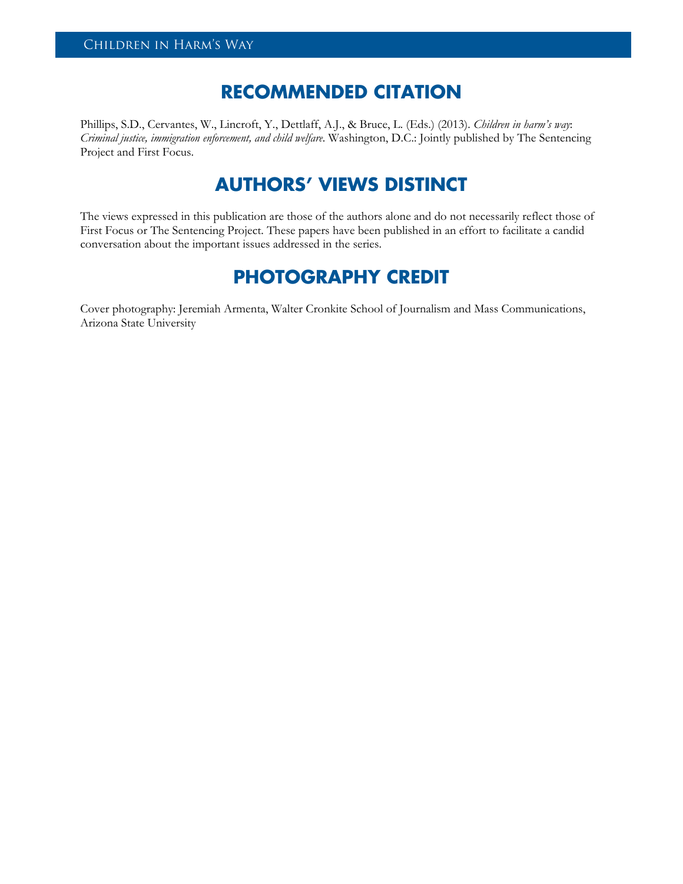## RECOMMENDED CITATION

Phillips, S.D., Cervantes, W., Lincroft, Y., Dettlaff, A.J., & Bruce, L. (Eds.) (2013). *Children in harm's way*: *Criminal justice, immigration enforcement, and child welfare*. Washington, D.C.: Jointly published by The Sentencing Project and First Focus.

## AUTHORS' VIEWS DISTINCT

The views expressed in this publication are those of the authors alone and do not necessarily reflect those of First Focus or The Sentencing Project. These papers have been published in an effort to facilitate a candid conversation about the important issues addressed in the series.

## PHOTOGRAPHY CREDIT

Cover photography: Jeremiah Armenta, Walter Cronkite School of Journalism and Mass Communications, Arizona State University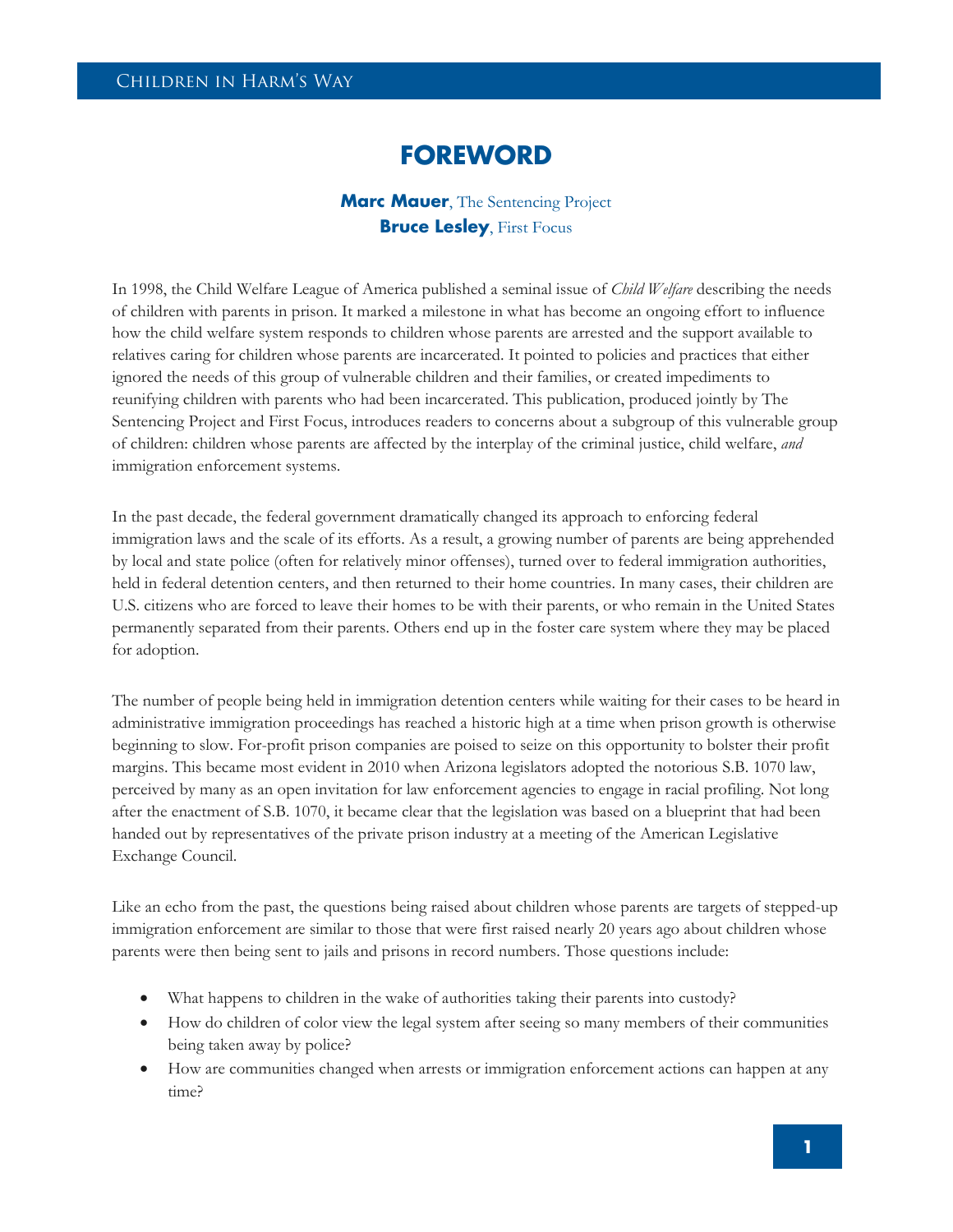# FOREWORD

**Marc Mauer**, The Sentencing Project
**Bruce Lesley**, First Focus

In 1998, the Child Welfare League of America published a seminal issue of *Child Welfare* describing the needs of children with parents in prison. It marked a milestone in what has become an ongoing effort to influence how the child welfare system responds to children whose parents are arrested and the support available to relatives caring for children whose parents are incarcerated. It pointed to policies and practices that either ignored the needs of this group of vulnerable children and their families, or created impediments to reunifying children with parents who had been incarcerated. This publication, produced jointly by The Sentencing Project and First Focus, introduces readers to concerns about a subgroup of this vulnerable group of children: children whose parents are affected by the interplay of the criminal justice, child welfare, *and* immigration enforcement systems.

In the past decade, the federal government dramatically changed its approach to enforcing federal immigration laws and the scale of its efforts. As a result, a growing number of parents are being apprehended by local and state police (often for relatively minor offenses), turned over to federal immigration authorities, held in federal detention centers, and then returned to their home countries. In many cases, their children are U.S. citizens who are forced to leave their homes to be with their parents, or who remain in the United States permanently separated from their parents. Others end up in the foster care system where they may be placed for adoption.

The number of people being held in immigration detention centers while waiting for their cases to be heard in administrative immigration proceedings has reached a historic high at a time when prison growth is otherwise beginning to slow. For-profit prison companies are poised to seize on this opportunity to bolster their profit margins. This became most evident in 2010 when Arizona legislators adopted the notorious S.B. 1070 law, perceived by many as an open invitation for law enforcement agencies to engage in racial profiling. Not long after the enactment of S.B. 1070, it became clear that the legislation was based on a blueprint that had been handed out by representatives of the private prison industry at a meeting of the American Legislative Exchange Council.

Like an echo from the past, the questions being raised about children whose parents are targets of stepped-up immigration enforcement are similar to those that were first raised nearly 20 years ago about children whose parents were then being sent to jails and prisons in record numbers. Those questions include:

- What happens to children in the wake of authorities taking their parents into custody?
- How do children of color view the legal system after seeing so many members of their communities being taken away by police?
- How are communities changed when arrests or immigration enforcement actions can happen at any time?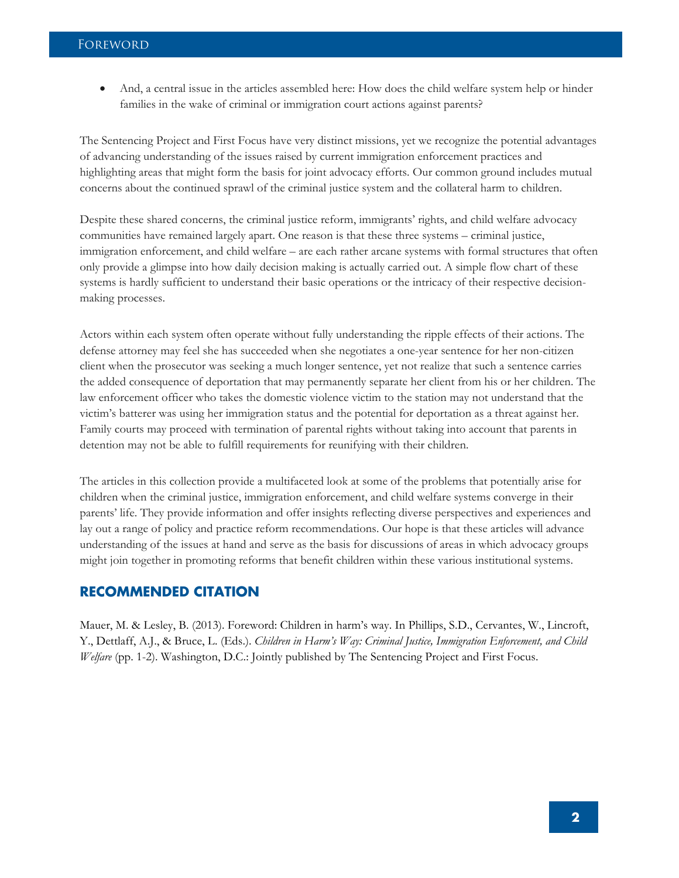- And, a central issue in the articles assembled here: How does the child welfare system help or hinder families in the wake of criminal or immigration court actions against parents?

The Sentencing Project and First Focus have very distinct missions, yet we recognize the potential advantages of advancing understanding of the issues raised by current immigration enforcement practices and highlighting areas that might form the basis for joint advocacy efforts. Our common ground includes mutual concerns about the continued sprawl of the criminal justice system and the collateral harm to children.

Despite these shared concerns, the criminal justice reform, immigrants' rights, and child welfare advocacy communities have remained largely apart. One reason is that these three systems – criminal justice, immigration enforcement, and child welfare – are each rather arcane systems with formal structures that often only provide a glimpse into how daily decision making is actually carried out. A simple flow chart of these systems is hardly sufficient to understand their basic operations or the intricacy of their respective decision-making processes.

Actors within each system often operate without fully understanding the ripple effects of their actions. The defense attorney may feel she has succeeded when she negotiates a one-year sentence for her non-citizen client when the prosecutor was seeking a much longer sentence, yet not realize that such a sentence carries the added consequence of deportation that may permanently separate her client from his or her children. The law enforcement officer who takes the domestic violence victim to the station may not understand that the victim's batterer was using her immigration status and the potential for deportation as a threat against her. Family courts may proceed with termination of parental rights without taking into account that parents in detention may not be able to fulfill requirements for reunifying with their children.

The articles in this collection provide a multifaceted look at some of the problems that potentially arise for children when the criminal justice, immigration enforcement, and child welfare systems converge in their parents' life. They provide information and offer insights reflecting diverse perspectives and experiences and lay out a range of policy and practice reform recommendations. Our hope is that these articles will advance understanding of the issues at hand and serve as the basis for discussions of areas in which advocacy groups might join together in promoting reforms that benefit children within these various institutional systems.

## RECOMMENDED CITATION

Mauer, M. & Lesley, B. (2013). Foreword: Children in harm's way. In Phillips, S.D., Cervantes, W., Lincroft, Y., Dettlaff, A.J., & Bruce, L. (Eds.). *Children in Harm's Way: Criminal Justice, Immigration Enforcement, and Child Welfare* (pp. 1-2). Washington, D.C.: Jointly published by The Sentencing Project and First Focus.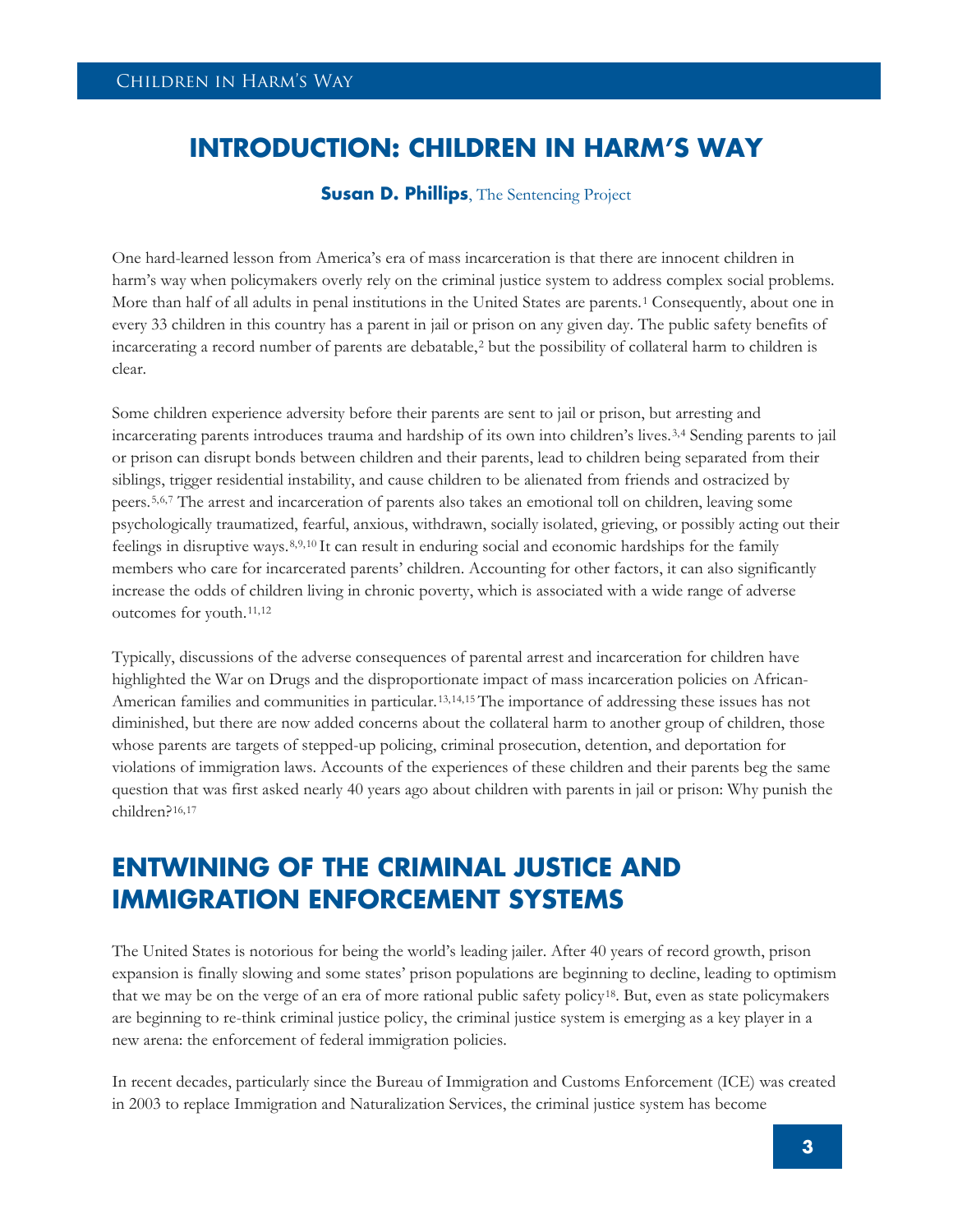# INTRODUCTION: CHILDREN IN HARM'S WAY

**Susan D. Phillips**, The Sentencing Project

One hard-learned lesson from America's era of mass incarceration is that there are innocent children in harm's way when policymakers overly rely on the criminal justice system to address complex social problems. More than half of all adults in penal institutions in the United States are parents.[1] Consequently, about one in every 33 children in this country has a parent in jail or prison on any given day. The public safety benefits of incarcerating a record number of parents are debatable,[2] but the possibility of collateral harm to children is clear.

Some children experience adversity before their parents are sent to jail or prison, but arresting and incarcerating parents introduces trauma and hardship of its own into children's lives.[3,4] Sending parents to jail or prison can disrupt bonds between children and their parents, lead to children being separated from their siblings, trigger residential instability, and cause children to be alienated from friends and ostracized by peers.[5,6,7] The arrest and incarceration of parents also takes an emotional toll on children, leaving some psychologically traumatized, fearful, anxious, withdrawn, socially isolated, grieving, or possibly acting out their feelings in disruptive ways.[8,9,10] It can result in enduring social and economic hardships for the family members who care for incarcerated parents' children. Accounting for other factors, it can also significantly increase the odds of children living in chronic poverty, which is associated with a wide range of adverse outcomes for youth.[11,12]

Typically, discussions of the adverse consequences of parental arrest and incarceration for children have highlighted the War on Drugs and the disproportionate impact of mass incarceration policies on African-American families and communities in particular.[13,14,15] The importance of addressing these issues has not diminished, but there are now added concerns about the collateral harm to another group of children, those whose parents are targets of stepped-up policing, criminal prosecution, detention, and deportation for violations of immigration laws. Accounts of the experiences of these children and their parents beg the same question that was first asked nearly 40 years ago about children with parents in jail or prison: Why punish the children?[16,17]

## ENTWINING OF THE CRIMINAL JUSTICE AND IMMIGRATION ENFORCEMENT SYSTEMS

The United States is notorious for being the world's leading jailer. After 40 years of record growth, prison expansion is finally slowing and some states' prison populations are beginning to decline, leading to optimism that we may be on the verge of an era of more rational public safety policy[18]. But, even as state policymakers are beginning to re-think criminal justice policy, the criminal justice system is emerging as a key player in a new arena: the enforcement of federal immigration policies.

In recent decades, particularly since the Bureau of Immigration and Customs Enforcement (ICE) was created in 2003 to replace Immigration and Naturalization Services, the criminal justice system has become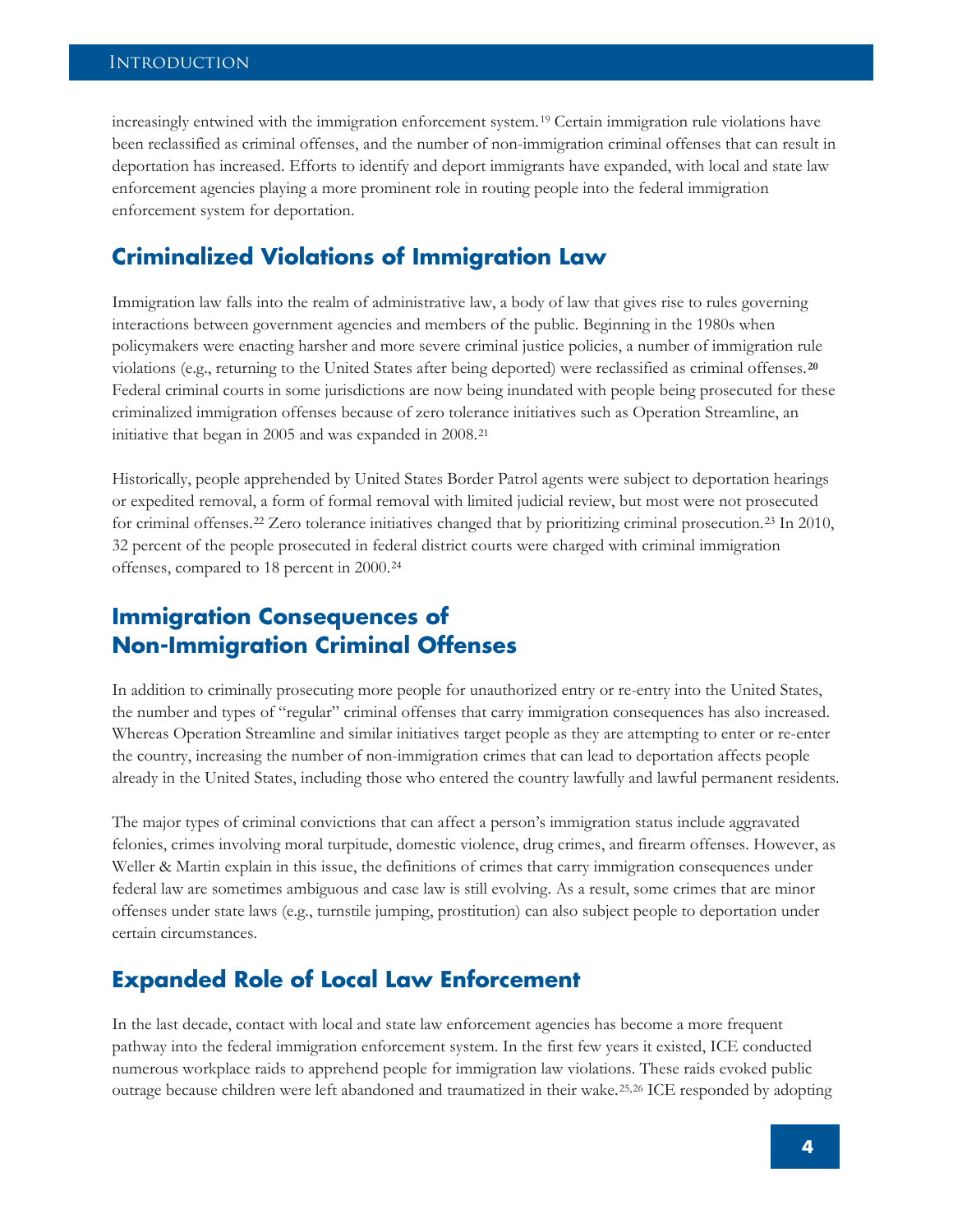increasingly entwined with the immigration enforcement system.[19] Certain immigration rule violations have been reclassified as criminal offenses, and the number of non-immigration criminal offenses that can result in deportation has increased. Efforts to identify and deport immigrants have expanded, with local and state law enforcement agencies playing a more prominent role in routing people into the federal immigration enforcement system for deportation.

## Criminalized Violations of Immigration Law

Immigration law falls into the realm of administrative law, a body of law that gives rise to rules governing interactions between government agencies and members of the public. Beginning in the 1980s when policymakers were enacting harsher and more severe criminal justice policies, a number of immigration rule violations (e.g., returning to the United States after being deported) were reclassified as criminal offenses.[20] Federal criminal courts in some jurisdictions are now being inundated with people being prosecuted for these criminalized immigration offenses because of zero tolerance initiatives such as Operation Streamline, an initiative that began in 2005 and was expanded in 2008.[21]

Historically, people apprehended by United States Border Patrol agents were subject to deportation hearings or expedited removal, a form of formal removal with limited judicial review, but most were not prosecuted for criminal offenses.[22] Zero tolerance initiatives changed that by prioritizing criminal prosecution.[23] In 2010, 32 percent of the people prosecuted in federal district courts were charged with criminal immigration offenses, compared to 18 percent in 2000.[24]

## Immigration Consequences of Non-Immigration Criminal Offenses

In addition to criminally prosecuting more people for unauthorized entry or re-entry into the United States, the number and types of "regular" criminal offenses that carry immigration consequences has also increased. Whereas Operation Streamline and similar initiatives target people as they are attempting to enter or re-enter the country, increasing the number of non-immigration crimes that can lead to deportation affects people already in the United States, including those who entered the country lawfully and lawful permanent residents.

The major types of criminal convictions that can affect a person's immigration status include aggravated felonies, crimes involving moral turpitude, domestic violence, drug crimes, and firearm offenses. However, as Weller & Martin explain in this issue, the definitions of crimes that carry immigration consequences under federal law are sometimes ambiguous and case law is still evolving. As a result, some crimes that are minor offenses under state laws (e.g., turnstile jumping, prostitution) can also subject people to deportation under certain circumstances.

## Expanded Role of Local Law Enforcement

In the last decade, contact with local and state law enforcement agencies has become a more frequent pathway into the federal immigration enforcement system. In the first few years it existed, ICE conducted numerous workplace raids to apprehend people for immigration law violations. These raids evoked public outrage because children were left abandoned and traumatized in their wake.[25,26] ICE responded by adopting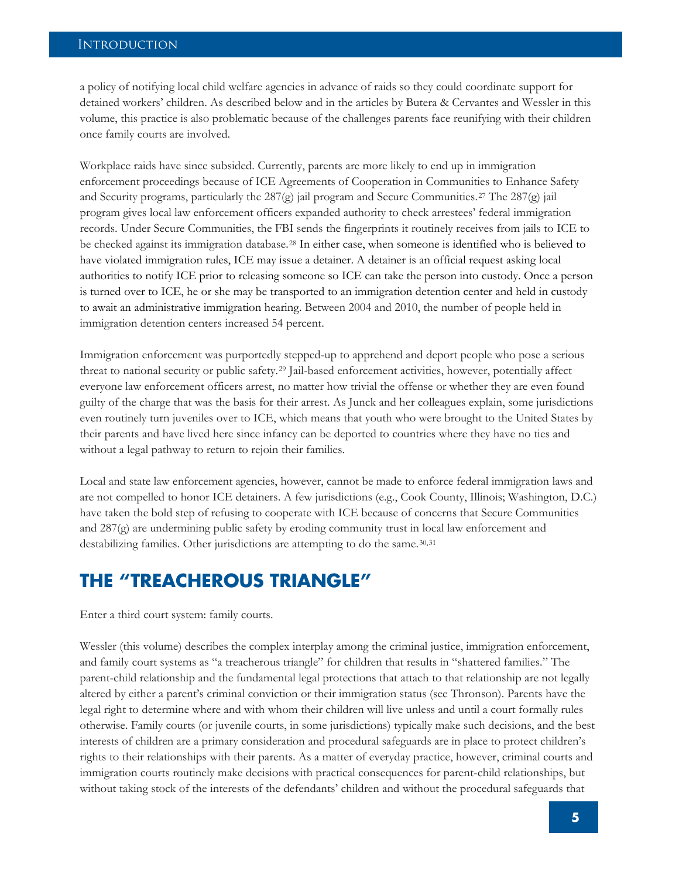a policy of notifying local child welfare agencies in advance of raids so they could coordinate support for detained workers' children. As described below and in the articles by Butera & Cervantes and Wessler in this volume, this practice is also problematic because of the challenges parents face reunifying with their children once family courts are involved.

Workplace raids have since subsided. Currently, parents are more likely to end up in immigration enforcement proceedings because of ICE Agreements of Cooperation in Communities to Enhance Safety and Security programs, particularly the 287(g) jail program and Secure Communities.[27] The 287(g) jail program gives local law enforcement officers expanded authority to check arrestees' federal immigration records. Under Secure Communities, the FBI sends the fingerprints it routinely receives from jails to ICE to be checked against its immigration database.[28] In either case, when someone is identified who is believed to have violated immigration rules, ICE may issue a detainer. A detainer is an official request asking local authorities to notify ICE prior to releasing someone so ICE can take the person into custody. Once a person is turned over to ICE, he or she may be transported to an immigration detention center and held in custody to await an administrative immigration hearing. Between 2004 and 2010, the number of people held in immigration detention centers increased 54 percent.

Immigration enforcement was purportedly stepped-up to apprehend and deport people who pose a serious threat to national security or public safety.[29] Jail-based enforcement activities, however, potentially affect everyone law enforcement officers arrest, no matter how trivial the offense or whether they are even found guilty of the charge that was the basis for their arrest. As Junck and her colleagues explain, some jurisdictions even routinely turn juveniles over to ICE, which means that youth who were brought to the United States by their parents and have lived here since infancy can be deported to countries where they have no ties and without a legal pathway to return to rejoin their families.

Local and state law enforcement agencies, however, cannot be made to enforce federal immigration laws and are not compelled to honor ICE detainers. A few jurisdictions (e.g., Cook County, Illinois; Washington, D.C.) have taken the bold step of refusing to cooperate with ICE because of concerns that Secure Communities and 287(g) are undermining public safety by eroding community trust in local law enforcement and destabilizing families. Other jurisdictions are attempting to do the same.[30,31]

## THE "TREACHEROUS TRIANGLE"

Enter a third court system: family courts.

Wessler (this volume) describes the complex interplay among the criminal justice, immigration enforcement, and family court systems as "a treacherous triangle" for children that results in "shattered families." The parent-child relationship and the fundamental legal protections that attach to that relationship are not legally altered by either a parent's criminal conviction or their immigration status (see Thronson). Parents have the legal right to determine where and with whom their children will live unless and until a court formally rules otherwise. Family courts (or juvenile courts, in some jurisdictions) typically make such decisions, and the best interests of children are a primary consideration and procedural safeguards are in place to protect children's rights to their relationships with their parents. As a matter of everyday practice, however, criminal courts and immigration courts routinely make decisions with practical consequences for parent-child relationships, but without taking stock of the interests of the defendants' children and without the procedural safeguards that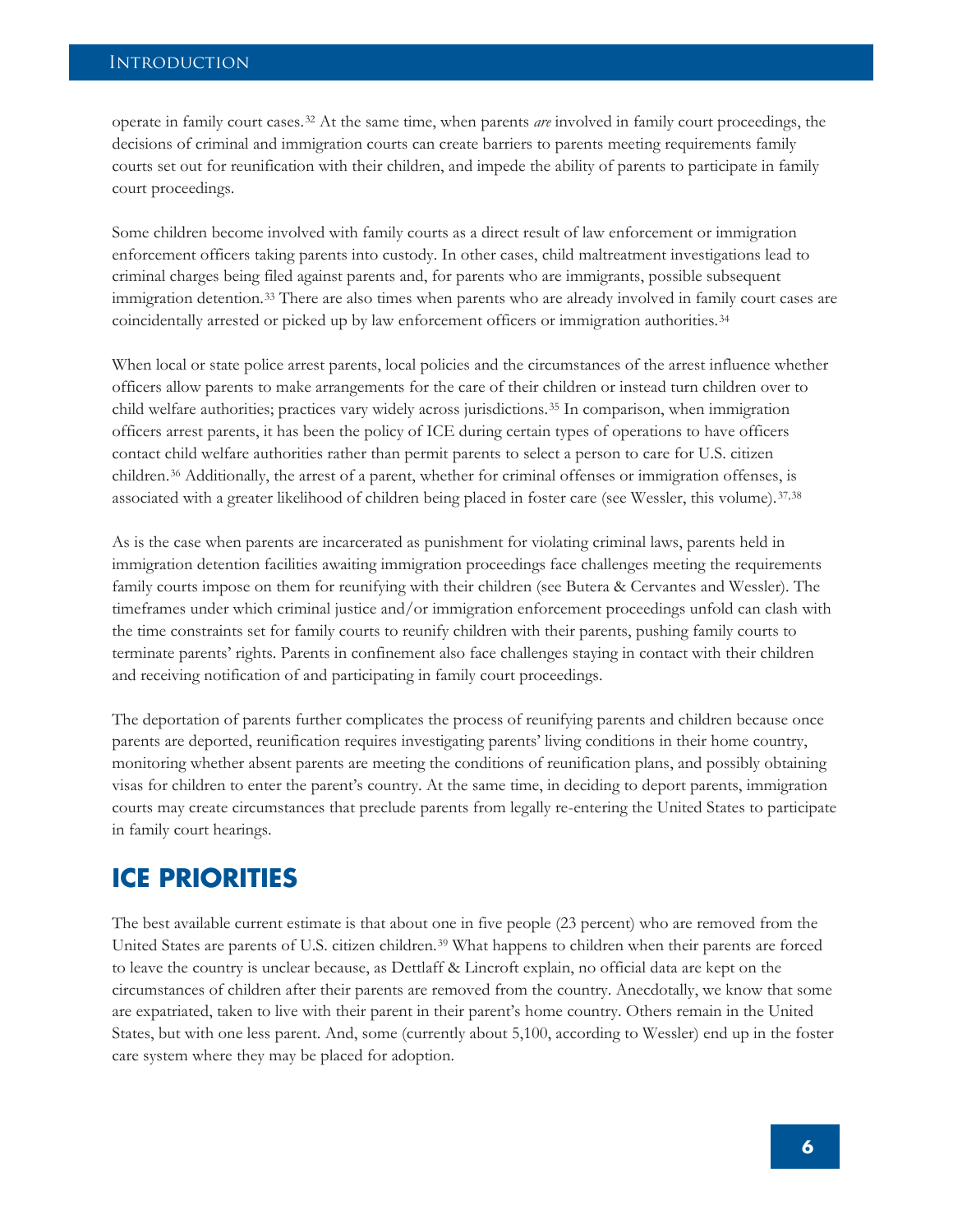operate in family court cases.[32] At the same time, when parents *are* involved in family court proceedings, the decisions of criminal and immigration courts can create barriers to parents meeting requirements family courts set out for reunification with their children, and impede the ability of parents to participate in family court proceedings.

Some children become involved with family courts as a direct result of law enforcement or immigration enforcement officers taking parents into custody. In other cases, child maltreatment investigations lead to criminal charges being filed against parents and, for parents who are immigrants, possible subsequent immigration detention.[33] There are also times when parents who are already involved in family court cases are coincidentally arrested or picked up by law enforcement officers or immigration authorities.[34]

When local or state police arrest parents, local policies and the circumstances of the arrest influence whether officers allow parents to make arrangements for the care of their children or instead turn children over to child welfare authorities; practices vary widely across jurisdictions.[35] In comparison, when immigration officers arrest parents, it has been the policy of ICE during certain types of operations to have officers contact child welfare authorities rather than permit parents to select a person to care for U.S. citizen children.[36] Additionally, the arrest of a parent, whether for criminal offenses or immigration offenses, is associated with a greater likelihood of children being placed in foster care (see Wessler, this volume).[37,38]

As is the case when parents are incarcerated as punishment for violating criminal laws, parents held in immigration detention facilities awaiting immigration proceedings face challenges meeting the requirements family courts impose on them for reunifying with their children (see Butera & Cervantes and Wessler). The timeframes under which criminal justice and/or immigration enforcement proceedings unfold can clash with the time constraints set for family courts to reunify children with their parents, pushing family courts to terminate parents' rights. Parents in confinement also face challenges staying in contact with their children and receiving notification of and participating in family court proceedings.

The deportation of parents further complicates the process of reunifying parents and children because once parents are deported, reunification requires investigating parents' living conditions in their home country, monitoring whether absent parents are meeting the conditions of reunification plans, and possibly obtaining visas for children to enter the parent's country. At the same time, in deciding to deport parents, immigration courts may create circumstances that preclude parents from legally re-entering the United States to participate in family court hearings.

## ICE PRIORITIES

The best available current estimate is that about one in five people (23 percent) who are removed from the United States are parents of U.S. citizen children.[39] What happens to children when their parents are forced to leave the country is unclear because, as Dettlaff & Lincroft explain, no official data are kept on the circumstances of children after their parents are removed from the country. Anecdotally, we know that some are expatriated, taken to live with their parent in their parent's home country. Others remain in the United States, but with one less parent. And, some (currently about 5,100, according to Wessler) end up in the foster care system where they may be placed for adoption.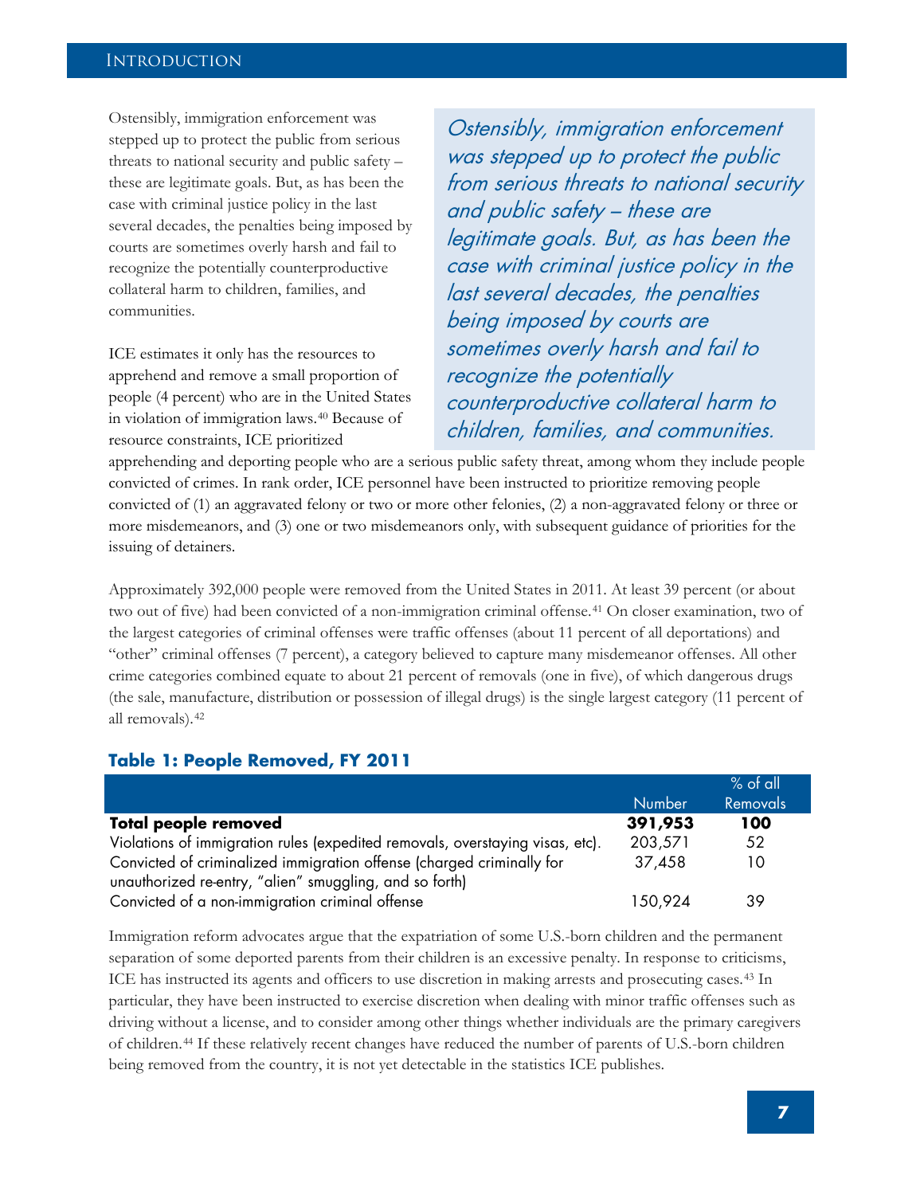Ostensibly, immigration enforcement was stepped up to protect the public from serious threats to national security and public safety – these are legitimate goals. But, as has been the case with criminal justice policy in the last several decades, the penalties being imposed by courts are sometimes overly harsh and fail to recognize the potentially counterproductive collateral harm to children, families, and communities.

> *Ostensibly, immigration enforcement was stepped up to protect the public from serious threats to national security and public safety – these are legitimate goals. But, as has been the case with criminal justice policy in the last several decades, the penalties being imposed by courts are sometimes overly harsh and fail to recognize the potentially counterproductive collateral harm to children, families, and communities.*

ICE estimates it only has the resources to apprehend and remove a small proportion of people (4 percent) who are in the United States in violation of immigration laws.[40] Because of resource constraints, ICE prioritized apprehending and deporting people who are a serious public safety threat, among whom they include people convicted of crimes. In rank order, ICE personnel have been instructed to prioritize removing people convicted of (1) an aggravated felony or two or more other felonies, (2) a non-aggravated felony or three or more misdemeanors, and (3) one or two misdemeanors only, with subsequent guidance of priorities for the issuing of detainers.

Approximately 392,000 people were removed from the United States in 2011. At least 39 percent (or about two out of five) had been convicted of a non-immigration criminal offense.[41] On closer examination, two of the largest categories of criminal offenses were traffic offenses (about 11 percent of all deportations) and "other" criminal offenses (7 percent), a category believed to capture many misdemeanor offenses. All other crime categories combined equate to about 21 percent of removals (one in five), of which dangerous drugs (the sale, manufacture, distribution or possession of illegal drugs) is the single largest category (11 percent of all removals).[42]

### Table 1: People Removed, FY 2011

| | Number | % of all Removals |
|---|---|---|
| **Total people removed** | **391,953** | **100** |
| Violations of immigration rules (expedited removals, overstaying visas, etc). | 203,571 | 52 |
| Convicted of criminalized immigration offense (charged criminally for unauthorized re-entry, "alien" smuggling, and so forth) | 37,458 | 10 |
| Convicted of a non-immigration criminal offense | 150,924 | 39 |

Immigration reform advocates argue that the expatriation of some U.S.-born children and the permanent separation of some deported parents from their children is an excessive penalty. In response to criticisms, ICE has instructed its agents and officers to use discretion in making arrests and prosecuting cases.[43] In particular, they have been instructed to exercise discretion when dealing with minor traffic offenses such as driving without a license, and to consider among other things whether individuals are the primary caregivers of children.[44] If these relatively recent changes have reduced the number of parents of U.S.-born children being removed from the country, it is not yet detectable in the statistics ICE publishes.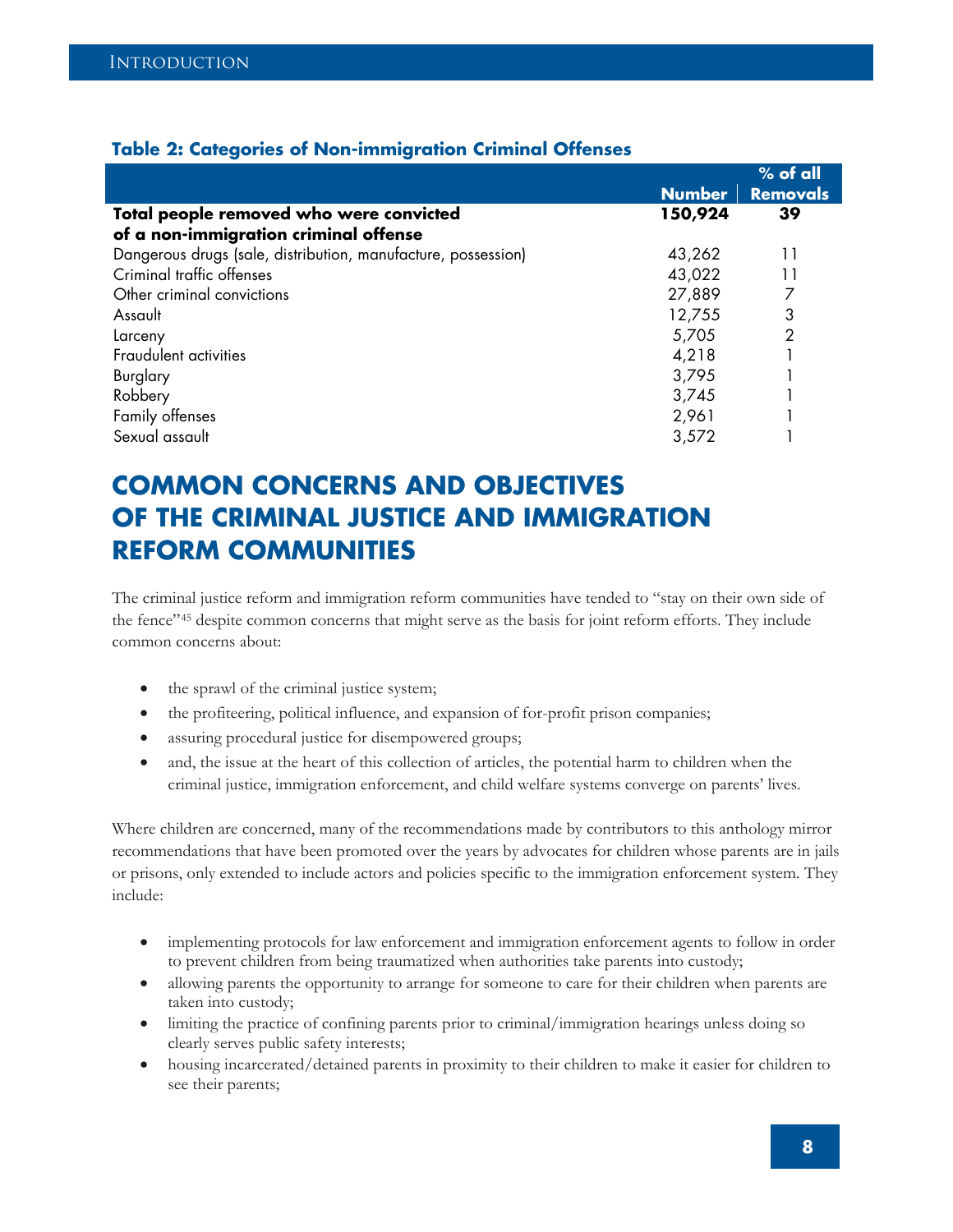**Table 2: Categories of Non-immigration Criminal Offenses**

| | Number | % of all Removals |
|---|---|---|
| **Total people removed who were convicted of a non-immigration criminal offense** | **150,924** | **39** |
| Dangerous drugs (sale, distribution, manufacture, possession) | 43,262 | 11 |
| Criminal traffic offenses | 43,022 | 11 |
| Other criminal convictions | 27,889 | 7 |
| Assault | 12,755 | 3 |
| Larceny | 5,705 | 2 |
| Fraudulent activities | 4,218 | 1 |
| Burglary | 3,795 | 1 |
| Robbery | 3,745 | 1 |
| Family offenses | 2,961 | 1 |
| Sexual assault | 3,572 | 1 |

## COMMON CONCERNS AND OBJECTIVES OF THE CRIMINAL JUSTICE AND IMMIGRATION REFORM COMMUNITIES

The criminal justice reform and immigration reform communities have tended to "stay on their own side of the fence"[45] despite common concerns that might serve as the basis for joint reform efforts. They include common concerns about:

- the sprawl of the criminal justice system;
- the profiteering, political influence, and expansion of for-profit prison companies;
- assuring procedural justice for disempowered groups;
- and, the issue at the heart of this collection of articles, the potential harm to children when the criminal justice, immigration enforcement, and child welfare systems converge on parents' lives.

Where children are concerned, many of the recommendations made by contributors to this anthology mirror recommendations that have been promoted over the years by advocates for children whose parents are in jails or prisons, only extended to include actors and policies specific to the immigration enforcement system. They include:

- implementing protocols for law enforcement and immigration enforcement agents to follow in order to prevent children from being traumatized when authorities take parents into custody;
- allowing parents the opportunity to arrange for someone to care for their children when parents are taken into custody;
- limiting the practice of confining parents prior to criminal/immigration hearings unless doing so clearly serves public safety interests;
- housing incarcerated/detained parents in proximity to their children to make it easier for children to see their parents;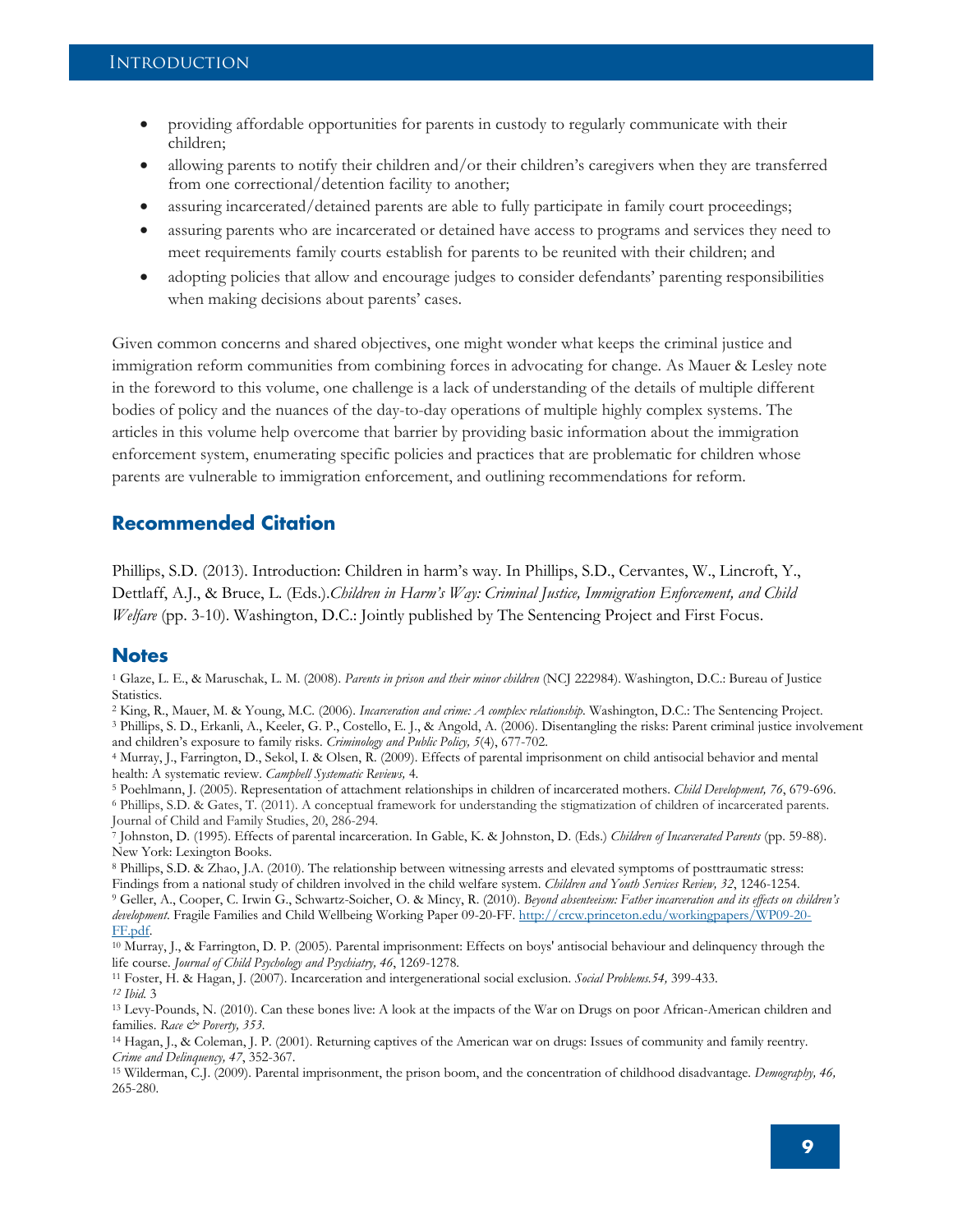- providing affordable opportunities for parents in custody to regularly communicate with their children;
- allowing parents to notify their children and/or their children's caregivers when they are transferred from one correctional/detention facility to another;
- assuring incarcerated/detained parents are able to fully participate in family court proceedings;
- assuring parents who are incarcerated or detained have access to programs and services they need to meet requirements family courts establish for parents to be reunited with their children; and
- adopting policies that allow and encourage judges to consider defendants' parenting responsibilities when making decisions about parents' cases.

Given common concerns and shared objectives, one might wonder what keeps the criminal justice and immigration reform communities from combining forces in advocating for change. As Mauer & Lesley note in the foreword to this volume, one challenge is a lack of understanding of the details of multiple different bodies of policy and the nuances of the day-to-day operations of multiple highly complex systems. The articles in this volume help overcome that barrier by providing basic information about the immigration enforcement system, enumerating specific policies and practices that are problematic for children whose parents are vulnerable to immigration enforcement, and outlining recommendations for reform.

## Recommended Citation

Phillips, S.D. (2013). Introduction: Children in harm's way. In Phillips, S.D., Cervantes, W., Lincroft, Y., Dettlaff, A.J., & Bruce, L. (Eds.).*Children in Harm's Way: Criminal Justice, Immigration Enforcement, and Child Welfare* (pp. 3-10). Washington, D.C.: Jointly published by The Sentencing Project and First Focus.

## Notes

[1] Glaze, L. E., & Maruschak, L. M. (2008). *Parents in prison and their minor children* (NCJ 222984). Washington, D.C.: Bureau of Justice Statistics.

[2] King, R., Mauer, M. & Young, M.C. (2006). *Incarceration and crime: A complex relationship*. Washington, D.C.: The Sentencing Project.

[3] Phillips, S. D., Erkanli, A., Keeler, G. P., Costello, E. J., & Angold, A. (2006). Disentangling the risks: Parent criminal justice involvement and children's exposure to family risks. *Criminology and Public Policy, 5*(4), 677-702.

[4] Murray, J., Farrington, D., Sekol, I. & Olsen, R. (2009). Effects of parental imprisonment on child antisocial behavior and mental health: A systematic review. *Campbell Systematic Reviews,* 4.

[5] Poehlmann, J. (2005). Representation of attachment relationships in children of incarcerated mothers. *Child Development, 76*, 679-696.

[6] Phillips, S.D. & Gates, T. (2011). A conceptual framework for understanding the stigmatization of children of incarcerated parents. Journal of Child and Family Studies, 20, 286-294.

[7] Johnston, D. (1995). Effects of parental incarceration. In Gable, K. & Johnston, D. (Eds.) *Children of Incarcerated Parents* (pp. 59-88). New York: Lexington Books.

[8] Phillips, S.D. & Zhao, J.A. (2010). The relationship between witnessing arrests and elevated symptoms of posttraumatic stress: Findings from a national study of children involved in the child welfare system. *Children and Youth Services Review, 32*, 1246-1254.

[9] Geller, A., Cooper, C. Irwin G., Schwartz-Soicher, O. & Mincy, R. (2010). *Beyond absenteeism: Father incarceration and its effects on children's development*. Fragile Families and Child Wellbeing Working Paper 09-20-FF. http://crcw.princeton.edu/workingpapers/WP09-20-FF.pdf.

[10] Murray, J., & Farrington, D. P. (2005). Parental imprisonment: Effects on boys' antisocial behaviour and delinquency through the life course. *Journal of Child Psychology and Psychiatry, 46*, 1269-1278.

[11] Foster, H. & Hagan, J. (2007). Incarceration and intergenerational social exclusion. *Social Problems.54,* 399-433.

[12] *Ibid.* 3

[13] Levy-Pounds, N. (2010). Can these bones live: A look at the impacts of the War on Drugs on poor African-American children and families. *Race & Poverty, 353.*

[14] Hagan, J., & Coleman, J. P. (2001). Returning captives of the American war on drugs: Issues of community and family reentry. *Crime and Delinquency, 47*, 352-367.

[15] Wilderman, C.J. (2009). Parental imprisonment, the prison boom, and the concentration of childhood disadvantage. *Demography, 46,* 265-280.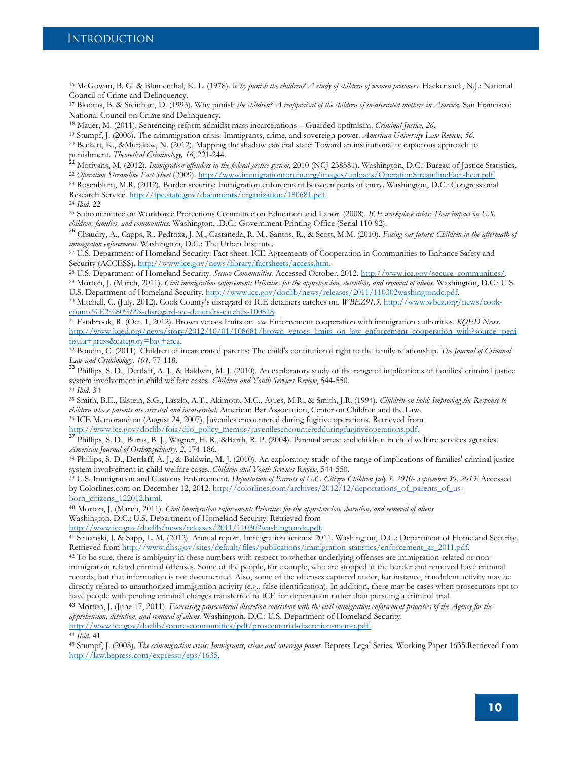[16] McGowan, B. G. & Blumenthal, K. L. (1978). *Why punish the children? A study of children of women prisoners*. Hackensack, N.J.: National Council of Crime and Delinquency.

[17] Blooms, B. & Steinhart, D. (1993). Why punish *the children? A reappraisal of the children of incarcerated mothers in America*. San Francisco: National Council on Crime and Delinquency.

[18] Mauer, M. (2011). Sentencing reform admidst mass incarcerations – Guarded optimisim. *Criminal Justice, 26*.

[19] Stumpf, J. (2006). The crimmigration crisis: Immigrants, crime, and sovereign power. *American University Law Review, 56*.

[20] Beckett, K., &Murakaw, N. (2012). Mapping the shadow carceral state: Toward an institutionality capacious approach to punishment. *Theoretical Criminology, 16*, 221-244.

[21] Motivans, M. (2012). *Immigration offenders in the federal justice system,* 2010 (NCJ 238581). Washington, D.C.: Bureau of Justice Statistics.

[22] *Operation Streamline Fact Sheet* (2009). http://www.immigrationforum.org/images/uploads/OperationStreamlineFactsheet.pdf.

[23] Rosenblum, M.R. (2012). Border security: Immigration enforcement between ports of entry. Washington, D.C.: Congressional Research Service. http://fpc.state.gov/documents/organization/180681.pdf.

[24] *Ibid.* 22

[25] Subcommittee on Workforce Protections Committee on Education and Labor. (2008). *ICE workplace raids: Their impact on U.S. children, families, and communities.* Washington, .D.C.: Government Printing Office (Serial 110-92).

[26] Chaudry, A., Capps, R., Pedroza, J. M., Castañeda, R. M., Santos, R., & Scott, M.M. (2010). *Facing our future: Children in the aftermath of immigraton enforcement.* Washington, D.C.: The Urban Institute.

[27] U.S. Department of Homeland Security: Fact sheet: ICE Agreements of Cooperation in Communities to Enhance Safety and Security (ACCESS). http://www.ice.gov/news/library/factsheets/access.htm.

[28] U.S. Department of Homeland Security. *Secure Communities.* Accessed October, 2012. http://www.ice.gov/secure_communities/.

[29] Morton, J. (March, 2011). *Civil immigration enforcement: Priorities for the apprehension, detention, and removal of aliens*. Washington, D.C.: U.S. U.S. Department of Homeland Security. http://www.ice.gov/doclib/news/releases/2011/110302washingtondc.pdf.

[30] Mitchell, C. (July, 2012). Cook County's disregard of ICE detainers catches on. *WBEZ91.5.* http://www.wbez.org/news/cook-county%E2%80%99s-disregard-ice-detainers-catches-100818.

[31] Estabrook, R. (Oct. 1, 2012). Brown vetoes limits on law Enforcement cooperation with immigration authorities. *KQED News.* http://www.kqed.org/news/story/2012/10/01/108681/brown_vetoes_limits_on_law_enforcement_cooperation_with?source=peninsula+press&category=bay+area.

[32] Boudin, C. (2011). Children of incarcerated parents: The child's contitutional right to the family relationship. *The Journal of Criminal Law and Criminology, 101*, 77-118.

[33] Phillips, S. D., Dettlaff, A. J., & Baldwin, M. J. (2010). An exploratory study of the range of implications of families' criminal justice system involvement in child welfare cases. *Children and Youth Services Review*, 544-550.

[34] *Ibid*. 34

[35] Smith, B.E., Elstein, S.G., Laszlo, A.T., Akimoto, M.C., Ayres, M.R., & Smith, J.R. (1994). *Children on hold: Improving the Response to children whose parents are arrested and incarcerated.* American Bar Association, Center on Children and the Law.

[36] ICE Memorandum (August 24, 2007). Juveniles encountered during fugitive operations. Retrieved from http://www.ice.gov/doclib/foia/dro_policy_memos/juvenilesencounteredduringfugitiveoperations.pdf.

[37] Phillips, S. D., Burns, B. J., Wagner, H. R., &Barth, R. P. (2004). Parental arrest and children in child welfare services agencies. *American Journal of Orthopsychiatry, 2*, 174-186.

[38] Phillips, S. D., Dettlaff, A. J., & Baldwin, M. J. (2010). An exploratory study of the range of implications of families' criminal justice system involvement in child welfare cases. *Children and Youth Services Review*, 544-550.

[39] U.S. Immigration and Customs Enforcement. *Deportation of Parents of U.C. Citizen Children July 1, 2010- September 30, 2013.* Accessed by Colorlines.com on December 12, 2012. http://colorlines.com/archives/2012/12/deportations_of_parents_of_us-born_citizens_122012.html.

[40] Morton, J. (March, 2011). *Civil immigration enforcement: Priorities for the apprehension, detention, and removal of aliens* Washington, D.C.: U.S. Department of Homeland Security. Retrieved from http://www.ice.gov/doclib/news/releases/2011/110302washingtondc.pdf.

[41] Simanski, J. & Sapp, L. M. (2012). Annual report. Immigration actions: 2011. Washington, D.C.: Department of Homeland Security. Retrieved from http://www.dhs.gov/sites/default/files/publications/immigration-statistics/enforcement_ar_2011.pdf.

[42] To be sure, there is ambiguity in these numbers with respect to whether underlying offenses are immigration-related or non-immigration related criminal offenses. Some of the people, for example, who are stopped at the border and removed have criminal records, but that information is not documented. Also, some of the offenses captured under, for instance, fraudulent activity may be directly related to unauthorized immigration activity (e.g., false identification). In addition, there may be cases when prosecutors opt to have people with pending criminal charges transferred to ICE for deportation rather than pursuing a criminal trial.

[43] Morton, J. (June 17, 2011). *Exercising prosecutorial discretion consistent with the civil immigration enforcement priorities of the Agency for the apprehension, detention, and removal of aliens.* Washington, D.C.: U.S. Department of Homeland Security. http://www.ice.gov/doclib/secure-communities/pdf/prosecutorial-discretion-memo.pdf.

[44] *Ibid.* 41

[45] Stumpf, J. (2008). *The crimmigration crisis: Immigrants, crime and sovereign power.* Bepress Legal Series. Working Paper 1635.Retrieved from http://law.bepress.com/expresso/eps/1635.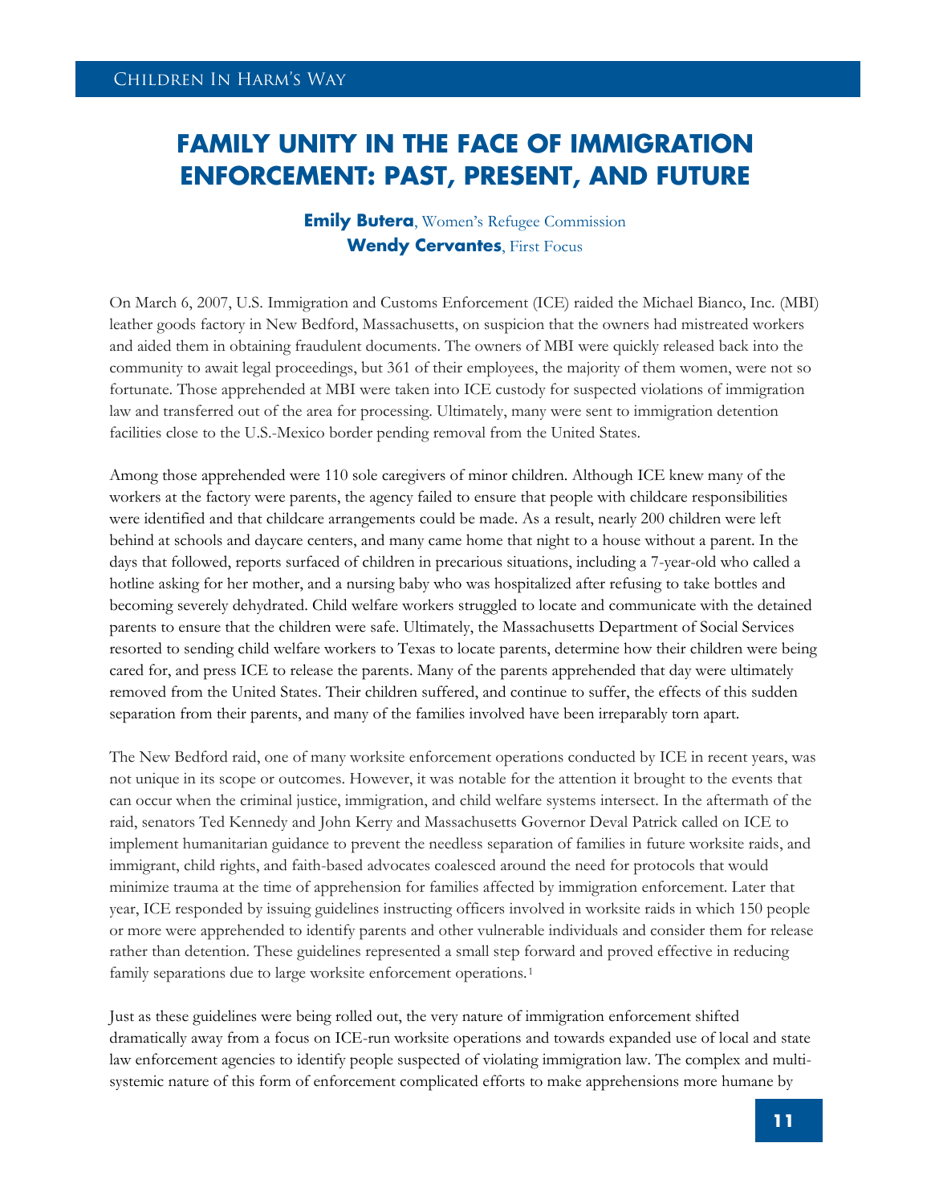# FAMILY UNITY IN THE FACE OF IMMIGRATION ENFORCEMENT: PAST, PRESENT, AND FUTURE

**Emily Butera**, Women's Refugee Commission
**Wendy Cervantes**, First Focus

On March 6, 2007, U.S. Immigration and Customs Enforcement (ICE) raided the Michael Bianco, Inc. (MBI) leather goods factory in New Bedford, Massachusetts, on suspicion that the owners had mistreated workers and aided them in obtaining fraudulent documents. The owners of MBI were quickly released back into the community to await legal proceedings, but 361 of their employees, the majority of them women, were not so fortunate. Those apprehended at MBI were taken into ICE custody for suspected violations of immigration law and transferred out of the area for processing. Ultimately, many were sent to immigration detention facilities close to the U.S.-Mexico border pending removal from the United States.

Among those apprehended were 110 sole caregivers of minor children. Although ICE knew many of the workers at the factory were parents, the agency failed to ensure that people with childcare responsibilities were identified and that childcare arrangements could be made. As a result, nearly 200 children were left behind at schools and daycare centers, and many came home that night to a house without a parent. In the days that followed, reports surfaced of children in precarious situations, including a 7-year-old who called a hotline asking for her mother, and a nursing baby who was hospitalized after refusing to take bottles and becoming severely dehydrated. Child welfare workers struggled to locate and communicate with the detained parents to ensure that the children were safe. Ultimately, the Massachusetts Department of Social Services resorted to sending child welfare workers to Texas to locate parents, determine how their children were being cared for, and press ICE to release the parents. Many of the parents apprehended that day were ultimately removed from the United States. Their children suffered, and continue to suffer, the effects of this sudden separation from their parents, and many of the families involved have been irreparably torn apart.

The New Bedford raid, one of many worksite enforcement operations conducted by ICE in recent years, was not unique in its scope or outcomes. However, it was notable for the attention it brought to the events that can occur when the criminal justice, immigration, and child welfare systems intersect. In the aftermath of the raid, senators Ted Kennedy and John Kerry and Massachusetts Governor Deval Patrick called on ICE to implement humanitarian guidance to prevent the needless separation of families in future worksite raids, and immigrant, child rights, and faith-based advocates coalesced around the need for protocols that would minimize trauma at the time of apprehension for families affected by immigration enforcement. Later that year, ICE responded by issuing guidelines instructing officers involved in worksite raids in which 150 people or more were apprehended to identify parents and other vulnerable individuals and consider them for release rather than detention. These guidelines represented a small step forward and proved effective in reducing family separations due to large worksite enforcement operations.[1]

Just as these guidelines were being rolled out, the very nature of immigration enforcement shifted dramatically away from a focus on ICE-run worksite operations and towards expanded use of local and state law enforcement agencies to identify people suspected of violating immigration law. The complex and multi-systemic nature of this form of enforcement complicated efforts to make apprehensions more humane by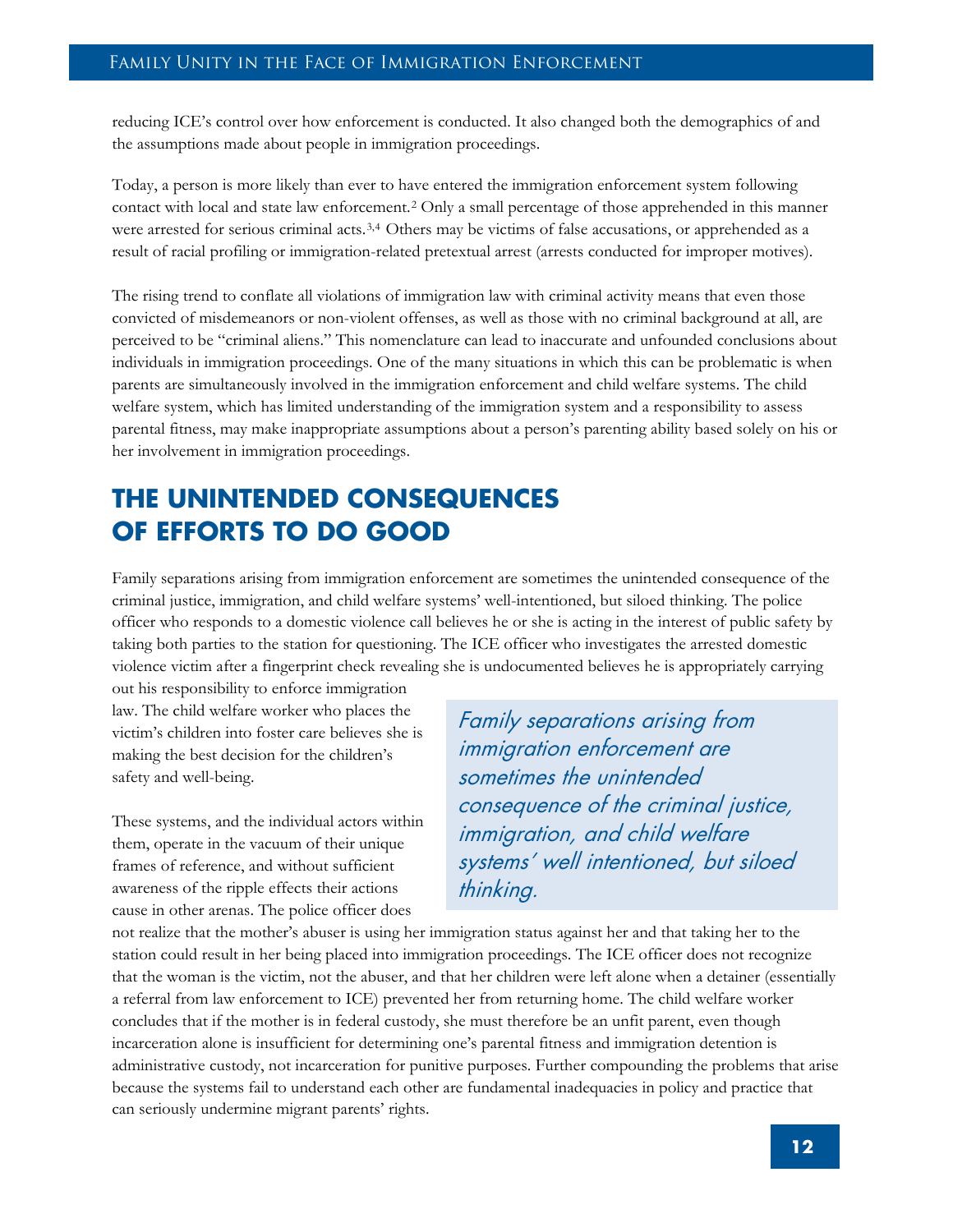reducing ICE's control over how enforcement is conducted. It also changed both the demographics of and the assumptions made about people in immigration proceedings.

Today, a person is more likely than ever to have entered the immigration enforcement system following contact with local and state law enforcement.[2] Only a small percentage of those apprehended in this manner were arrested for serious criminal acts.[3,4] Others may be victims of false accusations, or apprehended as a result of racial profiling or immigration-related pretextual arrest (arrests conducted for improper motives).

The rising trend to conflate all violations of immigration law with criminal activity means that even those convicted of misdemeanors or non-violent offenses, as well as those with no criminal background at all, are perceived to be "criminal aliens." This nomenclature can lead to inaccurate and unfounded conclusions about individuals in immigration proceedings. One of the many situations in which this can be problematic is when parents are simultaneously involved in the immigration enforcement and child welfare systems. The child welfare system, which has limited understanding of the immigration system and a responsibility to assess parental fitness, may make inappropriate assumptions about a person's parenting ability based solely on his or her involvement in immigration proceedings.

## THE UNINTENDED CONSEQUENCES OF EFFORTS TO DO GOOD

Family separations arising from immigration enforcement are sometimes the unintended consequence of the criminal justice, immigration, and child welfare systems' well-intentioned, but siloed thinking. The police officer who responds to a domestic violence call believes he or she is acting in the interest of public safety by taking both parties to the station for questioning. The ICE officer who investigates the arrested domestic violence victim after a fingerprint check revealing she is undocumented believes he is appropriately carrying out his responsibility to enforce immigration law. The child welfare worker who places the victim's children into foster care believes she is making the best decision for the children's safety and well-being.

> *Family separations arising from immigration enforcement are sometimes the unintended consequence of the criminal justice, immigration, and child welfare systems' well intentioned, but siloed thinking.*

These systems, and the individual actors within them, operate in the vacuum of their unique frames of reference, and without sufficient awareness of the ripple effects their actions cause in other arenas. The police officer does not realize that the mother's abuser is using her immigration status against her and that taking her to the station could result in her being placed into immigration proceedings. The ICE officer does not recognize that the woman is the victim, not the abuser, and that her children were left alone when a detainer (essentially a referral from law enforcement to ICE) prevented her from returning home. The child welfare worker concludes that if the mother is in federal custody, she must therefore be an unfit parent, even though incarceration alone is insufficient for determining one's parental fitness and immigration detention is administrative custody, not incarceration for punitive purposes. Further compounding the problems that arise because the systems fail to understand each other are fundamental inadequacies in policy and practice that can seriously undermine migrant parents' rights.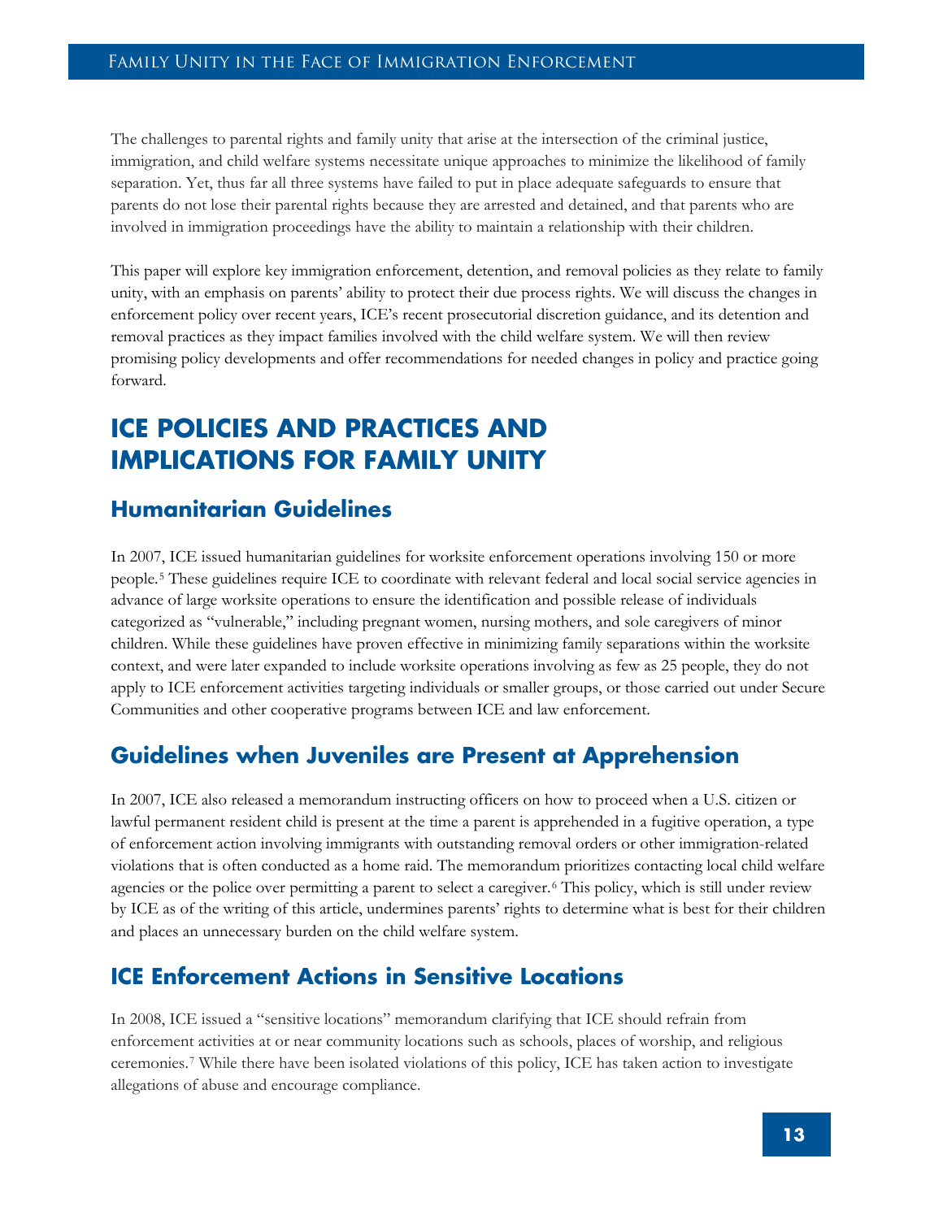The challenges to parental rights and family unity that arise at the intersection of the criminal justice, immigration, and child welfare systems necessitate unique approaches to minimize the likelihood of family separation. Yet, thus far all three systems have failed to put in place adequate safeguards to ensure that parents do not lose their parental rights because they are arrested and detained, and that parents who are involved in immigration proceedings have the ability to maintain a relationship with their children.

This paper will explore key immigration enforcement, detention, and removal policies as they relate to family unity, with an emphasis on parents' ability to protect their due process rights. We will discuss the changes in enforcement policy over recent years, ICE's recent prosecutorial discretion guidance, and its detention and removal practices as they impact families involved with the child welfare system. We will then review promising policy developments and offer recommendations for needed changes in policy and practice going forward.

# ICE POLICIES AND PRACTICES AND IMPLICATIONS FOR FAMILY UNITY

## Humanitarian Guidelines

In 2007, ICE issued humanitarian guidelines for worksite enforcement operations involving 150 or more people.[5] These guidelines require ICE to coordinate with relevant federal and local social service agencies in advance of large worksite operations to ensure the identification and possible release of individuals categorized as "vulnerable," including pregnant women, nursing mothers, and sole caregivers of minor children. While these guidelines have proven effective in minimizing family separations within the worksite context, and were later expanded to include worksite operations involving as few as 25 people, they do not apply to ICE enforcement activities targeting individuals or smaller groups, or those carried out under Secure Communities and other cooperative programs between ICE and law enforcement.

## Guidelines when Juveniles are Present at Apprehension

In 2007, ICE also released a memorandum instructing officers on how to proceed when a U.S. citizen or lawful permanent resident child is present at the time a parent is apprehended in a fugitive operation, a type of enforcement action involving immigrants with outstanding removal orders or other immigration-related violations that is often conducted as a home raid. The memorandum prioritizes contacting local child welfare agencies or the police over permitting a parent to select a caregiver.[6] This policy, which is still under review by ICE as of the writing of this article, undermines parents' rights to determine what is best for their children and places an unnecessary burden on the child welfare system.

## ICE Enforcement Actions in Sensitive Locations

In 2008, ICE issued a "sensitive locations" memorandum clarifying that ICE should refrain from enforcement activities at or near community locations such as schools, places of worship, and religious ceremonies.[7] While there have been isolated violations of this policy, ICE has taken action to investigate allegations of abuse and encourage compliance.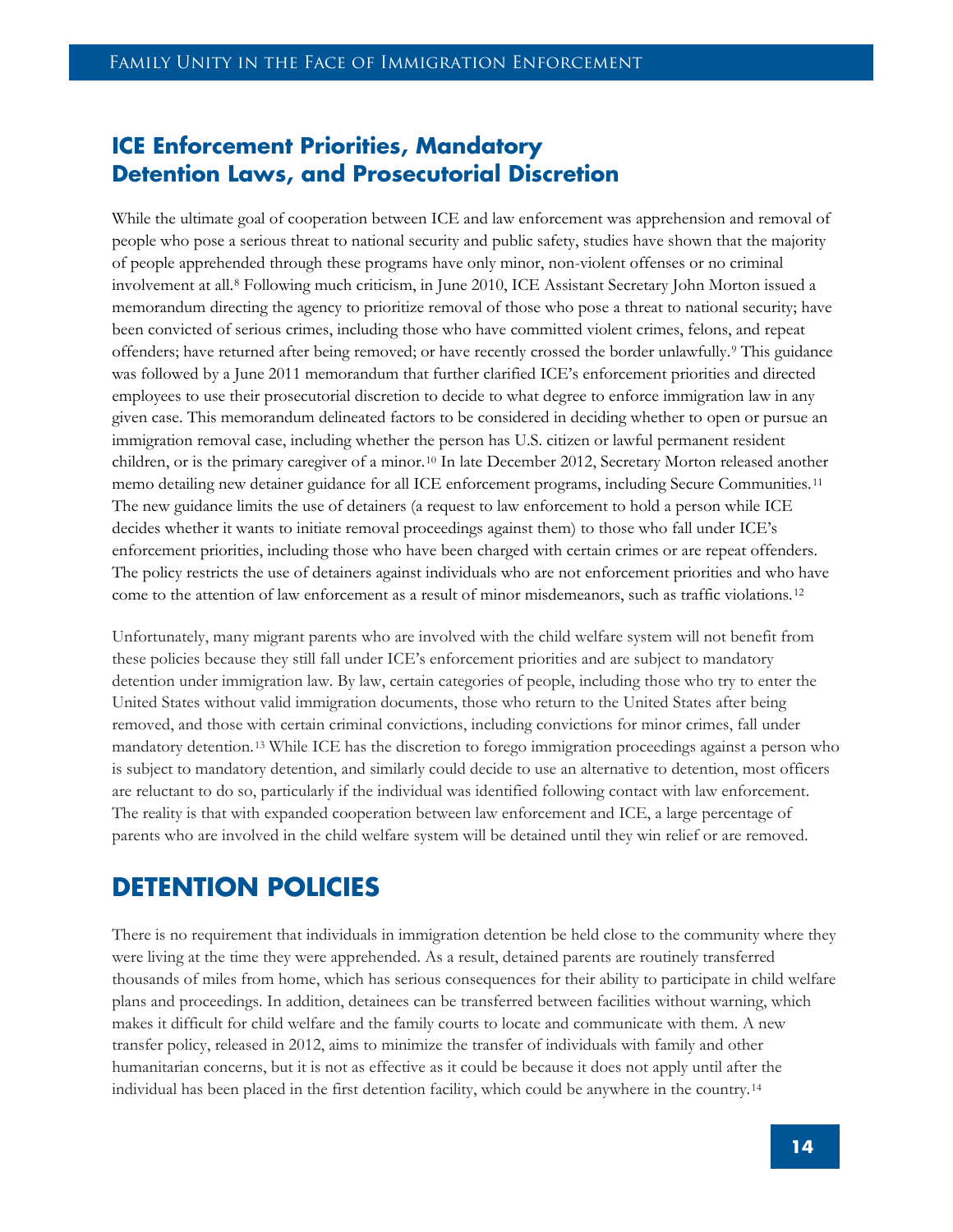## ICE Enforcement Priorities, Mandatory Detention Laws, and Prosecutorial Discretion

While the ultimate goal of cooperation between ICE and law enforcement was apprehension and removal of people who pose a serious threat to national security and public safety, studies have shown that the majority of people apprehended through these programs have only minor, non-violent offenses or no criminal involvement at all.[8] Following much criticism, in June 2010, ICE Assistant Secretary John Morton issued a memorandum directing the agency to prioritize removal of those who pose a threat to national security; have been convicted of serious crimes, including those who have committed violent crimes, felons, and repeat offenders; have returned after being removed; or have recently crossed the border unlawfully.[9] This guidance was followed by a June 2011 memorandum that further clarified ICE's enforcement priorities and directed employees to use their prosecutorial discretion to decide to what degree to enforce immigration law in any given case. This memorandum delineated factors to be considered in deciding whether to open or pursue an immigration removal case, including whether the person has U.S. citizen or lawful permanent resident children, or is the primary caregiver of a minor.[10] In late December 2012, Secretary Morton released another memo detailing new detainer guidance for all ICE enforcement programs, including Secure Communities.[11] The new guidance limits the use of detainers (a request to law enforcement to hold a person while ICE decides whether it wants to initiate removal proceedings against them) to those who fall under ICE's enforcement priorities, including those who have been charged with certain crimes or are repeat offenders. The policy restricts the use of detainers against individuals who are not enforcement priorities and who have come to the attention of law enforcement as a result of minor misdemeanors, such as traffic violations.[12]

Unfortunately, many migrant parents who are involved with the child welfare system will not benefit from these policies because they still fall under ICE's enforcement priorities and are subject to mandatory detention under immigration law. By law, certain categories of people, including those who try to enter the United States without valid immigration documents, those who return to the United States after being removed, and those with certain criminal convictions, including convictions for minor crimes, fall under mandatory detention.[13] While ICE has the discretion to forego immigration proceedings against a person who is subject to mandatory detention, and similarly could decide to use an alternative to detention, most officers are reluctant to do so, particularly if the individual was identified following contact with law enforcement. The reality is that with expanded cooperation between law enforcement and ICE, a large percentage of parents who are involved in the child welfare system will be detained until they win relief or are removed.

# DETENTION POLICIES

There is no requirement that individuals in immigration detention be held close to the community where they were living at the time they were apprehended. As a result, detained parents are routinely transferred thousands of miles from home, which has serious consequences for their ability to participate in child welfare plans and proceedings. In addition, detainees can be transferred between facilities without warning, which makes it difficult for child welfare and the family courts to locate and communicate with them. A new transfer policy, released in 2012, aims to minimize the transfer of individuals with family and other humanitarian concerns, but it is not as effective as it could be because it does not apply until after the individual has been placed in the first detention facility, which could be anywhere in the country.[14]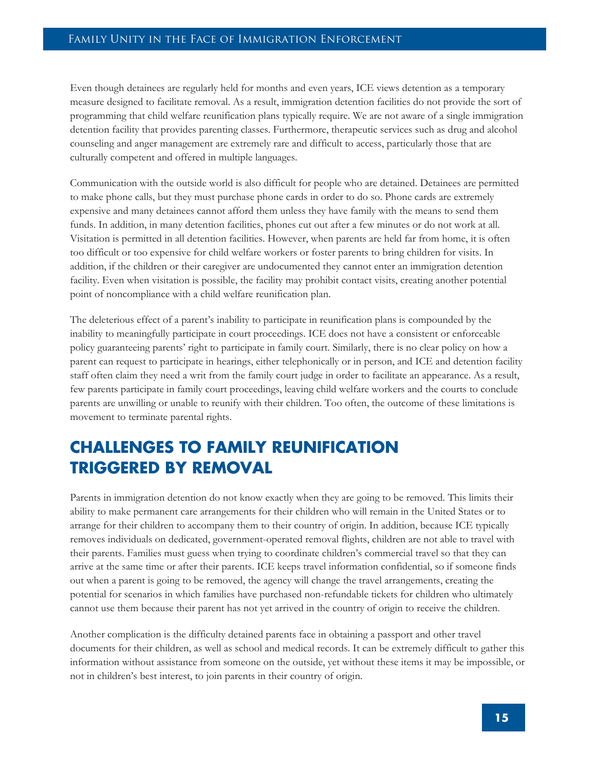Even though detainees are regularly held for months and even years, ICE views detention as a temporary measure designed to facilitate removal. As a result, immigration detention facilities do not provide the sort of programming that child welfare reunification plans typically require. We are not aware of a single immigration detention facility that provides parenting classes. Furthermore, therapeutic services such as drug and alcohol counseling and anger management are extremely rare and difficult to access, particularly those that are culturally competent and offered in multiple languages.

Communication with the outside world is also difficult for people who are detained. Detainees are permitted to make phone calls, but they must purchase phone cards in order to do so. Phone cards are extremely expensive and many detainees cannot afford them unless they have family with the means to send them funds. In addition, in many detention facilities, phones cut out after a few minutes or do not work at all. Visitation is permitted in all detention facilities. However, when parents are held far from home, it is often too difficult or too expensive for child welfare workers or foster parents to bring children for visits. In addition, if the children or their caregiver are undocumented they cannot enter an immigration detention facility. Even when visitation is possible, the facility may prohibit contact visits, creating another potential point of noncompliance with a child welfare reunification plan.

The deleterious effect of a parent's inability to participate in reunification plans is compounded by the inability to meaningfully participate in court proceedings. ICE does not have a consistent or enforceable policy guaranteeing parents' right to participate in family court. Similarly, there is no clear policy on how a parent can request to participate in hearings, either telephonically or in person, and ICE and detention facility staff often claim they need a writ from the family court judge in order to facilitate an appearance. As a result, few parents participate in family court proceedings, leaving child welfare workers and the courts to conclude parents are unwilling or unable to reunify with their children. Too often, the outcome of these limitations is movement to terminate parental rights.

## CHALLENGES TO FAMILY REUNIFICATION TRIGGERED BY REMOVAL

Parents in immigration detention do not know exactly when they are going to be removed. This limits their ability to make permanent care arrangements for their children who will remain in the United States or to arrange for their children to accompany them to their country of origin. In addition, because ICE typically removes individuals on dedicated, government-operated removal flights, children are not able to travel with their parents. Families must guess when trying to coordinate children's commercial travel so that they can arrive at the same time or after their parents. ICE keeps travel information confidential, so if someone finds out when a parent is going to be removed, the agency will change the travel arrangements, creating the potential for scenarios in which families have purchased non-refundable tickets for children who ultimately cannot use them because their parent has not yet arrived in the country of origin to receive the children.

Another complication is the difficulty detained parents face in obtaining a passport and other travel documents for their children, as well as school and medical records. It can be extremely difficult to gather this information without assistance from someone on the outside, yet without these items it may be impossible, or not in children's best interest, to join parents in their country of origin.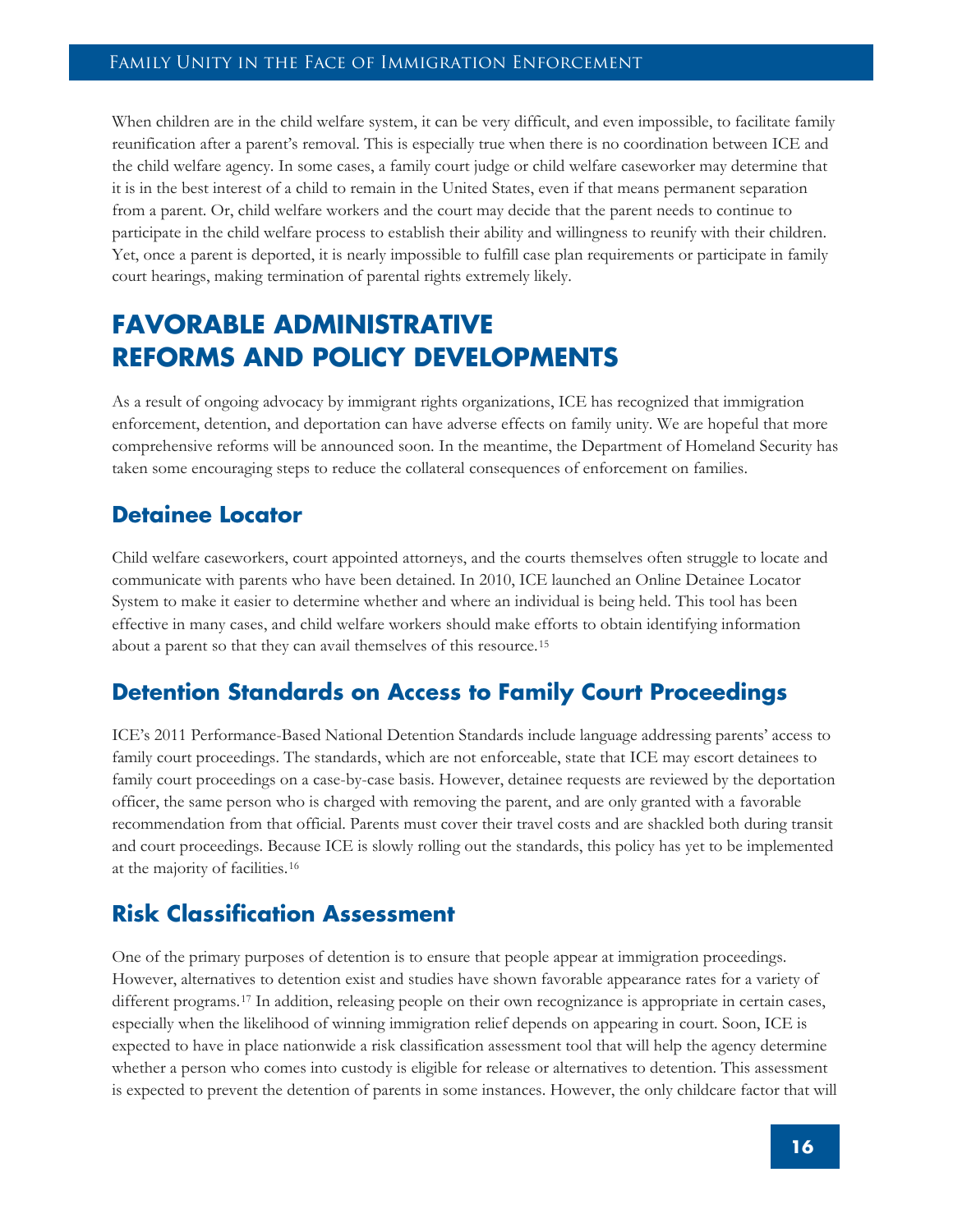When children are in the child welfare system, it can be very difficult, and even impossible, to facilitate family reunification after a parent's removal. This is especially true when there is no coordination between ICE and the child welfare agency. In some cases, a family court judge or child welfare caseworker may determine that it is in the best interest of a child to remain in the United States, even if that means permanent separation from a parent. Or, child welfare workers and the court may decide that the parent needs to continue to participate in the child welfare process to establish their ability and willingness to reunify with their children. Yet, once a parent is deported, it is nearly impossible to fulfill case plan requirements or participate in family court hearings, making termination of parental rights extremely likely.

# FAVORABLE ADMINISTRATIVE REFORMS AND POLICY DEVELOPMENTS

As a result of ongoing advocacy by immigrant rights organizations, ICE has recognized that immigration enforcement, detention, and deportation can have adverse effects on family unity. We are hopeful that more comprehensive reforms will be announced soon. In the meantime, the Department of Homeland Security has taken some encouraging steps to reduce the collateral consequences of enforcement on families.

## Detainee Locator

Child welfare caseworkers, court appointed attorneys, and the courts themselves often struggle to locate and communicate with parents who have been detained. In 2010, ICE launched an Online Detainee Locator System to make it easier to determine whether and where an individual is being held. This tool has been effective in many cases, and child welfare workers should make efforts to obtain identifying information about a parent so that they can avail themselves of this resource.[15]

## Detention Standards on Access to Family Court Proceedings

ICE's 2011 Performance-Based National Detention Standards include language addressing parents' access to family court proceedings. The standards, which are not enforceable, state that ICE may escort detainees to family court proceedings on a case-by-case basis. However, detainee requests are reviewed by the deportation officer, the same person who is charged with removing the parent, and are only granted with a favorable recommendation from that official. Parents must cover their travel costs and are shackled both during transit and court proceedings. Because ICE is slowly rolling out the standards, this policy has yet to be implemented at the majority of facilities.[16]

## Risk Classification Assessment

One of the primary purposes of detention is to ensure that people appear at immigration proceedings. However, alternatives to detention exist and studies have shown favorable appearance rates for a variety of different programs.[17] In addition, releasing people on their own recognizance is appropriate in certain cases, especially when the likelihood of winning immigration relief depends on appearing in court. Soon, ICE is expected to have in place nationwide a risk classification assessment tool that will help the agency determine whether a person who comes into custody is eligible for release or alternatives to detention. This assessment is expected to prevent the detention of parents in some instances. However, the only childcare factor that will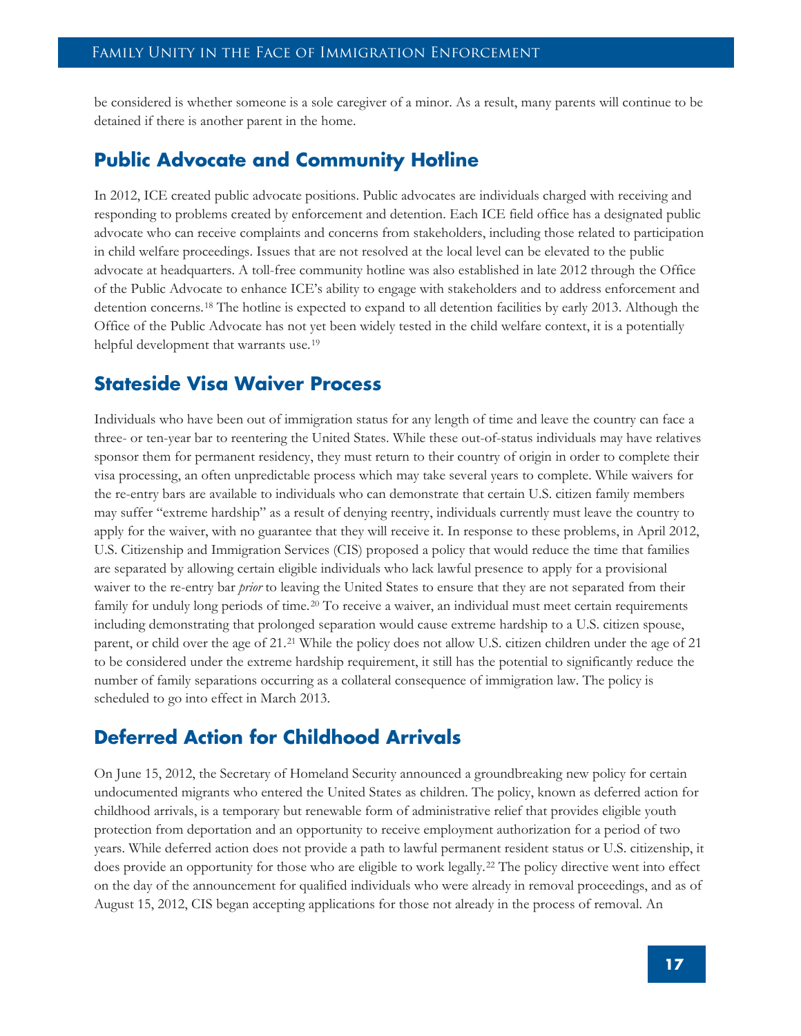be considered is whether someone is a sole caregiver of a minor. As a result, many parents will continue to be detained if there is another parent in the home.

## Public Advocate and Community Hotline

In 2012, ICE created public advocate positions. Public advocates are individuals charged with receiving and responding to problems created by enforcement and detention. Each ICE field office has a designated public advocate who can receive complaints and concerns from stakeholders, including those related to participation in child welfare proceedings. Issues that are not resolved at the local level can be elevated to the public advocate at headquarters. A toll-free community hotline was also established in late 2012 through the Office of the Public Advocate to enhance ICE's ability to engage with stakeholders and to address enforcement and detention concerns.[18] The hotline is expected to expand to all detention facilities by early 2013. Although the Office of the Public Advocate has not yet been widely tested in the child welfare context, it is a potentially helpful development that warrants use.[19]

## Stateside Visa Waiver Process

Individuals who have been out of immigration status for any length of time and leave the country can face a three- or ten-year bar to reentering the United States. While these out-of-status individuals may have relatives sponsor them for permanent residency, they must return to their country of origin in order to complete their visa processing, an often unpredictable process which may take several years to complete. While waivers for the re-entry bars are available to individuals who can demonstrate that certain U.S. citizen family members may suffer "extreme hardship" as a result of denying reentry, individuals currently must leave the country to apply for the waiver, with no guarantee that they will receive it. In response to these problems, in April 2012, U.S. Citizenship and Immigration Services (CIS) proposed a policy that would reduce the time that families are separated by allowing certain eligible individuals who lack lawful presence to apply for a provisional waiver to the re-entry bar *prior* to leaving the United States to ensure that they are not separated from their family for unduly long periods of time.[20] To receive a waiver, an individual must meet certain requirements including demonstrating that prolonged separation would cause extreme hardship to a U.S. citizen spouse, parent, or child over the age of 21.[21] While the policy does not allow U.S. citizen children under the age of 21 to be considered under the extreme hardship requirement, it still has the potential to significantly reduce the number of family separations occurring as a collateral consequence of immigration law. The policy is scheduled to go into effect in March 2013.

## Deferred Action for Childhood Arrivals

On June 15, 2012, the Secretary of Homeland Security announced a groundbreaking new policy for certain undocumented migrants who entered the United States as children. The policy, known as deferred action for childhood arrivals, is a temporary but renewable form of administrative relief that provides eligible youth protection from deportation and an opportunity to receive employment authorization for a period of two years. While deferred action does not provide a path to lawful permanent resident status or U.S. citizenship, it does provide an opportunity for those who are eligible to work legally.[22] The policy directive went into effect on the day of the announcement for qualified individuals who were already in removal proceedings, and as of August 15, 2012, CIS began accepting applications for those not already in the process of removal. An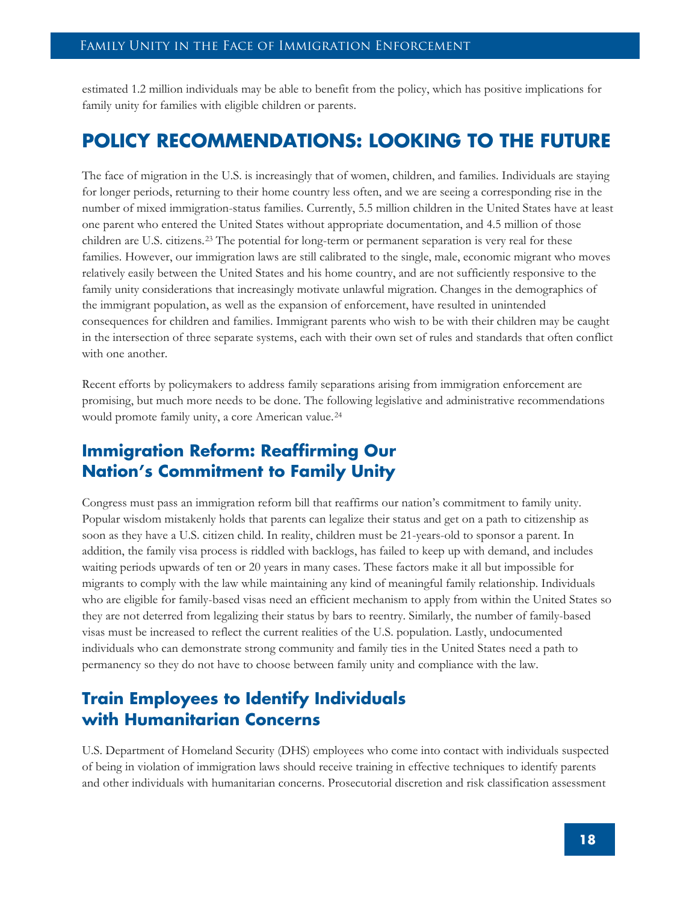estimated 1.2 million individuals may be able to benefit from the policy, which has positive implications for family unity for families with eligible children or parents.

# POLICY RECOMMENDATIONS: LOOKING TO THE FUTURE

The face of migration in the U.S. is increasingly that of women, children, and families. Individuals are staying for longer periods, returning to their home country less often, and we are seeing a corresponding rise in the number of mixed immigration-status families. Currently, 5.5 million children in the United States have at least one parent who entered the United States without appropriate documentation, and 4.5 million of those children are U.S. citizens.[23] The potential for long-term or permanent separation is very real for these families. However, our immigration laws are still calibrated to the single, male, economic migrant who moves relatively easily between the United States and his home country, and are not sufficiently responsive to the family unity considerations that increasingly motivate unlawful migration. Changes in the demographics of the immigrant population, as well as the expansion of enforcement, have resulted in unintended consequences for children and families. Immigrant parents who wish to be with their children may be caught in the intersection of three separate systems, each with their own set of rules and standards that often conflict with one another.

Recent efforts by policymakers to address family separations arising from immigration enforcement are promising, but much more needs to be done. The following legislative and administrative recommendations would promote family unity, a core American value.[24]

## Immigration Reform: Reaffirming Our Nation's Commitment to Family Unity

Congress must pass an immigration reform bill that reaffirms our nation's commitment to family unity. Popular wisdom mistakenly holds that parents can legalize their status and get on a path to citizenship as soon as they have a U.S. citizen child. In reality, children must be 21-years-old to sponsor a parent. In addition, the family visa process is riddled with backlogs, has failed to keep up with demand, and includes waiting periods upwards of ten or 20 years in many cases. These factors make it all but impossible for migrants to comply with the law while maintaining any kind of meaningful family relationship. Individuals who are eligible for family-based visas need an efficient mechanism to apply from within the United States so they are not deterred from legalizing their status by bars to reentry. Similarly, the number of family-based visas must be increased to reflect the current realities of the U.S. population. Lastly, undocumented individuals who can demonstrate strong community and family ties in the United States need a path to permanency so they do not have to choose between family unity and compliance with the law.

## Train Employees to Identify Individuals with Humanitarian Concerns

U.S. Department of Homeland Security (DHS) employees who come into contact with individuals suspected of being in violation of immigration laws should receive training in effective techniques to identify parents and other individuals with humanitarian concerns. Prosecutorial discretion and risk classification assessment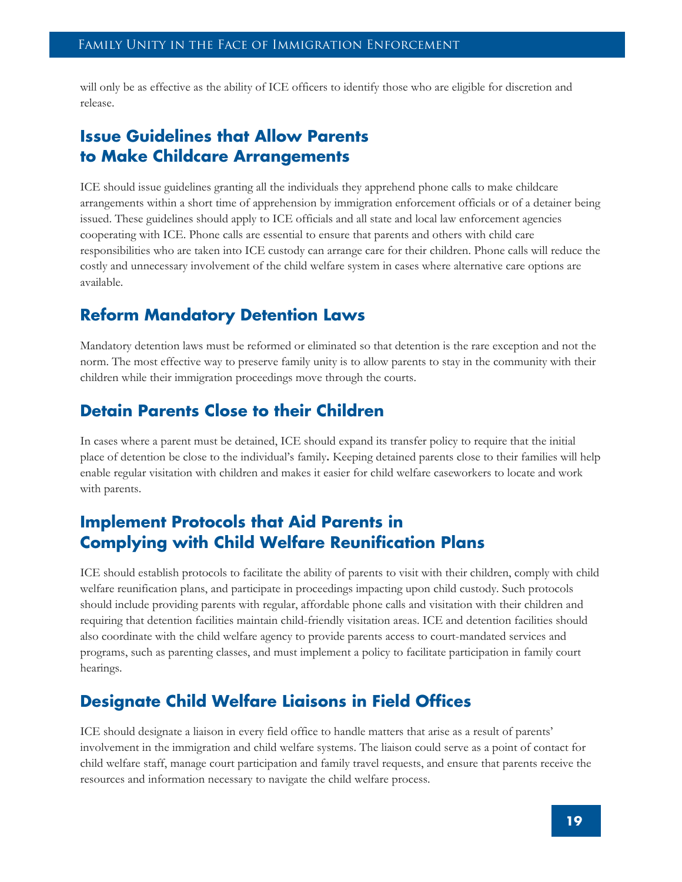will only be as effective as the ability of ICE officers to identify those who are eligible for discretion and release.

## Issue Guidelines that Allow Parents to Make Childcare Arrangements

ICE should issue guidelines granting all the individuals they apprehend phone calls to make childcare arrangements within a short time of apprehension by immigration enforcement officials or of a detainer being issued. These guidelines should apply to ICE officials and all state and local law enforcement agencies cooperating with ICE. Phone calls are essential to ensure that parents and others with child care responsibilities who are taken into ICE custody can arrange care for their children. Phone calls will reduce the costly and unnecessary involvement of the child welfare system in cases where alternative care options are available.

## Reform Mandatory Detention Laws

Mandatory detention laws must be reformed or eliminated so that detention is the rare exception and not the norm. The most effective way to preserve family unity is to allow parents to stay in the community with their children while their immigration proceedings move through the courts.

## Detain Parents Close to their Children

In cases where a parent must be detained, ICE should expand its transfer policy to require that the initial place of detention be close to the individual's family**.** Keeping detained parents close to their families will help enable regular visitation with children and makes it easier for child welfare caseworkers to locate and work with parents.

## Implement Protocols that Aid Parents in Complying with Child Welfare Reunification Plans

ICE should establish protocols to facilitate the ability of parents to visit with their children, comply with child welfare reunification plans, and participate in proceedings impacting upon child custody. Such protocols should include providing parents with regular, affordable phone calls and visitation with their children and requiring that detention facilities maintain child-friendly visitation areas. ICE and detention facilities should also coordinate with the child welfare agency to provide parents access to court-mandated services and programs, such as parenting classes, and must implement a policy to facilitate participation in family court hearings.

## Designate Child Welfare Liaisons in Field Offices

ICE should designate a liaison in every field office to handle matters that arise as a result of parents' involvement in the immigration and child welfare systems. The liaison could serve as a point of contact for child welfare staff, manage court participation and family travel requests, and ensure that parents receive the resources and information necessary to navigate the child welfare process.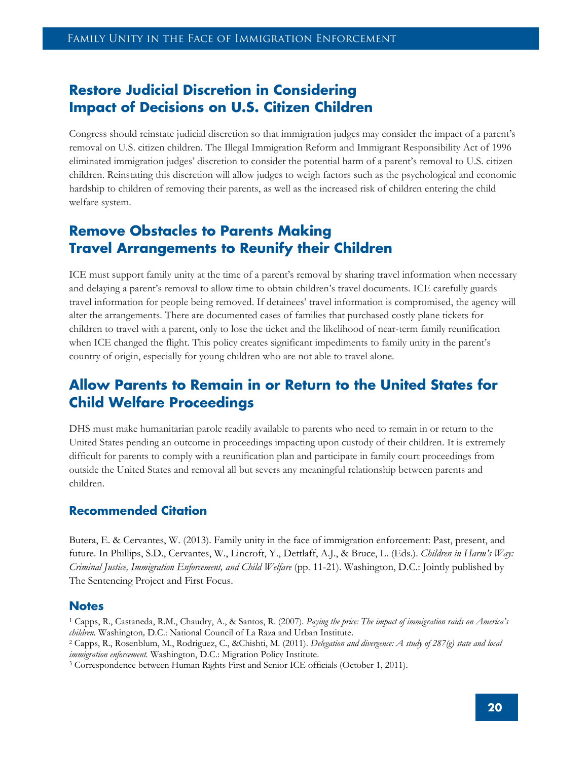## Restore Judicial Discretion in Considering Impact of Decisions on U.S. Citizen Children

Congress should reinstate judicial discretion so that immigration judges may consider the impact of a parent's removal on U.S. citizen children. The Illegal Immigration Reform and Immigrant Responsibility Act of 1996 eliminated immigration judges' discretion to consider the potential harm of a parent's removal to U.S. citizen children. Reinstating this discretion will allow judges to weigh factors such as the psychological and economic hardship to children of removing their parents, as well as the increased risk of children entering the child welfare system.

## Remove Obstacles to Parents Making Travel Arrangements to Reunify their Children

ICE must support family unity at the time of a parent's removal by sharing travel information when necessary and delaying a parent's removal to allow time to obtain children's travel documents. ICE carefully guards travel information for people being removed. If detainees' travel information is compromised, the agency will alter the arrangements. There are documented cases of families that purchased costly plane tickets for children to travel with a parent, only to lose the ticket and the likelihood of near-term family reunification when ICE changed the flight. This policy creates significant impediments to family unity in the parent's country of origin, especially for young children who are not able to travel alone.

## Allow Parents to Remain in or Return to the United States for Child Welfare Proceedings

DHS must make humanitarian parole readily available to parents who need to remain in or return to the United States pending an outcome in proceedings impacting upon custody of their children. It is extremely difficult for parents to comply with a reunification plan and participate in family court proceedings from outside the United States and removal all but severs any meaningful relationship between parents and children.

### Recommended Citation

Butera, E. & Cervantes, W. (2013). Family unity in the face of immigration enforcement: Past, present, and future. In Phillips, S.D., Cervantes, W., Lincroft, Y., Dettlaff, A.J., & Bruce, L. (Eds.). *Children in Harm's Way: Criminal Justice, Immigration Enforcement, and Child Welfare* (pp. 11-21). Washington, D.C.: Jointly published by The Sentencing Project and First Focus.

### Notes

[1] Capps, R., Castaneda, R.M., Chaudry, A., & Santos, R. (2007). *Paying the price: The impact of immigration raids on America's children.* Washington, D.C.: National Council of La Raza and Urban Institute.

[2] Capps, R., Rosenblum, M., Rodriguez, C., &Chishti, M. (2011). *Delegation and divergence: A study of 287(g) state and local immigration enforcement.* Washington, D.C.: Migration Policy Institute.

[3] Correspondence between Human Rights First and Senior ICE officials (October 1, 2011).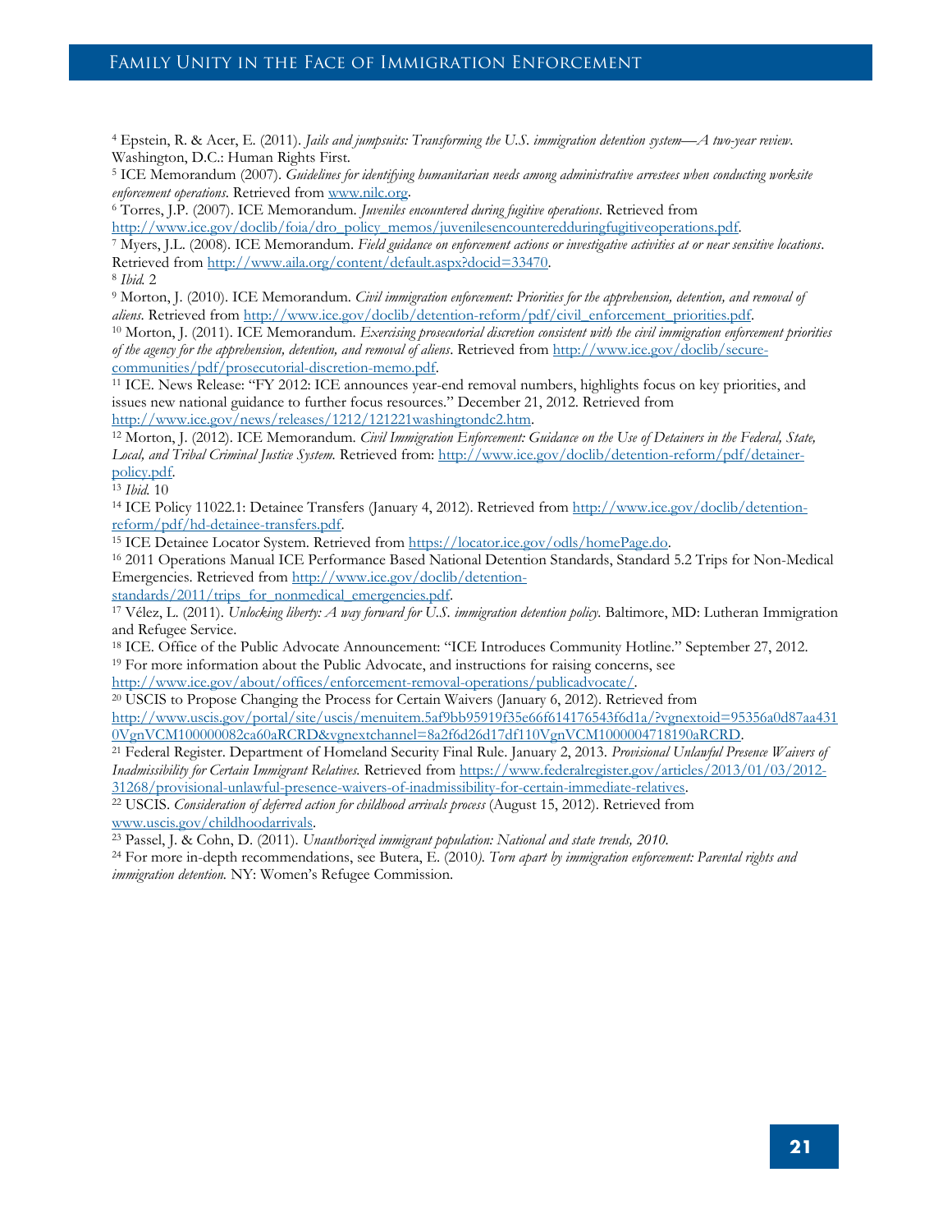[4] Epstein, R. & Acer, E. (2011). *Jails and jumpsuits: Transforming the U.S. immigration detention system—A two-year review*. Washington, D.C.: Human Rights First.

[5] ICE Memorandum (2007). *Guidelines for identifying humanitarian needs among administrative arrestees when conducting worksite enforcement operations*. Retrieved from www.nilc.org.

[6] Torres, J.P. (2007). ICE Memorandum. *Juveniles encountered during fugitive operations*. Retrieved from http://www.ice.gov/doclib/foia/dro_policy_memos/juvenilesencounteredduringfugitiveoperations.pdf.

[7] Myers, J.L. (2008). ICE Memorandum. *Field guidance on enforcement actions or investigative activities at or near sensitive locations*. Retrieved from http://www.aila.org/content/default.aspx?docid=33470.

[8] *Ibid.* 2

[9] Morton, J. (2010). ICE Memorandum. *Civil immigration enforcement: Priorities for the apprehension, detention, and removal of aliens*. Retrieved from http://www.ice.gov/doclib/detention-reform/pdf/civil_enforcement_priorities.pdf.

[10] Morton, J. (2011). ICE Memorandum. *Exercising prosecutorial discretion consistent with the civil immigration enforcement priorities of the agency for the apprehension, detention, and removal of aliens*. Retrieved from http://www.ice.gov/doclib/secure-communities/pdf/prosecutorial-discretion-memo.pdf.

[11] ICE. News Release: "FY 2012: ICE announces year-end removal numbers, highlights focus on key priorities, and issues new national guidance to further focus resources." December 21, 2012. Retrieved from http://www.ice.gov/news/releases/1212/121221washingtondc2.htm.

[12] Morton, J. (2012). ICE Memorandum. *Civil Immigration Enforcement: Guidance on the Use of Detainers in the Federal, State, Local, and Tribal Criminal Justice System.* Retrieved from: http://www.ice.gov/doclib/detention-reform/pdf/detainer-policy.pdf.

[13] *Ibid.* 10

[14] ICE Policy 11022.1: Detainee Transfers (January 4, 2012). Retrieved from http://www.ice.gov/doclib/detention-reform/pdf/hd-detainee-transfers.pdf.

[15] ICE Detainee Locator System. Retrieved from https://locator.ice.gov/odls/homePage.do.

[16] 2011 Operations Manual ICE Performance Based National Detention Standards, Standard 5.2 Trips for Non-Medical Emergencies. Retrieved from http://www.ice.gov/doclib/detention-standards/2011/trips_for_nonmedical_emergencies.pdf.

[17] Vélez, L. (2011). *Unlocking liberty: A way forward for U.S. immigration detention policy.* Baltimore, MD: Lutheran Immigration and Refugee Service.

[18] ICE. Office of the Public Advocate Announcement: "ICE Introduces Community Hotline." September 27, 2012.

[19] For more information about the Public Advocate, and instructions for raising concerns, see http://www.ice.gov/about/offices/enforcement-removal-operations/publicadvocate/.

[20] USCIS to Propose Changing the Process for Certain Waivers (January 6, 2012). Retrieved from http://www.uscis.gov/portal/site/uscis/menuitem.5af9bb95919f35e66f614176543f6d1a/?vgnextoid=95356a0d87aa4310VgnVCM100000082ca60aRCRD&vgnextchannel=8a2f6d26d17df110VgnVCM1000004718190aRCRD.

[21] Federal Register. Department of Homeland Security Final Rule. January 2, 2013. *Provisional Unlawful Presence Waivers of Inadmissibility for Certain Immigrant Relatives.* Retrieved from https://www.federalregister.gov/articles/2013/01/03/2012-31268/provisional-unlawful-presence-waivers-of-inadmissibility-for-certain-immediate-relatives.

[22] USCIS. *Consideration of deferred action for childhood arrivals process* (August 15, 2012). Retrieved from www.uscis.gov/childhoodarrivals.

[23] Passel, J. & Cohn, D. (2011). *Unauthorized immigrant population: National and state trends, 2010.*

[24] For more in-depth recommendations, see Butera, E. (2010*). Torn apart by immigration enforcement: Parental rights and immigration detention.* NY: Women's Refugee Commission.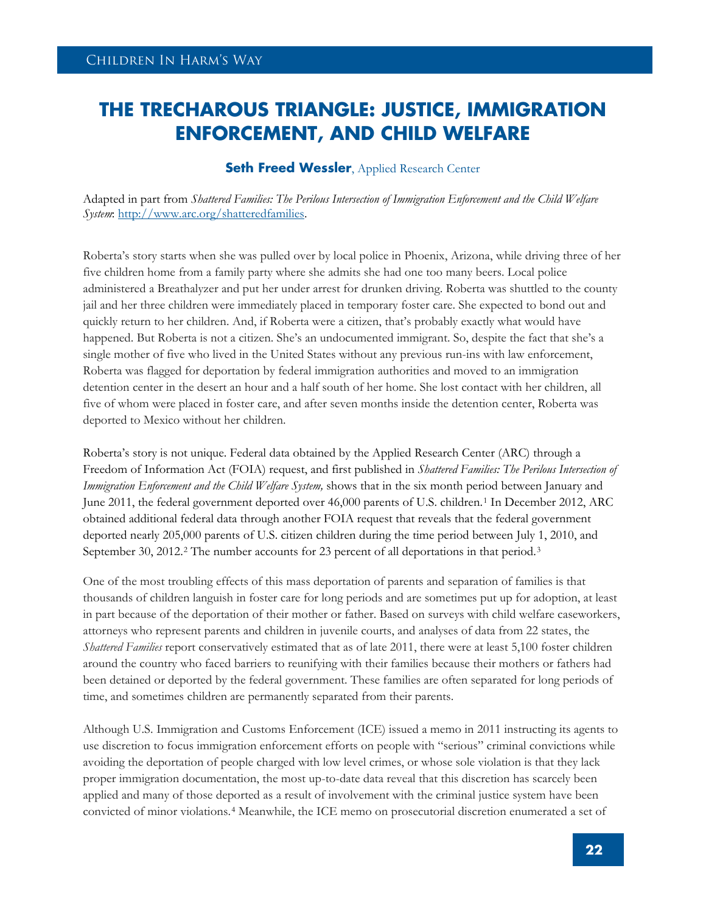# THE TRECHAROUS TRIANGLE: JUSTICE, IMMIGRATION ENFORCEMENT, AND CHILD WELFARE

**Seth Freed Wessler**, Applied Research Center

Adapted in part from *Shattered Families: The Perilous Intersection of Immigration Enforcement and the Child Welfare System*: http://www.arc.org/shatteredfamilies.

Roberta's story starts when she was pulled over by local police in Phoenix, Arizona, while driving three of her five children home from a family party where she admits she had one too many beers. Local police administered a Breathalyzer and put her under arrest for drunken driving. Roberta was shuttled to the county jail and her three children were immediately placed in temporary foster care. She expected to bond out and quickly return to her children. And, if Roberta were a citizen, that's probably exactly what would have happened. But Roberta is not a citizen. She's an undocumented immigrant. So, despite the fact that she's a single mother of five who lived in the United States without any previous run-ins with law enforcement, Roberta was flagged for deportation by federal immigration authorities and moved to an immigration detention center in the desert an hour and a half south of her home. She lost contact with her children, all five of whom were placed in foster care, and after seven months inside the detention center, Roberta was deported to Mexico without her children.

Roberta's story is not unique. Federal data obtained by the Applied Research Center (ARC) through a Freedom of Information Act (FOIA) request, and first published in *Shattered Families: The Perilous Intersection of Immigration Enforcement and the Child Welfare System,* shows that in the six month period between January and June 2011, the federal government deported over 46,000 parents of U.S. children.[1] In December 2012, ARC obtained additional federal data through another FOIA request that reveals that the federal government deported nearly 205,000 parents of U.S. citizen children during the time period between July 1, 2010, and September 30, 2012.[2] The number accounts for 23 percent of all deportations in that period.[3]

One of the most troubling effects of this mass deportation of parents and separation of families is that thousands of children languish in foster care for long periods and are sometimes put up for adoption, at least in part because of the deportation of their mother or father. Based on surveys with child welfare caseworkers, attorneys who represent parents and children in juvenile courts, and analyses of data from 22 states, the *Shattered Families* report conservatively estimated that as of late 2011, there were at least 5,100 foster children around the country who faced barriers to reunifying with their families because their mothers or fathers had been detained or deported by the federal government. These families are often separated for long periods of time, and sometimes children are permanently separated from their parents.

Although U.S. Immigration and Customs Enforcement (ICE) issued a memo in 2011 instructing its agents to use discretion to focus immigration enforcement efforts on people with "serious" criminal convictions while avoiding the deportation of people charged with low level crimes, or whose sole violation is that they lack proper immigration documentation, the most up-to-date data reveal that this discretion has scarcely been applied and many of those deported as a result of involvement with the criminal justice system have been convicted of minor violations.[4] Meanwhile, the ICE memo on prosecutorial discretion enumerated a set of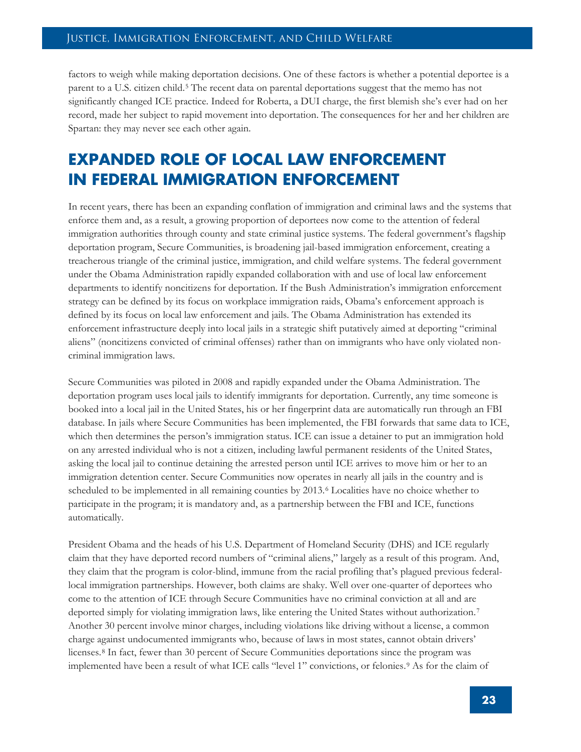factors to weigh while making deportation decisions. One of these factors is whether a potential deportee is a parent to a U.S. citizen child.[5] The recent data on parental deportations suggest that the memo has not significantly changed ICE practice. Indeed for Roberta, a DUI charge, the first blemish she's ever had on her record, made her subject to rapid movement into deportation. The consequences for her and her children are Spartan: they may never see each other again.

## EXPANDED ROLE OF LOCAL LAW ENFORCEMENT IN FEDERAL IMMIGRATION ENFORCEMENT

In recent years, there has been an expanding conflation of immigration and criminal laws and the systems that enforce them and, as a result, a growing proportion of deportees now come to the attention of federal immigration authorities through county and state criminal justice systems. The federal government's flagship deportation program, Secure Communities, is broadening jail-based immigration enforcement, creating a treacherous triangle of the criminal justice, immigration, and child welfare systems. The federal government under the Obama Administration rapidly expanded collaboration with and use of local law enforcement departments to identify noncitizens for deportation. If the Bush Administration's immigration enforcement strategy can be defined by its focus on workplace immigration raids, Obama's enforcement approach is defined by its focus on local law enforcement and jails. The Obama Administration has extended its enforcement infrastructure deeply into local jails in a strategic shift putatively aimed at deporting "criminal aliens" (noncitizens convicted of criminal offenses) rather than on immigrants who have only violated non-criminal immigration laws.

Secure Communities was piloted in 2008 and rapidly expanded under the Obama Administration. The deportation program uses local jails to identify immigrants for deportation. Currently, any time someone is booked into a local jail in the United States, his or her fingerprint data are automatically run through an FBI database. In jails where Secure Communities has been implemented, the FBI forwards that same data to ICE, which then determines the person's immigration status. ICE can issue a detainer to put an immigration hold on any arrested individual who is not a citizen, including lawful permanent residents of the United States, asking the local jail to continue detaining the arrested person until ICE arrives to move him or her to an immigration detention center. Secure Communities now operates in nearly all jails in the country and is scheduled to be implemented in all remaining counties by 2013.[6] Localities have no choice whether to participate in the program; it is mandatory and, as a partnership between the FBI and ICE, functions automatically.

President Obama and the heads of his U.S. Department of Homeland Security (DHS) and ICE regularly claim that they have deported record numbers of "criminal aliens," largely as a result of this program. And, they claim that the program is color-blind, immune from the racial profiling that's plagued previous federal-local immigration partnerships. However, both claims are shaky. Well over one-quarter of deportees who come to the attention of ICE through Secure Communities have no criminal conviction at all and are deported simply for violating immigration laws, like entering the United States without authorization.[7] Another 30 percent involve minor charges, including violations like driving without a license, a common charge against undocumented immigrants who, because of laws in most states, cannot obtain drivers' licenses.[8] In fact, fewer than 30 percent of Secure Communities deportations since the program was implemented have been a result of what ICE calls "level 1" convictions, or felonies.[9] As for the claim of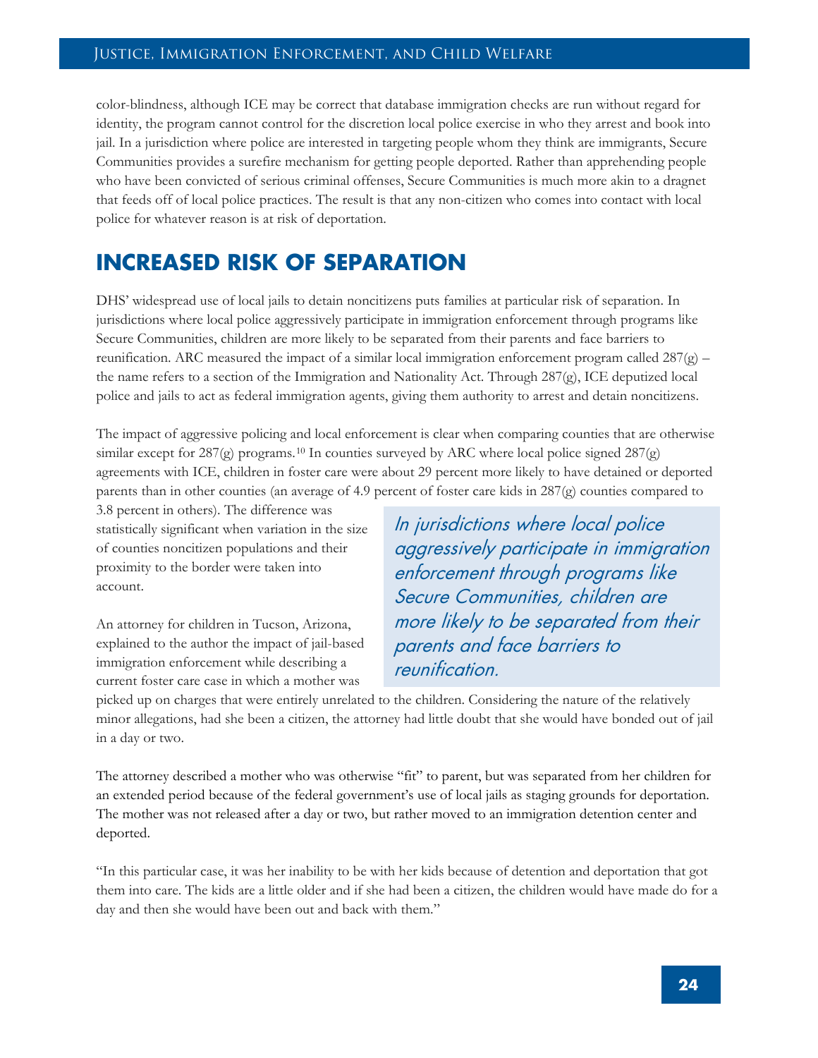color-blindness, although ICE may be correct that database immigration checks are run without regard for identity, the program cannot control for the discretion local police exercise in who they arrest and book into jail. In a jurisdiction where police are interested in targeting people whom they think are immigrants, Secure Communities provides a surefire mechanism for getting people deported. Rather than apprehending people who have been convicted of serious criminal offenses, Secure Communities is much more akin to a dragnet that feeds off of local police practices. The result is that any non-citizen who comes into contact with local police for whatever reason is at risk of deportation.

## INCREASED RISK OF SEPARATION

DHS' widespread use of local jails to detain noncitizens puts families at particular risk of separation. In jurisdictions where local police aggressively participate in immigration enforcement through programs like Secure Communities, children are more likely to be separated from their parents and face barriers to reunification. ARC measured the impact of a similar local immigration enforcement program called 287(g) – the name refers to a section of the Immigration and Nationality Act. Through 287(g), ICE deputized local police and jails to act as federal immigration agents, giving them authority to arrest and detain noncitizens.

The impact of aggressive policing and local enforcement is clear when comparing counties that are otherwise similar except for 287(g) programs.[10] In counties surveyed by ARC where local police signed 287(g) agreements with ICE, children in foster care were about 29 percent more likely to have detained or deported parents than in other counties (an average of 4.9 percent of foster care kids in 287(g) counties compared to 3.8 percent in others). The difference was statistically significant when variation in the size of counties noncitizen populations and their proximity to the border were taken into account.

*In jurisdictions where local police aggressively participate in immigration enforcement through programs like Secure Communities, children are more likely to be separated from their parents and face barriers to reunification.*

An attorney for children in Tucson, Arizona, explained to the author the impact of jail-based immigration enforcement while describing a current foster care case in which a mother was picked up on charges that were entirely unrelated to the children. Considering the nature of the relatively minor allegations, had she been a citizen, the attorney had little doubt that she would have bonded out of jail in a day or two.

The attorney described a mother who was otherwise "fit" to parent, but was separated from her children for an extended period because of the federal government's use of local jails as staging grounds for deportation. The mother was not released after a day or two, but rather moved to an immigration detention center and deported.

"In this particular case, it was her inability to be with her kids because of detention and deportation that got them into care. The kids are a little older and if she had been a citizen, the children would have made do for a day and then she would have been out and back with them."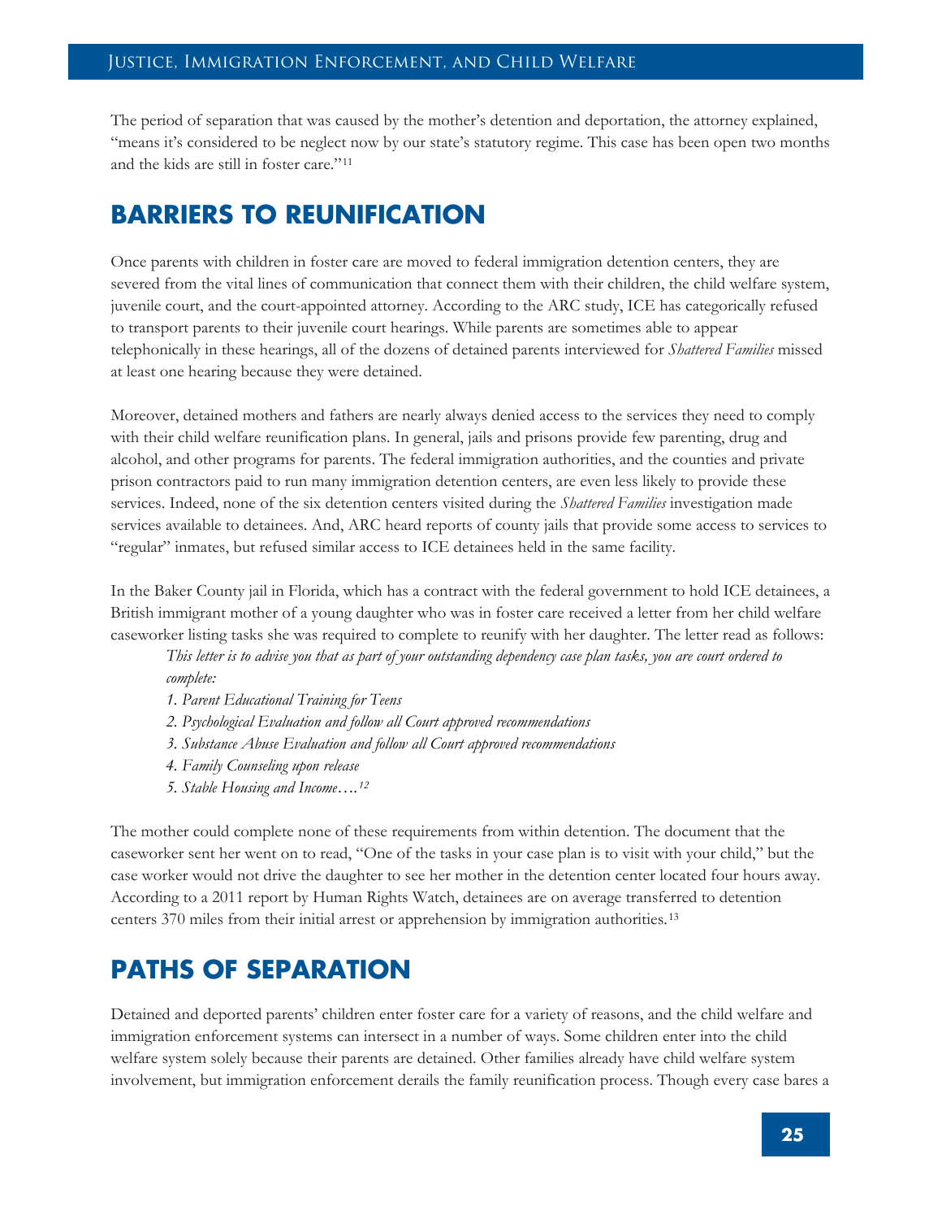The period of separation that was caused by the mother's detention and deportation, the attorney explained, "means it's considered to be neglect now by our state's statutory regime. This case has been open two months and the kids are still in foster care."[11]

## BARRIERS TO REUNIFICATION

Once parents with children in foster care are moved to federal immigration detention centers, they are severed from the vital lines of communication that connect them with their children, the child welfare system, juvenile court, and the court-appointed attorney. According to the ARC study, ICE has categorically refused to transport parents to their juvenile court hearings. While parents are sometimes able to appear telephonically in these hearings, all of the dozens of detained parents interviewed for *Shattered Families* missed at least one hearing because they were detained.

Moreover, detained mothers and fathers are nearly always denied access to the services they need to comply with their child welfare reunification plans. In general, jails and prisons provide few parenting, drug and alcohol, and other programs for parents. The federal immigration authorities, and the counties and private prison contractors paid to run many immigration detention centers, are even less likely to provide these services. Indeed, none of the six detention centers visited during the *Shattered Families* investigation made services available to detainees. And, ARC heard reports of county jails that provide some access to services to "regular" inmates, but refused similar access to ICE detainees held in the same facility.

In the Baker County jail in Florida, which has a contract with the federal government to hold ICE detainees, a British immigrant mother of a young daughter who was in foster care received a letter from her child welfare caseworker listing tasks she was required to complete to reunify with her daughter. The letter read as follows:

> *This letter is to advise you that as part of your outstanding dependency case plan tasks, you are court ordered to complete:*
>
> *1. Parent Educational Training for Teens*
>
> *2. Psychological Evaluation and follow all Court approved recommendations*
>
> *3. Substance Abuse Evaluation and follow all Court approved recommendations*
>
> *4. Family Counseling upon release*
>
> *5. Stable Housing and Income….*[12]

The mother could complete none of these requirements from within detention. The document that the caseworker sent her went on to read, "One of the tasks in your case plan is to visit with your child," but the case worker would not drive the daughter to see her mother in the detention center located four hours away. According to a 2011 report by Human Rights Watch, detainees are on average transferred to detention centers 370 miles from their initial arrest or apprehension by immigration authorities.[13]

## PATHS OF SEPARATION

Detained and deported parents' children enter foster care for a variety of reasons, and the child welfare and immigration enforcement systems can intersect in a number of ways. Some children enter into the child welfare system solely because their parents are detained. Other families already have child welfare system involvement, but immigration enforcement derails the family reunification process. Though every case bares a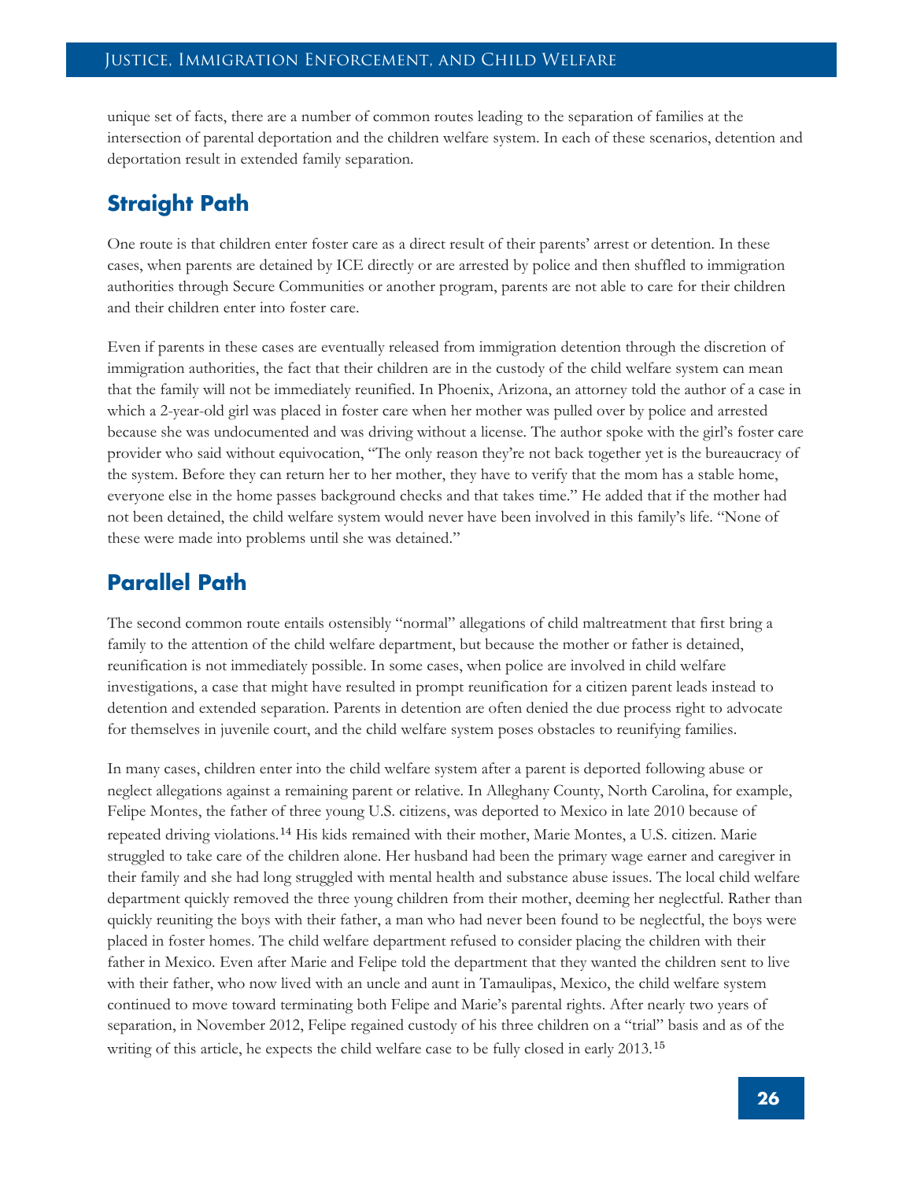unique set of facts, there are a number of common routes leading to the separation of families at the intersection of parental deportation and the children welfare system. In each of these scenarios, detention and deportation result in extended family separation.

## Straight Path

One route is that children enter foster care as a direct result of their parents' arrest or detention. In these cases, when parents are detained by ICE directly or are arrested by police and then shuffled to immigration authorities through Secure Communities or another program, parents are not able to care for their children and their children enter into foster care.

Even if parents in these cases are eventually released from immigration detention through the discretion of immigration authorities, the fact that their children are in the custody of the child welfare system can mean that the family will not be immediately reunified. In Phoenix, Arizona, an attorney told the author of a case in which a 2-year-old girl was placed in foster care when her mother was pulled over by police and arrested because she was undocumented and was driving without a license. The author spoke with the girl's foster care provider who said without equivocation, "The only reason they're not back together yet is the bureaucracy of the system. Before they can return her to her mother, they have to verify that the mom has a stable home, everyone else in the home passes background checks and that takes time." He added that if the mother had not been detained, the child welfare system would never have been involved in this family's life. "None of these were made into problems until she was detained."

## Parallel Path

The second common route entails ostensibly "normal" allegations of child maltreatment that first bring a family to the attention of the child welfare department, but because the mother or father is detained, reunification is not immediately possible. In some cases, when police are involved in child welfare investigations, a case that might have resulted in prompt reunification for a citizen parent leads instead to detention and extended separation. Parents in detention are often denied the due process right to advocate for themselves in juvenile court, and the child welfare system poses obstacles to reunifying families.

In many cases, children enter into the child welfare system after a parent is deported following abuse or neglect allegations against a remaining parent or relative. In Alleghany County, North Carolina, for example, Felipe Montes, the father of three young U.S. citizens, was deported to Mexico in late 2010 because of repeated driving violations.[14] His kids remained with their mother, Marie Montes, a U.S. citizen. Marie struggled to take care of the children alone. Her husband had been the primary wage earner and caregiver in their family and she had long struggled with mental health and substance abuse issues. The local child welfare department quickly removed the three young children from their mother, deeming her neglectful. Rather than quickly reuniting the boys with their father, a man who had never been found to be neglectful, the boys were placed in foster homes. The child welfare department refused to consider placing the children with their father in Mexico. Even after Marie and Felipe told the department that they wanted the children sent to live with their father, who now lived with an uncle and aunt in Tamaulipas, Mexico, the child welfare system continued to move toward terminating both Felipe and Marie's parental rights. After nearly two years of separation, in November 2012, Felipe regained custody of his three children on a "trial" basis and as of the writing of this article, he expects the child welfare case to be fully closed in early 2013.[15]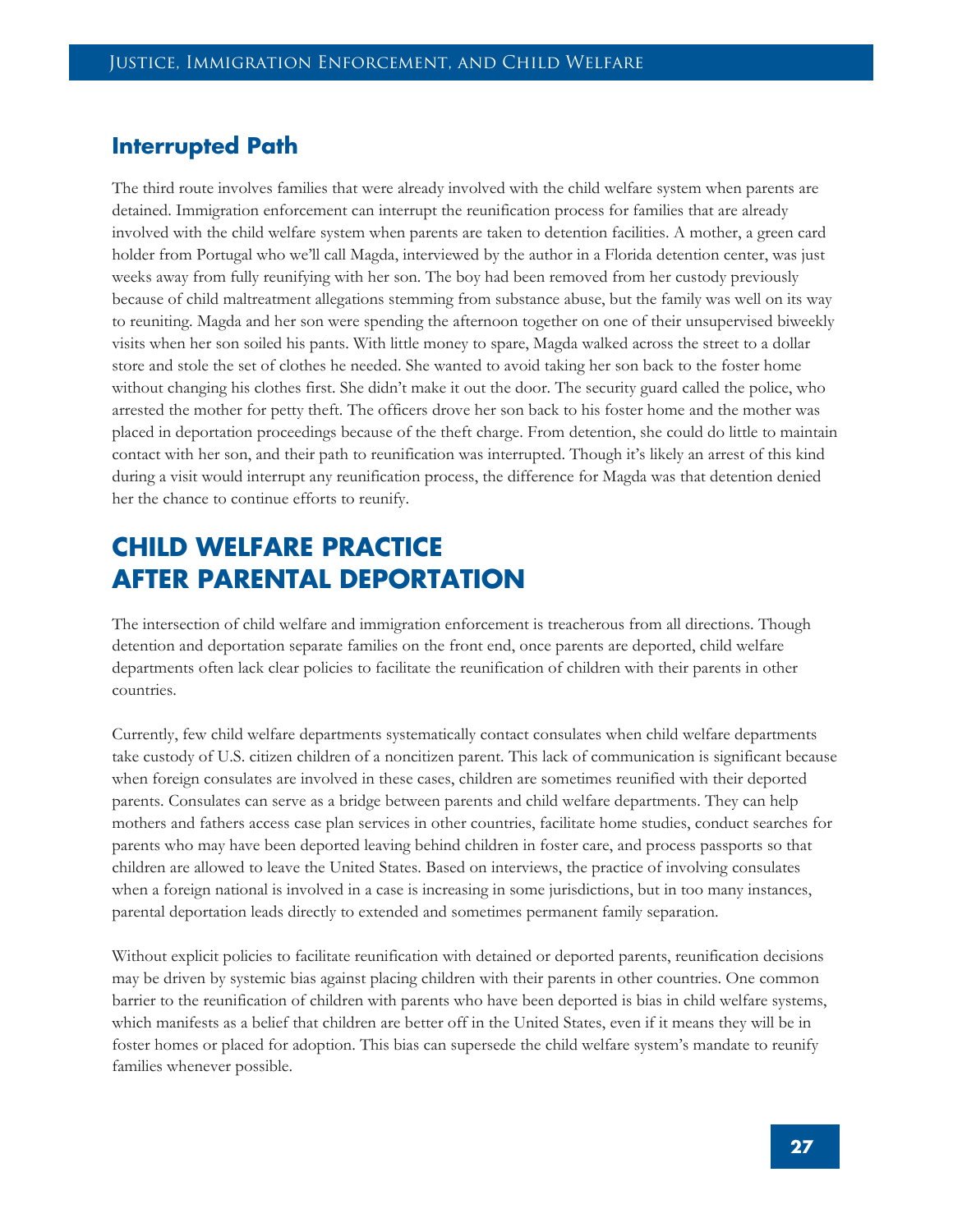## Interrupted Path

The third route involves families that were already involved with the child welfare system when parents are detained. Immigration enforcement can interrupt the reunification process for families that are already involved with the child welfare system when parents are taken to detention facilities. A mother, a green card holder from Portugal who we'll call Magda, interviewed by the author in a Florida detention center, was just weeks away from fully reunifying with her son. The boy had been removed from her custody previously because of child maltreatment allegations stemming from substance abuse, but the family was well on its way to reuniting. Magda and her son were spending the afternoon together on one of their unsupervised biweekly visits when her son soiled his pants. With little money to spare, Magda walked across the street to a dollar store and stole the set of clothes he needed. She wanted to avoid taking her son back to the foster home without changing his clothes first. She didn't make it out the door. The security guard called the police, who arrested the mother for petty theft. The officers drove her son back to his foster home and the mother was placed in deportation proceedings because of the theft charge. From detention, she could do little to maintain contact with her son, and their path to reunification was interrupted. Though it's likely an arrest of this kind during a visit would interrupt any reunification process, the difference for Magda was that detention denied her the chance to continue efforts to reunify.

# CHILD WELFARE PRACTICE AFTER PARENTAL DEPORTATION

The intersection of child welfare and immigration enforcement is treacherous from all directions. Though detention and deportation separate families on the front end, once parents are deported, child welfare departments often lack clear policies to facilitate the reunification of children with their parents in other countries.

Currently, few child welfare departments systematically contact consulates when child welfare departments take custody of U.S. citizen children of a noncitizen parent. This lack of communication is significant because when foreign consulates are involved in these cases, children are sometimes reunified with their deported parents. Consulates can serve as a bridge between parents and child welfare departments. They can help mothers and fathers access case plan services in other countries, facilitate home studies, conduct searches for parents who may have been deported leaving behind children in foster care, and process passports so that children are allowed to leave the United States. Based on interviews, the practice of involving consulates when a foreign national is involved in a case is increasing in some jurisdictions, but in too many instances, parental deportation leads directly to extended and sometimes permanent family separation.

Without explicit policies to facilitate reunification with detained or deported parents, reunification decisions may be driven by systemic bias against placing children with their parents in other countries. One common barrier to the reunification of children with parents who have been deported is bias in child welfare systems, which manifests as a belief that children are better off in the United States, even if it means they will be in foster homes or placed for adoption. This bias can supersede the child welfare system's mandate to reunify families whenever possible.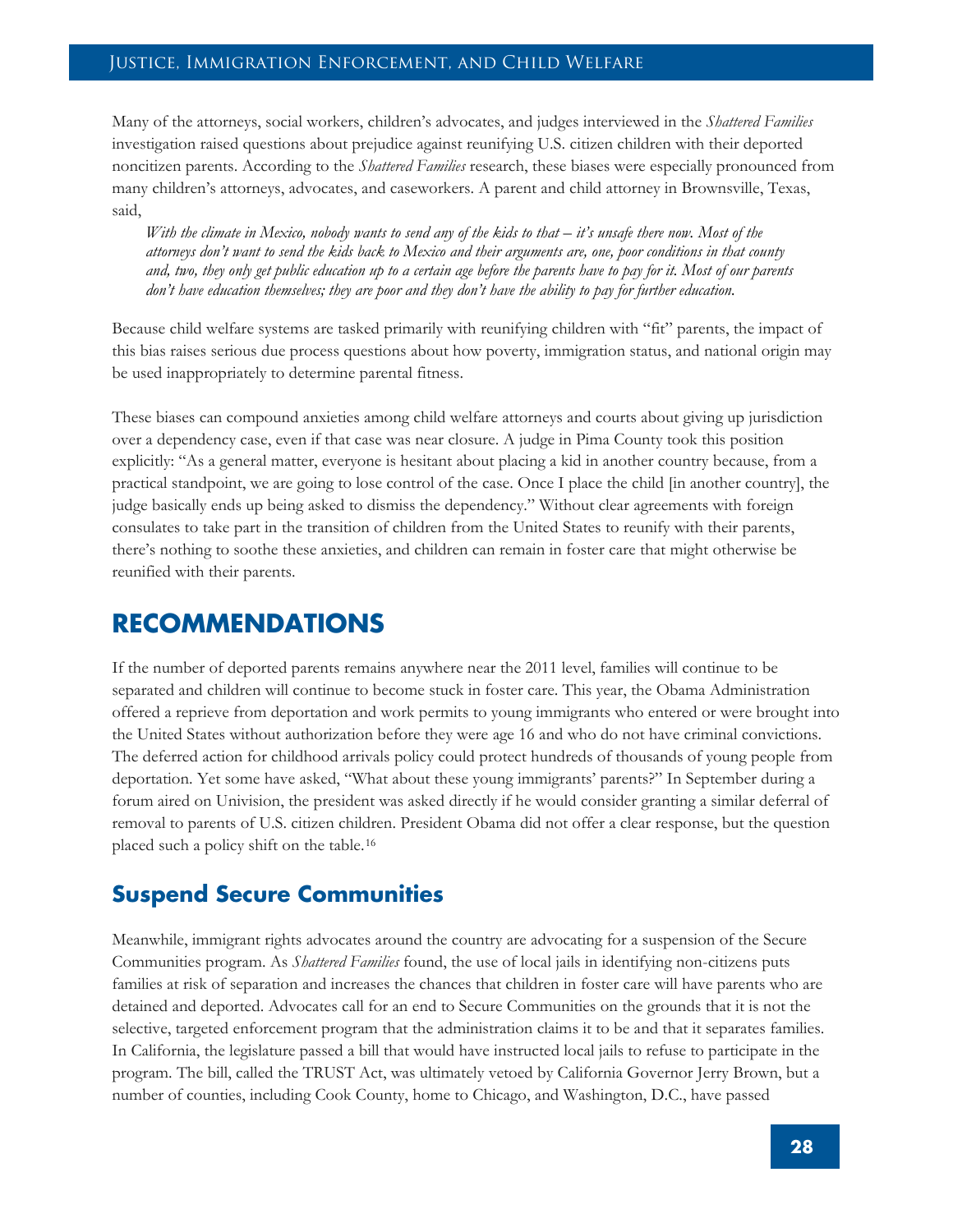Many of the attorneys, social workers, children's advocates, and judges interviewed in the *Shattered Families* investigation raised questions about prejudice against reunifying U.S. citizen children with their deported noncitizen parents. According to the *Shattered Families* research, these biases were especially pronounced from many children's attorneys, advocates, and caseworkers. A parent and child attorney in Brownsville, Texas, said,

> *With the climate in Mexico, nobody wants to send any of the kids to that – it's unsafe there now. Most of the attorneys don't want to send the kids back to Mexico and their arguments are, one, poor conditions in that county and, two, they only get public education up to a certain age before the parents have to pay for it. Most of our parents don't have education themselves; they are poor and they don't have the ability to pay for further education.*

Because child welfare systems are tasked primarily with reunifying children with "fit" parents, the impact of this bias raises serious due process questions about how poverty, immigration status, and national origin may be used inappropriately to determine parental fitness.

These biases can compound anxieties among child welfare attorneys and courts about giving up jurisdiction over a dependency case, even if that case was near closure. A judge in Pima County took this position explicitly: "As a general matter, everyone is hesitant about placing a kid in another country because, from a practical standpoint, we are going to lose control of the case. Once I place the child [in another country], the judge basically ends up being asked to dismiss the dependency." Without clear agreements with foreign consulates to take part in the transition of children from the United States to reunify with their parents, there's nothing to soothe these anxieties, and children can remain in foster care that might otherwise be reunified with their parents.

# RECOMMENDATIONS

If the number of deported parents remains anywhere near the 2011 level, families will continue to be separated and children will continue to become stuck in foster care. This year, the Obama Administration offered a reprieve from deportation and work permits to young immigrants who entered or were brought into the United States without authorization before they were age 16 and who do not have criminal convictions. The deferred action for childhood arrivals policy could protect hundreds of thousands of young people from deportation. Yet some have asked, "What about these young immigrants' parents?" In September during a forum aired on Univision, the president was asked directly if he would consider granting a similar deferral of removal to parents of U.S. citizen children. President Obama did not offer a clear response, but the question placed such a policy shift on the table.[16]

## Suspend Secure Communities

Meanwhile, immigrant rights advocates around the country are advocating for a suspension of the Secure Communities program. As *Shattered Families* found, the use of local jails in identifying non-citizens puts families at risk of separation and increases the chances that children in foster care will have parents who are detained and deported. Advocates call for an end to Secure Communities on the grounds that it is not the selective, targeted enforcement program that the administration claims it to be and that it separates families. In California, the legislature passed a bill that would have instructed local jails to refuse to participate in the program. The bill, called the TRUST Act, was ultimately vetoed by California Governor Jerry Brown, but a number of counties, including Cook County, home to Chicago, and Washington, D.C., have passed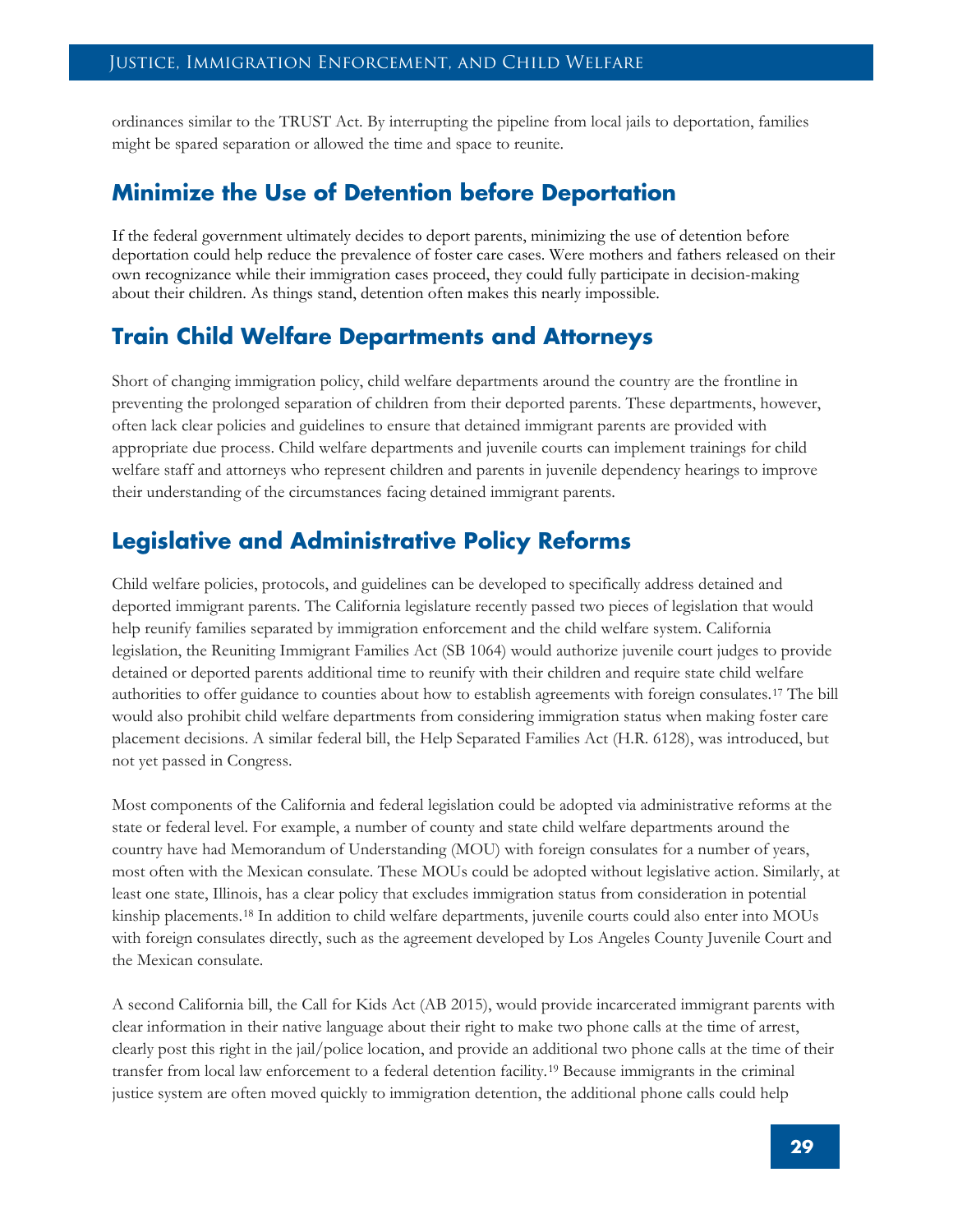ordinances similar to the TRUST Act. By interrupting the pipeline from local jails to deportation, families might be spared separation or allowed the time and space to reunite.

## Minimize the Use of Detention before Deportation

If the federal government ultimately decides to deport parents, minimizing the use of detention before deportation could help reduce the prevalence of foster care cases. Were mothers and fathers released on their own recognizance while their immigration cases proceed, they could fully participate in decision-making about their children. As things stand, detention often makes this nearly impossible.

## Train Child Welfare Departments and Attorneys

Short of changing immigration policy, child welfare departments around the country are the frontline in preventing the prolonged separation of children from their deported parents. These departments, however, often lack clear policies and guidelines to ensure that detained immigrant parents are provided with appropriate due process. Child welfare departments and juvenile courts can implement trainings for child welfare staff and attorneys who represent children and parents in juvenile dependency hearings to improve their understanding of the circumstances facing detained immigrant parents.

## Legislative and Administrative Policy Reforms

Child welfare policies, protocols, and guidelines can be developed to specifically address detained and deported immigrant parents. The California legislature recently passed two pieces of legislation that would help reunify families separated by immigration enforcement and the child welfare system. California legislation, the Reuniting Immigrant Families Act (SB 1064) would authorize juvenile court judges to provide detained or deported parents additional time to reunify with their children and require state child welfare authorities to offer guidance to counties about how to establish agreements with foreign consulates.[17] The bill would also prohibit child welfare departments from considering immigration status when making foster care placement decisions. A similar federal bill, the Help Separated Families Act (H.R. 6128), was introduced, but not yet passed in Congress.

Most components of the California and federal legislation could be adopted via administrative reforms at the state or federal level. For example, a number of county and state child welfare departments around the country have had Memorandum of Understanding (MOU) with foreign consulates for a number of years, most often with the Mexican consulate. These MOUs could be adopted without legislative action. Similarly, at least one state, Illinois, has a clear policy that excludes immigration status from consideration in potential kinship placements.[18] In addition to child welfare departments, juvenile courts could also enter into MOUs with foreign consulates directly, such as the agreement developed by Los Angeles County Juvenile Court and the Mexican consulate.

A second California bill, the Call for Kids Act (AB 2015), would provide incarcerated immigrant parents with clear information in their native language about their right to make two phone calls at the time of arrest, clearly post this right in the jail/police location, and provide an additional two phone calls at the time of their transfer from local law enforcement to a federal detention facility.[19] Because immigrants in the criminal justice system are often moved quickly to immigration detention, the additional phone calls could help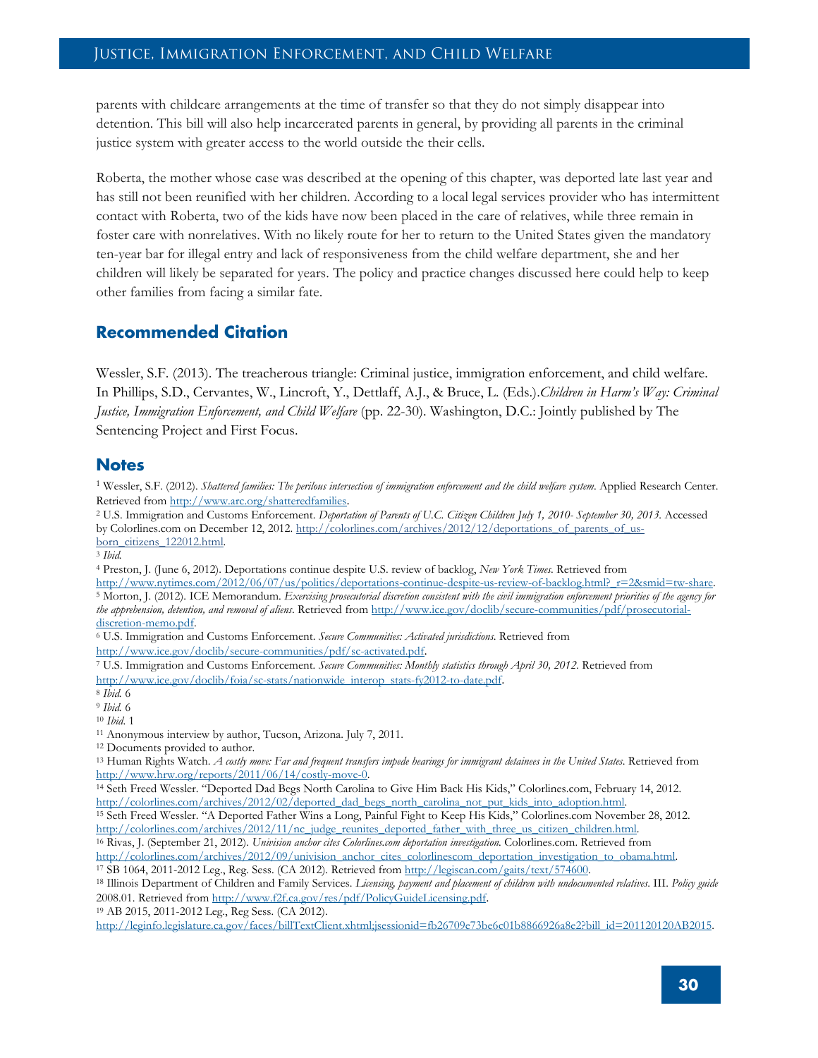parents with childcare arrangements at the time of transfer so that they do not simply disappear into detention. This bill will also help incarcerated parents in general, by providing all parents in the criminal justice system with greater access to the world outside the their cells.

Roberta, the mother whose case was described at the opening of this chapter, was deported late last year and has still not been reunified with her children. According to a local legal services provider who has intermittent contact with Roberta, two of the kids have now been placed in the care of relatives, while three remain in foster care with nonrelatives. With no likely route for her to return to the United States given the mandatory ten-year bar for illegal entry and lack of responsiveness from the child welfare department, she and her children will likely be separated for years. The policy and practice changes discussed here could help to keep other families from facing a similar fate.

## Recommended Citation

Wessler, S.F. (2013). The treacherous triangle: Criminal justice, immigration enforcement, and child welfare. In Phillips, S.D., Cervantes, W., Lincroft, Y., Dettlaff, A.J., & Bruce, L. (Eds.).*Children in Harm's Way: Criminal Justice, Immigration Enforcement, and Child Welfare* (pp. 22-30). Washington, D.C.: Jointly published by The Sentencing Project and First Focus.

## Notes

[1] Wessler, S.F. (2012). *Shattered families: The perilous intersection of immigration enforcement and the child welfare system*. Applied Research Center. Retrieved from http://www.arc.org/shatteredfamilies.

[2] U.S. Immigration and Customs Enforcement. *Deportation of Parents of U.C. Citizen Children July 1, 2010- September 30, 2013.* Accessed by Colorlines.com on December 12, 2012. http://colorlines.com/archives/2012/12/deportations_of_parents_of_us-born_citizens_122012.html.

[3] *Ibid.*

[4] Preston, J. (June 6, 2012). Deportations continue despite U.S. review of backlog, *New York Times*. Retrieved from http://www.nytimes.com/2012/06/07/us/politics/deportations-continue-despite-us-review-of-backlog.html?_r=2&smid=tw-share.

[5] Morton, J. (2012). ICE Memorandum. *Exercising prosecutorial discretion consistent with the civil immigration enforcement priorities of the agency for the apprehension, detention, and removal of aliens*. Retrieved from http://www.ice.gov/doclib/secure-communities/pdf/prosecutorial-discretion-memo.pdf.

[6] U.S. Immigration and Customs Enforcement. *Secure Communities: Activated jurisdictions.* Retrieved from http://www.ice.gov/doclib/secure-communities/pdf/sc-activated.pdf.

[7] U.S. Immigration and Customs Enforcement. *Secure Communities: Monthly statistics through April 30, 2012*. Retrieved from http://www.ice.gov/doclib/foia/sc-stats/nationwide_interop_stats-fy2012-to-date.pdf.

[8] *Ibid.* 6

[9] *Ibid.* 6

[10] *Ibid*. 1

[11] Anonymous interview by author, Tucson, Arizona. July 7, 2011.

[12] Documents provided to author.

[13] Human Rights Watch. *A costly move: Far and frequent transfers impede hearings for immigrant detainees in the United States*. Retrieved from http://www.hrw.org/reports/2011/06/14/costly-move-0.

[14] Seth Freed Wessler. "Deported Dad Begs North Carolina to Give Him Back His Kids," Colorlines.com, February 14, 2012. http://colorlines.com/archives/2012/02/deported_dad_begs_north_carolina_not_put_kids_into_adoption.html.

[15] Seth Freed Wessler. "A Deported Father Wins a Long, Painful Fight to Keep His Kids," Colorlines.com November 28, 2012. http://colorlines.com/archives/2012/11/nc_judge_reunites_deported_father_with_three_us_citizen_children.html.

[16] Rivas, J. (September 21, 2012). *Univision anchor cites Colorlines.com deportation investigation.* Colorlines.com. Retrieved from http://colorlines.com/archives/2012/09/univision_anchor_cites_colorlinescom_deportation_investigation_to_obama.html.

[17] SB 1064, 2011-2012 Leg., Reg. Sess. (CA 2012). Retrieved from http://legiscan.com/gaits/text/574600.

[18] Illinois Department of Children and Family Services. *Licensing, payment and placement of children with undocumented relatives*. III. *Policy guide* 2008.01. Retrieved from http://www.f2f.ca.gov/res/pdf/PolicyGuideLicensing.pdf.

[19] AB 2015, 2011-2012 Leg., Reg Sess. (CA 2012). http://leginfo.legislature.ca.gov/faces/billTextClient.xhtml;jsessionid=fb26709e73be6c01b8866926a8e2?bill_id=201120120AB2015.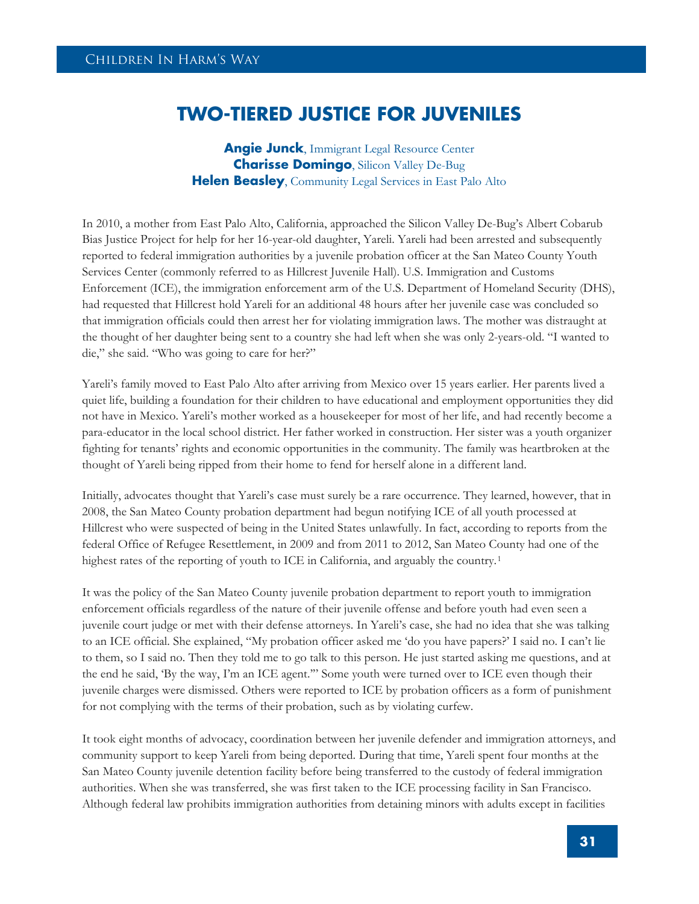# TWO-TIERED JUSTICE FOR JUVENILES

**Angie Junck**, Immigrant Legal Resource Center
**Charisse Domingo**, Silicon Valley De-Bug
**Helen Beasley**, Community Legal Services in East Palo Alto

In 2010, a mother from East Palo Alto, California, approached the Silicon Valley De-Bug's Albert Cobarub Bias Justice Project for help for her 16-year-old daughter, Yareli. Yareli had been arrested and subsequently reported to federal immigration authorities by a juvenile probation officer at the San Mateo County Youth Services Center (commonly referred to as Hillcrest Juvenile Hall). U.S. Immigration and Customs Enforcement (ICE), the immigration enforcement arm of the U.S. Department of Homeland Security (DHS), had requested that Hillcrest hold Yareli for an additional 48 hours after her juvenile case was concluded so that immigration officials could then arrest her for violating immigration laws. The mother was distraught at the thought of her daughter being sent to a country she had left when she was only 2-years-old. "I wanted to die," she said. "Who was going to care for her?"

Yareli's family moved to East Palo Alto after arriving from Mexico over 15 years earlier. Her parents lived a quiet life, building a foundation for their children to have educational and employment opportunities they did not have in Mexico. Yareli's mother worked as a housekeeper for most of her life, and had recently become a para-educator in the local school district. Her father worked in construction. Her sister was a youth organizer fighting for tenants' rights and economic opportunities in the community. The family was heartbroken at the thought of Yareli being ripped from their home to fend for herself alone in a different land.

Initially, advocates thought that Yareli's case must surely be a rare occurrence. They learned, however, that in 2008, the San Mateo County probation department had begun notifying ICE of all youth processed at Hillcrest who were suspected of being in the United States unlawfully. In fact, according to reports from the federal Office of Refugee Resettlement, in 2009 and from 2011 to 2012, San Mateo County had one of the highest rates of the reporting of youth to ICE in California, and arguably the country.[1]

It was the policy of the San Mateo County juvenile probation department to report youth to immigration enforcement officials regardless of the nature of their juvenile offense and before youth had even seen a juvenile court judge or met with their defense attorneys. In Yareli's case, she had no idea that she was talking to an ICE official. She explained, "My probation officer asked me 'do you have papers?' I said no. I can't lie to them, so I said no. Then they told me to go talk to this person. He just started asking me questions, and at the end he said, 'By the way, I'm an ICE agent.'" Some youth were turned over to ICE even though their juvenile charges were dismissed. Others were reported to ICE by probation officers as a form of punishment for not complying with the terms of their probation, such as by violating curfew.

It took eight months of advocacy, coordination between her juvenile defender and immigration attorneys, and community support to keep Yareli from being deported. During that time, Yareli spent four months at the San Mateo County juvenile detention facility before being transferred to the custody of federal immigration authorities. When she was transferred, she was first taken to the ICE processing facility in San Francisco. Although federal law prohibits immigration authorities from detaining minors with adults except in facilities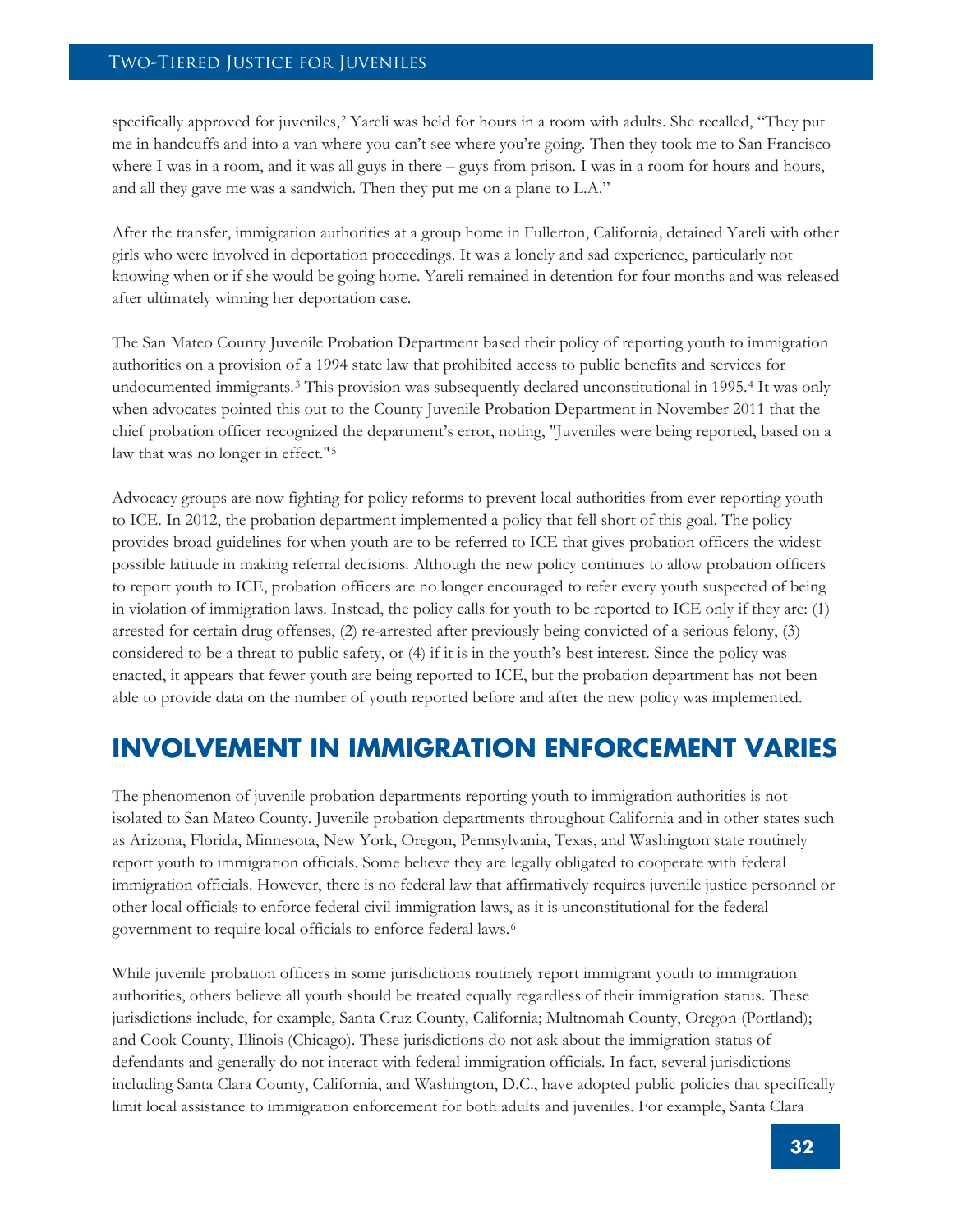specifically approved for juveniles,[2] Yareli was held for hours in a room with adults. She recalled, "They put me in handcuffs and into a van where you can't see where you're going. Then they took me to San Francisco where I was in a room, and it was all guys in there – guys from prison. I was in a room for hours and hours, and all they gave me was a sandwich. Then they put me on a plane to L.A."

After the transfer, immigration authorities at a group home in Fullerton, California, detained Yareli with other girls who were involved in deportation proceedings. It was a lonely and sad experience, particularly not knowing when or if she would be going home. Yareli remained in detention for four months and was released after ultimately winning her deportation case.

The San Mateo County Juvenile Probation Department based their policy of reporting youth to immigration authorities on a provision of a 1994 state law that prohibited access to public benefits and services for undocumented immigrants.[3] This provision was subsequently declared unconstitutional in 1995.[4] It was only when advocates pointed this out to the County Juvenile Probation Department in November 2011 that the chief probation officer recognized the department's error, noting, "Juveniles were being reported, based on a law that was no longer in effect."[5]

Advocacy groups are now fighting for policy reforms to prevent local authorities from ever reporting youth to ICE. In 2012, the probation department implemented a policy that fell short of this goal. The policy provides broad guidelines for when youth are to be referred to ICE that gives probation officers the widest possible latitude in making referral decisions. Although the new policy continues to allow probation officers to report youth to ICE, probation officers are no longer encouraged to refer every youth suspected of being in violation of immigration laws. Instead, the policy calls for youth to be reported to ICE only if they are: (1) arrested for certain drug offenses, (2) re-arrested after previously being convicted of a serious felony, (3) considered to be a threat to public safety, or (4) if it is in the youth's best interest. Since the policy was enacted, it appears that fewer youth are being reported to ICE, but the probation department has not been able to provide data on the number of youth reported before and after the new policy was implemented.

## INVOLVEMENT IN IMMIGRATION ENFORCEMENT VARIES

The phenomenon of juvenile probation departments reporting youth to immigration authorities is not isolated to San Mateo County. Juvenile probation departments throughout California and in other states such as Arizona, Florida, Minnesota, New York, Oregon, Pennsylvania, Texas, and Washington state routinely report youth to immigration officials. Some believe they are legally obligated to cooperate with federal immigration officials. However, there is no federal law that affirmatively requires juvenile justice personnel or other local officials to enforce federal civil immigration laws, as it is unconstitutional for the federal government to require local officials to enforce federal laws.[6]

While juvenile probation officers in some jurisdictions routinely report immigrant youth to immigration authorities, others believe all youth should be treated equally regardless of their immigration status. These jurisdictions include, for example, Santa Cruz County, California; Multnomah County, Oregon (Portland); and Cook County, Illinois (Chicago). These jurisdictions do not ask about the immigration status of defendants and generally do not interact with federal immigration officials. In fact, several jurisdictions including Santa Clara County, California, and Washington, D.C., have adopted public policies that specifically limit local assistance to immigration enforcement for both adults and juveniles. For example, Santa Clara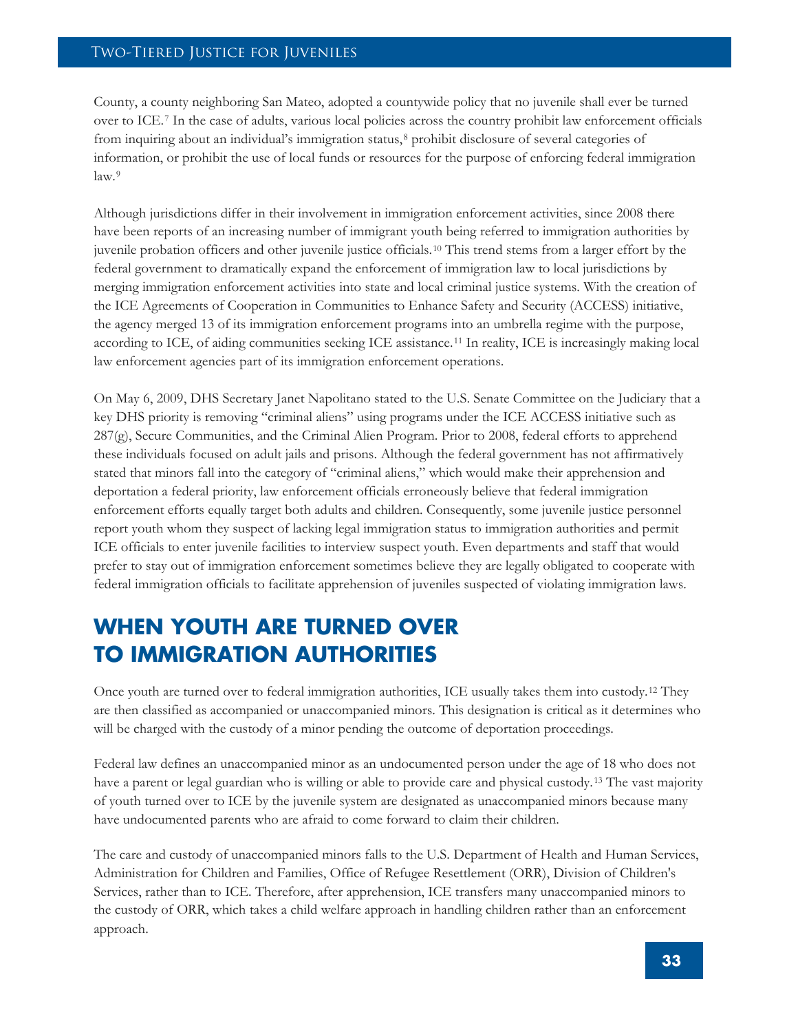County, a county neighboring San Mateo, adopted a countywide policy that no juvenile shall ever be turned over to ICE.[7] In the case of adults, various local policies across the country prohibit law enforcement officials from inquiring about an individual's immigration status,[8] prohibit disclosure of several categories of information, or prohibit the use of local funds or resources for the purpose of enforcing federal immigration law.[9]

Although jurisdictions differ in their involvement in immigration enforcement activities, since 2008 there have been reports of an increasing number of immigrant youth being referred to immigration authorities by juvenile probation officers and other juvenile justice officials.[10] This trend stems from a larger effort by the federal government to dramatically expand the enforcement of immigration law to local jurisdictions by merging immigration enforcement activities into state and local criminal justice systems. With the creation of the ICE Agreements of Cooperation in Communities to Enhance Safety and Security (ACCESS) initiative, the agency merged 13 of its immigration enforcement programs into an umbrella regime with the purpose, according to ICE, of aiding communities seeking ICE assistance.[11] In reality, ICE is increasingly making local law enforcement agencies part of its immigration enforcement operations.

On May 6, 2009, DHS Secretary Janet Napolitano stated to the U.S. Senate Committee on the Judiciary that a key DHS priority is removing "criminal aliens" using programs under the ICE ACCESS initiative such as 287(g), Secure Communities, and the Criminal Alien Program. Prior to 2008, federal efforts to apprehend these individuals focused on adult jails and prisons. Although the federal government has not affirmatively stated that minors fall into the category of "criminal aliens," which would make their apprehension and deportation a federal priority, law enforcement officials erroneously believe that federal immigration enforcement efforts equally target both adults and children. Consequently, some juvenile justice personnel report youth whom they suspect of lacking legal immigration status to immigration authorities and permit ICE officials to enter juvenile facilities to interview suspect youth. Even departments and staff that would prefer to stay out of immigration enforcement sometimes believe they are legally obligated to cooperate with federal immigration officials to facilitate apprehension of juveniles suspected of violating immigration laws.

## WHEN YOUTH ARE TURNED OVER TO IMMIGRATION AUTHORITIES

Once youth are turned over to federal immigration authorities, ICE usually takes them into custody.[12] They are then classified as accompanied or unaccompanied minors. This designation is critical as it determines who will be charged with the custody of a minor pending the outcome of deportation proceedings.

Federal law defines an unaccompanied minor as an undocumented person under the age of 18 who does not have a parent or legal guardian who is willing or able to provide care and physical custody.[13] The vast majority of youth turned over to ICE by the juvenile system are designated as unaccompanied minors because many have undocumented parents who are afraid to come forward to claim their children.

The care and custody of unaccompanied minors falls to the U.S. Department of Health and Human Services, Administration for Children and Families, Office of Refugee Resettlement (ORR), Division of Children's Services, rather than to ICE. Therefore, after apprehension, ICE transfers many unaccompanied minors to the custody of ORR, which takes a child welfare approach in handling children rather than an enforcement approach.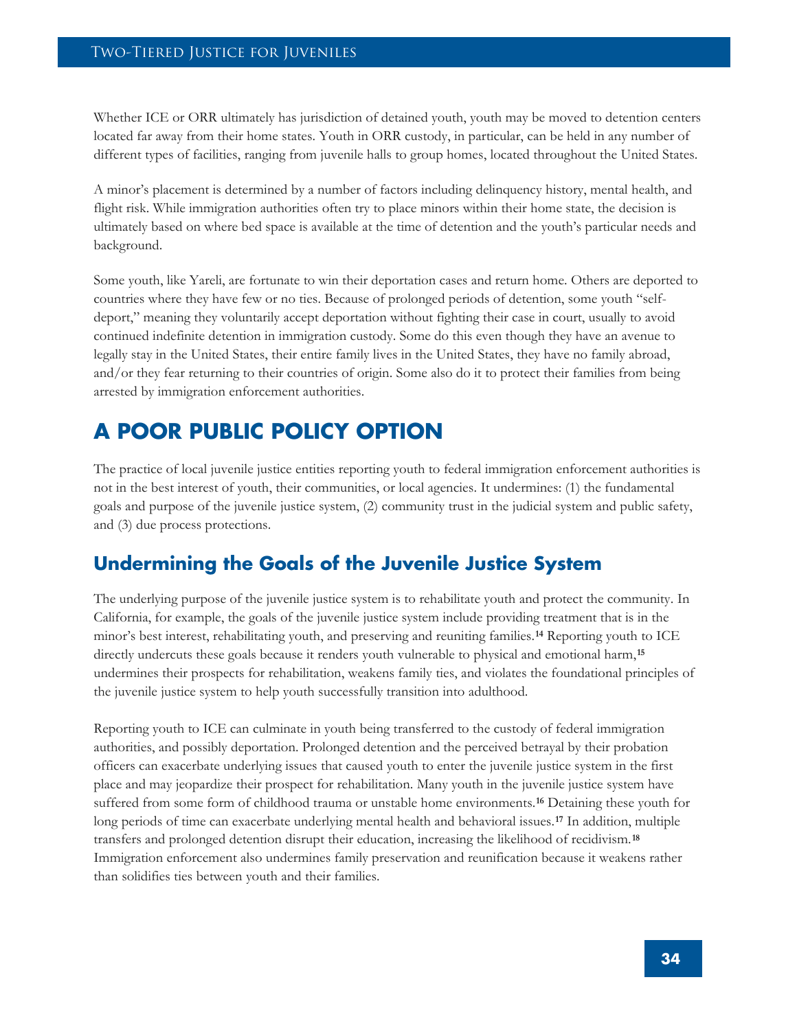Whether ICE or ORR ultimately has jurisdiction of detained youth, youth may be moved to detention centers located far away from their home states. Youth in ORR custody, in particular, can be held in any number of different types of facilities, ranging from juvenile halls to group homes, located throughout the United States.

A minor's placement is determined by a number of factors including delinquency history, mental health, and flight risk. While immigration authorities often try to place minors within their home state, the decision is ultimately based on where bed space is available at the time of detention and the youth's particular needs and background.

Some youth, like Yareli, are fortunate to win their deportation cases and return home. Others are deported to countries where they have few or no ties. Because of prolonged periods of detention, some youth "self-deport," meaning they voluntarily accept deportation without fighting their case in court, usually to avoid continued indefinite detention in immigration custody. Some do this even though they have an avenue to legally stay in the United States, their entire family lives in the United States, they have no family abroad, and/or they fear returning to their countries of origin. Some also do it to protect their families from being arrested by immigration enforcement authorities.

# A POOR PUBLIC POLICY OPTION

The practice of local juvenile justice entities reporting youth to federal immigration enforcement authorities is not in the best interest of youth, their communities, or local agencies. It undermines: (1) the fundamental goals and purpose of the juvenile justice system, (2) community trust in the judicial system and public safety, and (3) due process protections.

## Undermining the Goals of the Juvenile Justice System

The underlying purpose of the juvenile justice system is to rehabilitate youth and protect the community. In California, for example, the goals of the juvenile justice system include providing treatment that is in the minor's best interest, rehabilitating youth, and preserving and reuniting families.[14] Reporting youth to ICE directly undercuts these goals because it renders youth vulnerable to physical and emotional harm,[15] undermines their prospects for rehabilitation, weakens family ties, and violates the foundational principles of the juvenile justice system to help youth successfully transition into adulthood.

Reporting youth to ICE can culminate in youth being transferred to the custody of federal immigration authorities, and possibly deportation. Prolonged detention and the perceived betrayal by their probation officers can exacerbate underlying issues that caused youth to enter the juvenile justice system in the first place and may jeopardize their prospect for rehabilitation. Many youth in the juvenile justice system have suffered from some form of childhood trauma or unstable home environments.[16] Detaining these youth for long periods of time can exacerbate underlying mental health and behavioral issues.[17] In addition, multiple transfers and prolonged detention disrupt their education, increasing the likelihood of recidivism.[18] Immigration enforcement also undermines family preservation and reunification because it weakens rather than solidifies ties between youth and their families.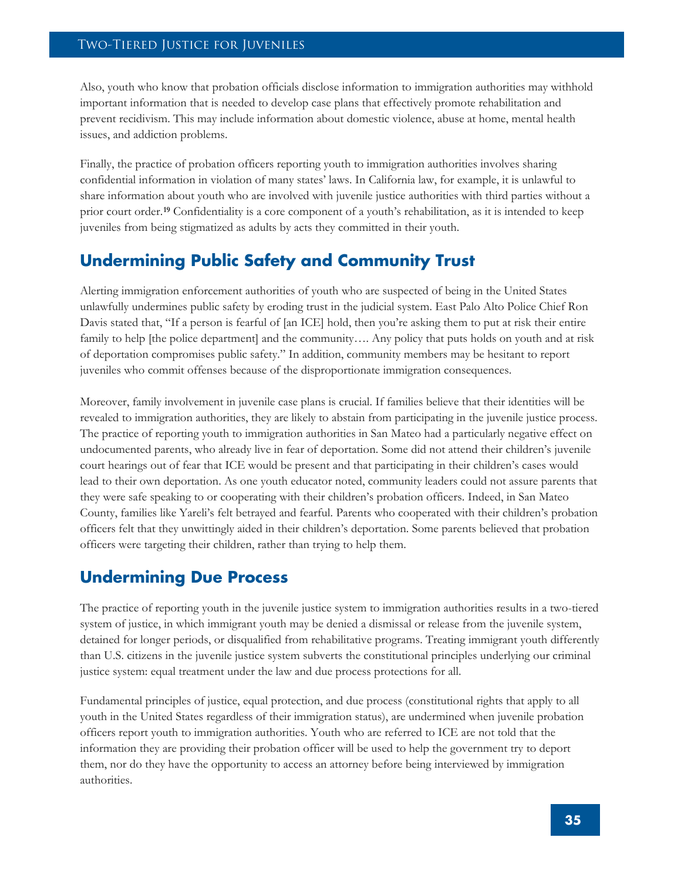Also, youth who know that probation officials disclose information to immigration authorities may withhold important information that is needed to develop case plans that effectively promote rehabilitation and prevent recidivism. This may include information about domestic violence, abuse at home, mental health issues, and addiction problems.

Finally, the practice of probation officers reporting youth to immigration authorities involves sharing confidential information in violation of many states' laws. In California law, for example, it is unlawful to share information about youth who are involved with juvenile justice authorities with third parties without a prior court order.[19] Confidentiality is a core component of a youth's rehabilitation, as it is intended to keep juveniles from being stigmatized as adults by acts they committed in their youth.

## Undermining Public Safety and Community Trust

Alerting immigration enforcement authorities of youth who are suspected of being in the United States unlawfully undermines public safety by eroding trust in the judicial system. East Palo Alto Police Chief Ron Davis stated that, "If a person is fearful of [an ICE] hold, then you're asking them to put at risk their entire family to help [the police department] and the community…. Any policy that puts holds on youth and at risk of deportation compromises public safety." In addition, community members may be hesitant to report juveniles who commit offenses because of the disproportionate immigration consequences.

Moreover, family involvement in juvenile case plans is crucial. If families believe that their identities will be revealed to immigration authorities, they are likely to abstain from participating in the juvenile justice process. The practice of reporting youth to immigration authorities in San Mateo had a particularly negative effect on undocumented parents, who already live in fear of deportation. Some did not attend their children's juvenile court hearings out of fear that ICE would be present and that participating in their children's cases would lead to their own deportation. As one youth educator noted, community leaders could not assure parents that they were safe speaking to or cooperating with their children's probation officers. Indeed, in San Mateo County, families like Yareli's felt betrayed and fearful. Parents who cooperated with their children's probation officers felt that they unwittingly aided in their children's deportation. Some parents believed that probation officers were targeting their children, rather than trying to help them.

## Undermining Due Process

The practice of reporting youth in the juvenile justice system to immigration authorities results in a two-tiered system of justice, in which immigrant youth may be denied a dismissal or release from the juvenile system, detained for longer periods, or disqualified from rehabilitative programs. Treating immigrant youth differently than U.S. citizens in the juvenile justice system subverts the constitutional principles underlying our criminal justice system: equal treatment under the law and due process protections for all.

Fundamental principles of justice, equal protection, and due process (constitutional rights that apply to all youth in the United States regardless of their immigration status), are undermined when juvenile probation officers report youth to immigration authorities. Youth who are referred to ICE are not told that the information they are providing their probation officer will be used to help the government try to deport them, nor do they have the opportunity to access an attorney before being interviewed by immigration authorities.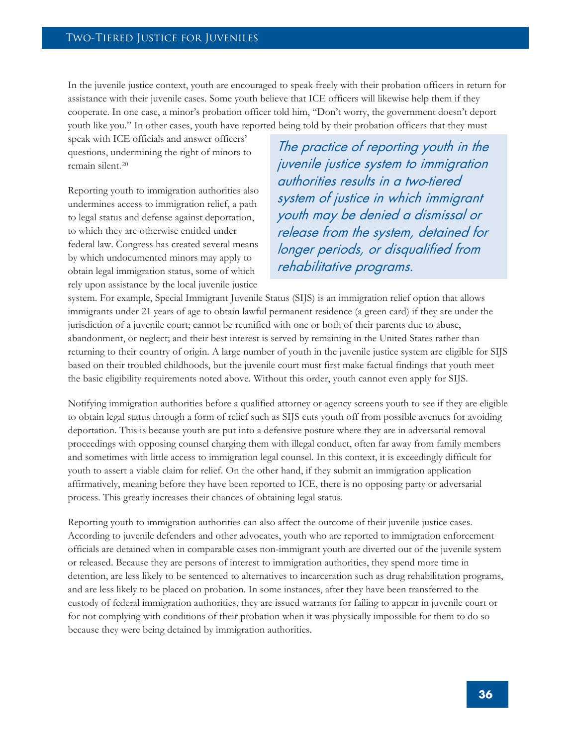In the juvenile justice context, youth are encouraged to speak freely with their probation officers in return for assistance with their juvenile cases. Some youth believe that ICE officers will likewise help them if they cooperate. In one case, a minor's probation officer told him, "Don't worry, the government doesn't deport youth like you." In other cases, youth have reported being told by their probation officers that they must speak with ICE officials and answer officers' questions, undermining the right of minors to remain silent.[20]

> *The practice of reporting youth in the juvenile justice system to immigration authorities results in a two-tiered system of justice in which immigrant youth may be denied a dismissal or release from the system, detained for longer periods, or disqualified from rehabilitative programs.*

Reporting youth to immigration authorities also undermines access to immigration relief, a path to legal status and defense against deportation, to which they are otherwise entitled under federal law. Congress has created several means by which undocumented minors may apply to obtain legal immigration status, some of which rely upon assistance by the local juvenile justice system. For example, Special Immigrant Juvenile Status (SIJS) is an immigration relief option that allows immigrants under 21 years of age to obtain lawful permanent residence (a green card) if they are under the jurisdiction of a juvenile court; cannot be reunified with one or both of their parents due to abuse, abandonment, or neglect; and their best interest is served by remaining in the United States rather than returning to their country of origin. A large number of youth in the juvenile justice system are eligible for SIJS based on their troubled childhoods, but the juvenile court must first make factual findings that youth meet the basic eligibility requirements noted above. Without this order, youth cannot even apply for SIJS.

Notifying immigration authorities before a qualified attorney or agency screens youth to see if they are eligible to obtain legal status through a form of relief such as SIJS cuts youth off from possible avenues for avoiding deportation. This is because youth are put into a defensive posture where they are in adversarial removal proceedings with opposing counsel charging them with illegal conduct, often far away from family members and sometimes with little access to immigration legal counsel. In this context, it is exceedingly difficult for youth to assert a viable claim for relief. On the other hand, if they submit an immigration application affirmatively, meaning before they have been reported to ICE, there is no opposing party or adversarial process. This greatly increases their chances of obtaining legal status.

Reporting youth to immigration authorities can also affect the outcome of their juvenile justice cases. According to juvenile defenders and other advocates, youth who are reported to immigration enforcement officials are detained when in comparable cases non-immigrant youth are diverted out of the juvenile system or released. Because they are persons of interest to immigration authorities, they spend more time in detention, are less likely to be sentenced to alternatives to incarceration such as drug rehabilitation programs, and are less likely to be placed on probation. In some instances, after they have been transferred to the custody of federal immigration authorities, they are issued warrants for failing to appear in juvenile court or for not complying with conditions of their probation when it was physically impossible for them to do so because they were being detained by immigration authorities.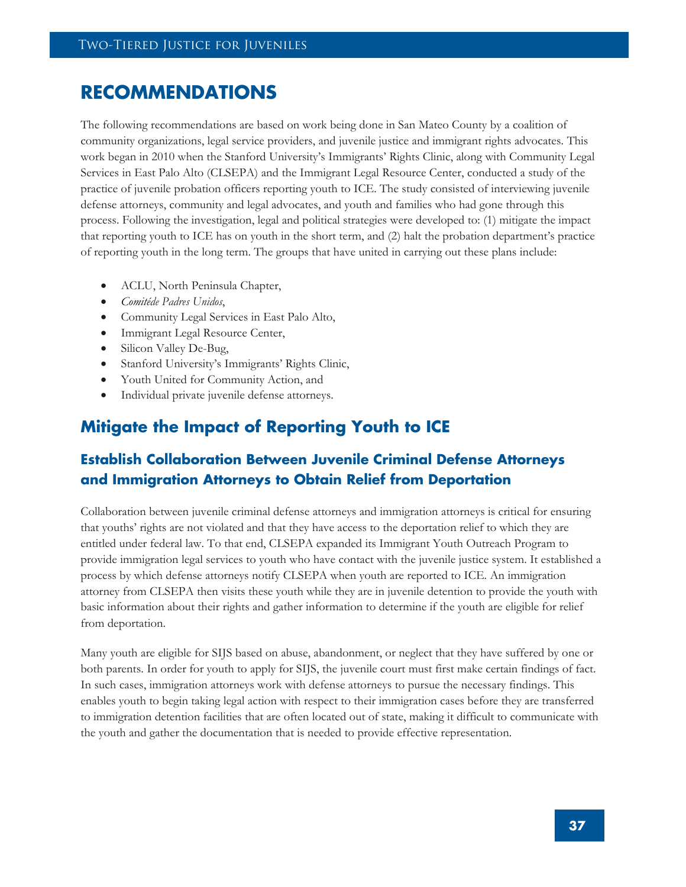# RECOMMENDATIONS

The following recommendations are based on work being done in San Mateo County by a coalition of community organizations, legal service providers, and juvenile justice and immigrant rights advocates. This work began in 2010 when the Stanford University's Immigrants' Rights Clinic, along with Community Legal Services in East Palo Alto (CLSEPA) and the Immigrant Legal Resource Center, conducted a study of the practice of juvenile probation officers reporting youth to ICE. The study consisted of interviewing juvenile defense attorneys, community and legal advocates, and youth and families who had gone through this process. Following the investigation, legal and political strategies were developed to: (1) mitigate the impact that reporting youth to ICE has on youth in the short term, and (2) halt the probation department's practice of reporting youth in the long term. The groups that have united in carrying out these plans include:

- ACLU, North Peninsula Chapter,
- *Comitéde Padres Unidos*,
- Community Legal Services in East Palo Alto,
- Immigrant Legal Resource Center,
- Silicon Valley De-Bug,
- Stanford University's Immigrants' Rights Clinic,
- Youth United for Community Action, and
- Individual private juvenile defense attorneys.

## Mitigate the Impact of Reporting Youth to ICE

### Establish Collaboration Between Juvenile Criminal Defense Attorneys and Immigration Attorneys to Obtain Relief from Deportation

Collaboration between juvenile criminal defense attorneys and immigration attorneys is critical for ensuring that youths' rights are not violated and that they have access to the deportation relief to which they are entitled under federal law. To that end, CLSEPA expanded its Immigrant Youth Outreach Program to provide immigration legal services to youth who have contact with the juvenile justice system. It established a process by which defense attorneys notify CLSEPA when youth are reported to ICE. An immigration attorney from CLSEPA then visits these youth while they are in juvenile detention to provide the youth with basic information about their rights and gather information to determine if the youth are eligible for relief from deportation.

Many youth are eligible for SIJS based on abuse, abandonment, or neglect that they have suffered by one or both parents. In order for youth to apply for SIJS, the juvenile court must first make certain findings of fact. In such cases, immigration attorneys work with defense attorneys to pursue the necessary findings. This enables youth to begin taking legal action with respect to their immigration cases before they are transferred to immigration detention facilities that are often located out of state, making it difficult to communicate with the youth and gather the documentation that is needed to provide effective representation.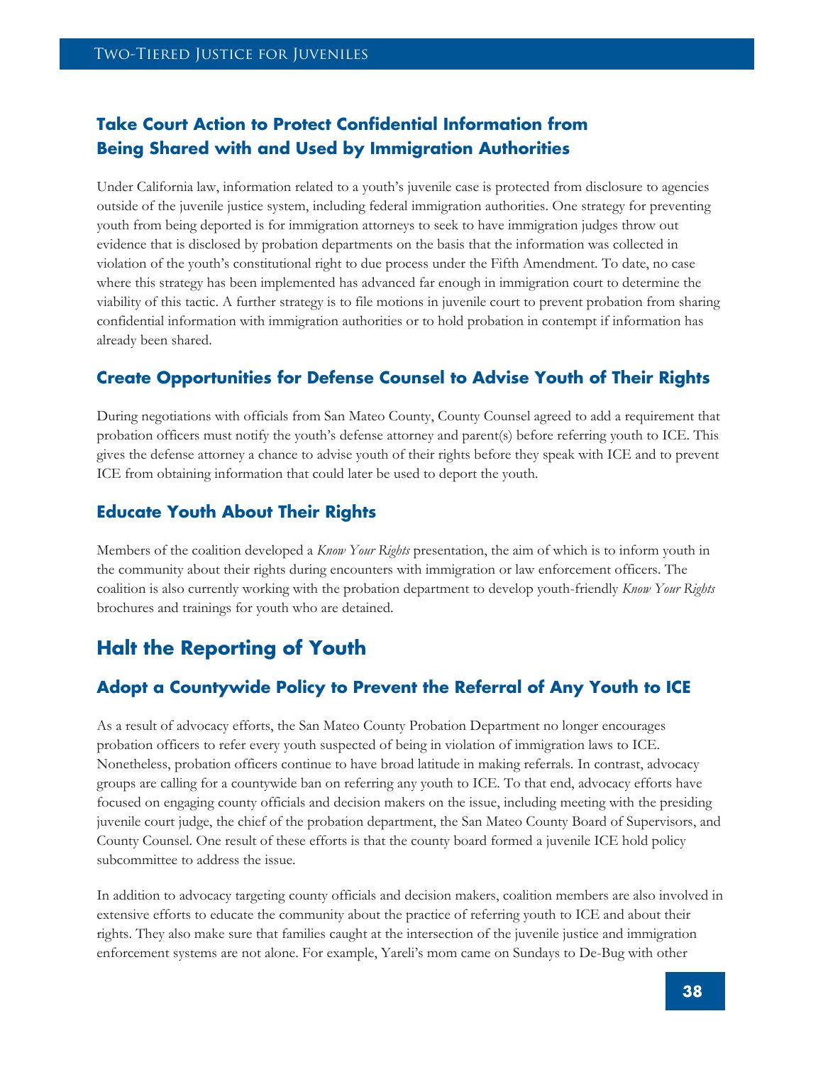### Take Court Action to Protect Confidential Information from Being Shared with and Used by Immigration Authorities

Under California law, information related to a youth's juvenile case is protected from disclosure to agencies outside of the juvenile justice system, including federal immigration authorities. One strategy for preventing youth from being deported is for immigration attorneys to seek to have immigration judges throw out evidence that is disclosed by probation departments on the basis that the information was collected in violation of the youth's constitutional right to due process under the Fifth Amendment. To date, no case where this strategy has been implemented has advanced far enough in immigration court to determine the viability of this tactic. A further strategy is to file motions in juvenile court to prevent probation from sharing confidential information with immigration authorities or to hold probation in contempt if information has already been shared.

### Create Opportunities for Defense Counsel to Advise Youth of Their Rights

During negotiations with officials from San Mateo County, County Counsel agreed to add a requirement that probation officers must notify the youth's defense attorney and parent(s) before referring youth to ICE. This gives the defense attorney a chance to advise youth of their rights before they speak with ICE and to prevent ICE from obtaining information that could later be used to deport the youth.

### Educate Youth About Their Rights

Members of the coalition developed a *Know Your Rights* presentation, the aim of which is to inform youth in the community about their rights during encounters with immigration or law enforcement officers. The coalition is also currently working with the probation department to develop youth-friendly *Know Your Rights* brochures and trainings for youth who are detained.

## Halt the Reporting of Youth

### Adopt a Countywide Policy to Prevent the Referral of Any Youth to ICE

As a result of advocacy efforts, the San Mateo County Probation Department no longer encourages probation officers to refer every youth suspected of being in violation of immigration laws to ICE. Nonetheless, probation officers continue to have broad latitude in making referrals. In contrast, advocacy groups are calling for a countywide ban on referring any youth to ICE. To that end, advocacy efforts have focused on engaging county officials and decision makers on the issue, including meeting with the presiding juvenile court judge, the chief of the probation department, the San Mateo County Board of Supervisors, and County Counsel. One result of these efforts is that the county board formed a juvenile ICE hold policy subcommittee to address the issue.

In addition to advocacy targeting county officials and decision makers, coalition members are also involved in extensive efforts to educate the community about the practice of referring youth to ICE and about their rights. They also make sure that families caught at the intersection of the juvenile justice and immigration enforcement systems are not alone. For example, Yareli's mom came on Sundays to De-Bug with other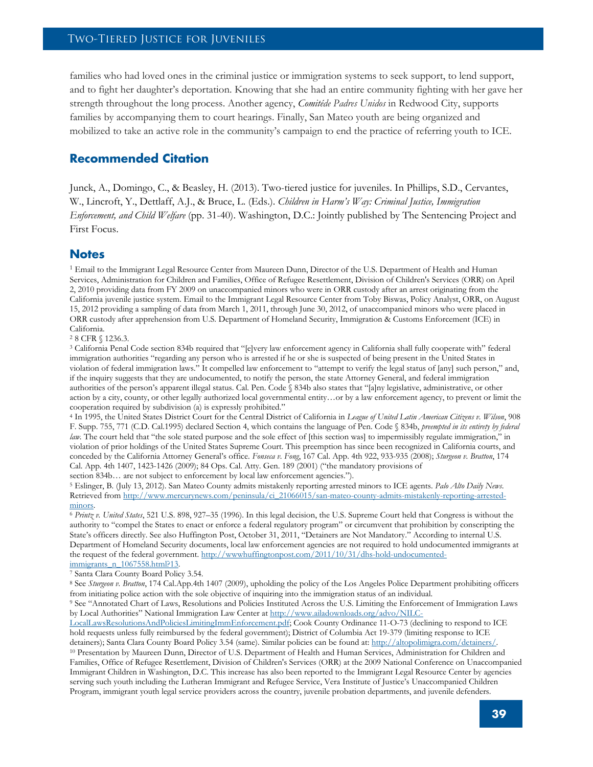families who had loved ones in the criminal justice or immigration systems to seek support, to lend support, and to fight her daughter's deportation. Knowing that she had an entire community fighting with her gave her strength throughout the long process. Another agency, *Comitéde Padres Unidos* in Redwood City, supports families by accompanying them to court hearings. Finally, San Mateo youth are being organized and mobilized to take an active role in the community's campaign to end the practice of referring youth to ICE.

## Recommended Citation

Junck, A., Domingo, C., & Beasley, H. (2013). Two-tiered justice for juveniles. In Phillips, S.D., Cervantes, W., Lincroft, Y., Dettlaff, A.J., & Bruce, L. (Eds.). *Children in Harm's Way: Criminal Justice, Immigration Enforcement, and Child Welfare* (pp. 31-40). Washington, D.C.: Jointly published by The Sentencing Project and First Focus.

## Notes

[1] Email to the Immigrant Legal Resource Center from Maureen Dunn, Director of the U.S. Department of Health and Human Services, Administration for Children and Families, Office of Refugee Resettlement, Division of Children's Services (ORR) on April 2, 2010 providing data from FY 2009 on unaccompanied minors who were in ORR custody after an arrest originating from the California juvenile justice system. Email to the Immigrant Legal Resource Center from Toby Biswas, Policy Analyst, ORR, on August 15, 2012 providing a sampling of data from March 1, 2011, through June 30, 2012, of unaccompanied minors who were placed in ORR custody after apprehension from U.S. Department of Homeland Security, Immigration & Customs Enforcement (ICE) in California.

[2] 8 CFR § 1236.3.

[3] California Penal Code section 834b required that "[e]very law enforcement agency in California shall fully cooperate with" federal immigration authorities "regarding any person who is arrested if he or she is suspected of being present in the United States in violation of federal immigration laws." It compelled law enforcement to "attempt to verify the legal status of [any] such person," and, if the inquiry suggests that they are undocumented, to notify the person, the state Attorney General, and federal immigration authorities of the person's apparent illegal status. Cal. Pen. Code § 834b also states that "[a]ny legislative, administrative, or other action by a city, county, or other legally authorized local governmental entity…or by a law enforcement agency, to prevent or limit the cooperation required by subdivision (a) is expressly prohibited."

[4] In 1995, the United States District Court for the Central District of California in *League of United Latin American Citizens v. Wilson*, 908 F. Supp. 755, 771 (C.D. Cal.1995) declared Section 4, which contains the language of Pen. Code § 834b, *preempted in its entirety by federal law*. The court held that "the sole stated purpose and the sole effect of [this section was] to impermissibly regulate immigration," in violation of prior holdings of the United States Supreme Court. This preemption has since been recognized in California courts, and conceded by the California Attorney General's office. *Fonseca v. Fong*, 167 Cal. App. 4th 922, 933-935 (2008); *Sturgeon v. Bratton*, 174 Cal. App. 4th 1407, 1423-1426 (2009); 84 Ops. Cal. Atty. Gen. 189 (2001) ("the mandatory provisions of section 834b… are not subject to enforcement by local law enforcement agencies.").

[5] Eslinger, B. (July 13, 2012). San Mateo County admits mistakenly reporting arrested minors to ICE agents. *Palo Alto Daily News*. Retrieved from http://www.mercurynews.com/peninsula/ci_21066015/san-mateo-county-admits-mistakenly-reporting-arrested-minors.

[6] *Printz v. United States*, 521 U.S. 898, 927–35 (1996). In this legal decision, the U.S. Supreme Court held that Congress is without the authority to "compel the States to enact or enforce a federal regulatory program" or circumvent that prohibition by conscripting the State's officers directly. See also Huffington Post, October 31, 2011, "Detainers are Not Mandatory." According to internal U.S. Department of Homeland Security documents, local law enforcement agencies are not required to hold undocumented immigrants at the request of the federal government. http://wwwhuffingtonpost.com/2011/10/31/dhs-hold-undocumented-immigrants_n_1067558.html?13.

[7] Santa Clara County Board Policy 3.54.

[8] See *Sturgeon v. Bratton*, 174 Cal.App.4th 1407 (2009), upholding the policy of the Los Angeles Police Department prohibiting officers from initiating police action with the sole objective of inquiring into the immigration status of an individual.

[9] See "Annotated Chart of Laws, Resolutions and Policies Instituted Across the U.S. Limiting the Enforcement of Immigration Laws by Local Authorities" National Immigration Law Center at http://www.ailadownloads.org/advo/NILC-LocalLawsResolutionsAndPoliciesLimitingImmEnforcement.pdf; Cook County Ordinance 11-O-73 (declining to respond to ICE hold requests unless fully reimbursed by the federal government); District of Columbia Act 19-379 (limiting response to ICE detainers); Santa Clara County Board Policy 3.54 (same). Similar policies can be found at: http://altopolimigra.com/detainers/.

[10] Presentation by Maureen Dunn, Director of U.S. Department of Health and Human Services, Administration for Children and Families, Office of Refugee Resettlement, Division of Children's Services (ORR) at the 2009 National Conference on Unaccompanied Immigrant Children in Washington, D.C. This increase has also been reported to the Immigrant Legal Resource Center by agencies serving such youth including the Lutheran Immigrant and Refugee Service, Vera Institute of Justice's Unaccompanied Children Program, immigrant youth legal service providers across the country, juvenile probation departments, and juvenile defenders.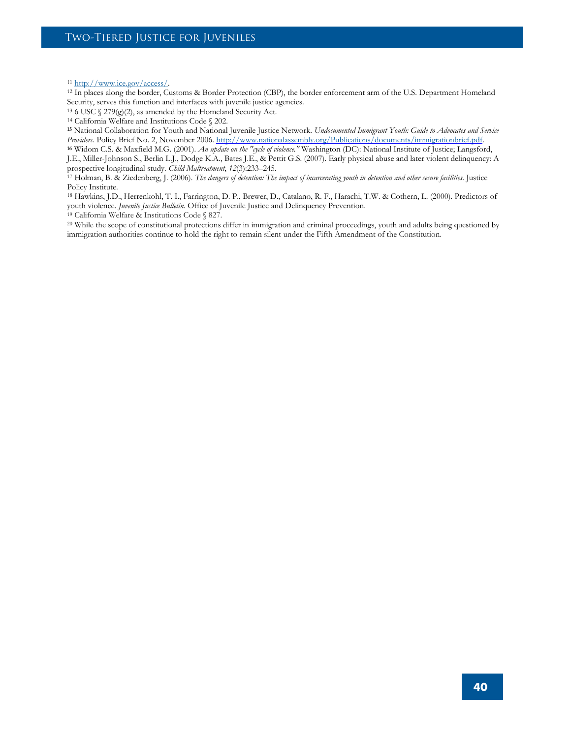[11] http://www.ice.gov/access/.

[12] In places along the border, Customs & Border Protection (CBP), the border enforcement arm of the U.S. Department Homeland Security, serves this function and interfaces with juvenile justice agencies.

[13] 6 USC § 279(g)(2), as amended by the Homeland Security Act.

[14] California Welfare and Institutions Code § 202.

[15] National Collaboration for Youth and National Juvenile Justice Network. *Undocumented Immigrant Youth: Guide to Advocates and Service Providers.* Policy Brief No. 2, November 2006. http://www.nationalassembly.org/Publications/documents/immigrationbrief.pdf.

[16] Widom C.S. & Maxfield M.G. (2001). *An update on the "cycle of violence."* Washington (DC): National Institute of Justice; Langsford, J.E., Miller-Johnson S., Berlin L.J., Dodge K.A., Bates J.E., & Pettit G.S. (2007). Early physical abuse and later violent delinquency: A prospective longitudinal study. *Child Maltreatment*, *12*(3):233–245.

[17] Holman, B. & Ziedenberg, J. (2006). *The dangers of detention: The impact of incarcerating youth in detention and other secure facilities*. Justice Policy Institute.

[18] Hawkins, J.D., Herrenkohl, T. I., Farrington, D. P., Brewer, D., Catalano, R. F., Harachi, T.W. & Cothern, L. (2000). Predictors of youth violence. *Juvenile Justice Bulletin*. Office of Juvenile Justice and Delinquency Prevention.

[19] California Welfare & Institutions Code § 827.

[20] While the scope of constitutional protections differ in immigration and criminal proceedings, youth and adults being questioned by immigration authorities continue to hold the right to remain silent under the Fifth Amendment of the Constitution.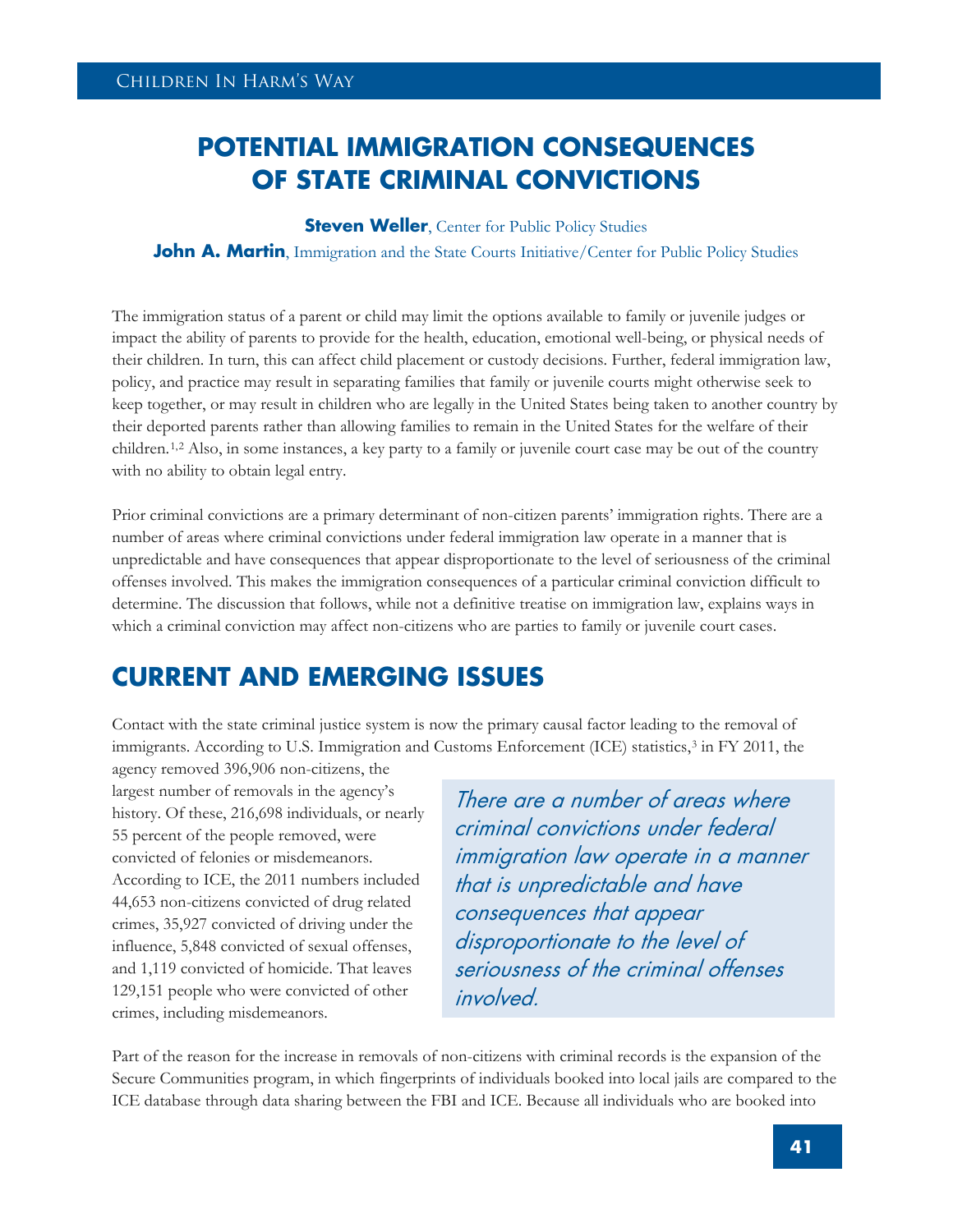# POTENTIAL IMMIGRATION CONSEQUENCES OF STATE CRIMINAL CONVICTIONS

**Steven Weller**, Center for Public Policy Studies

**John A. Martin**, Immigration and the State Courts Initiative/Center for Public Policy Studies

The immigration status of a parent or child may limit the options available to family or juvenile judges or impact the ability of parents to provide for the health, education, emotional well-being, or physical needs of their children. In turn, this can affect child placement or custody decisions. Further, federal immigration law, policy, and practice may result in separating families that family or juvenile courts might otherwise seek to keep together, or may result in children who are legally in the United States being taken to another country by their deported parents rather than allowing families to remain in the United States for the welfare of their children.[1,2] Also, in some instances, a key party to a family or juvenile court case may be out of the country with no ability to obtain legal entry.

Prior criminal convictions are a primary determinant of non-citizen parents' immigration rights. There are a number of areas where criminal convictions under federal immigration law operate in a manner that is unpredictable and have consequences that appear disproportionate to the level of seriousness of the criminal offenses involved. This makes the immigration consequences of a particular criminal conviction difficult to determine. The discussion that follows, while not a definitive treatise on immigration law, explains ways in which a criminal conviction may affect non-citizens who are parties to family or juvenile court cases.

## CURRENT AND EMERGING ISSUES

Contact with the state criminal justice system is now the primary causal factor leading to the removal of immigrants. According to U.S. Immigration and Customs Enforcement (ICE) statistics,[3] in FY 2011, the agency removed 396,906 non-citizens, the largest number of removals in the agency's history. Of these, 216,698 individuals, or nearly 55 percent of the people removed, were convicted of felonies or misdemeanors. According to ICE, the 2011 numbers included 44,653 non-citizens convicted of drug related crimes, 35,927 convicted of driving under the influence, 5,848 convicted of sexual offenses, and 1,119 convicted of homicide. That leaves 129,151 people who were convicted of other crimes, including misdemeanors.

> *There are a number of areas where criminal convictions under federal immigration law operate in a manner that is unpredictable and have consequences that appear disproportionate to the level of seriousness of the criminal offenses involved.*

Part of the reason for the increase in removals of non-citizens with criminal records is the expansion of the Secure Communities program, in which fingerprints of individuals booked into local jails are compared to the ICE database through data sharing between the FBI and ICE. Because all individuals who are booked into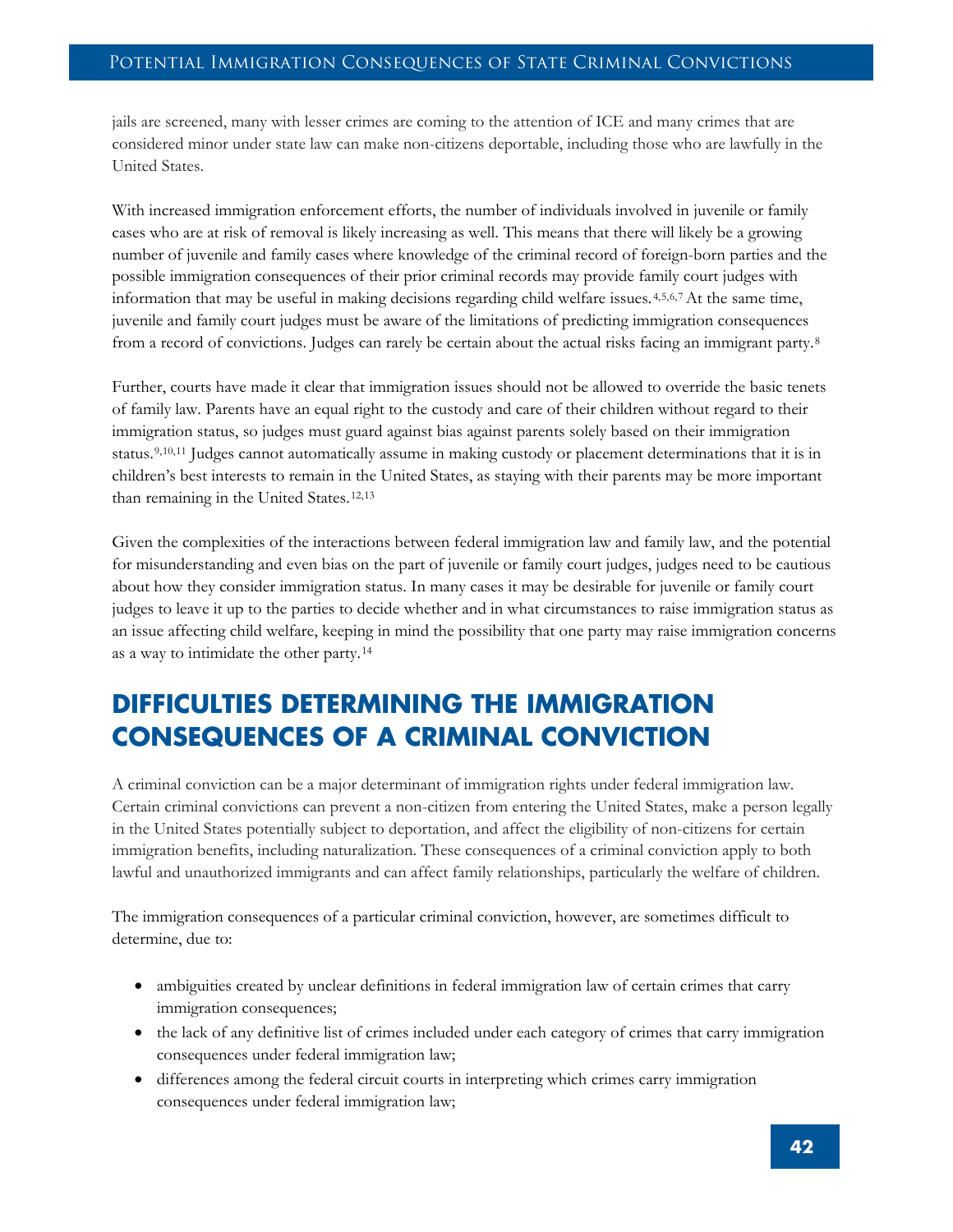jails are screened, many with lesser crimes are coming to the attention of ICE and many crimes that are considered minor under state law can make non-citizens deportable, including those who are lawfully in the United States.

With increased immigration enforcement efforts, the number of individuals involved in juvenile or family cases who are at risk of removal is likely increasing as well. This means that there will likely be a growing number of juvenile and family cases where knowledge of the criminal record of foreign-born parties and the possible immigration consequences of their prior criminal records may provide family court judges with information that may be useful in making decisions regarding child welfare issues.[4,5,6,7] At the same time, juvenile and family court judges must be aware of the limitations of predicting immigration consequences from a record of convictions. Judges can rarely be certain about the actual risks facing an immigrant party.[8]

Further, courts have made it clear that immigration issues should not be allowed to override the basic tenets of family law. Parents have an equal right to the custody and care of their children without regard to their immigration status, so judges must guard against bias against parents solely based on their immigration status.[9,10,11] Judges cannot automatically assume in making custody or placement determinations that it is in children's best interests to remain in the United States, as staying with their parents may be more important than remaining in the United States.[12,13]

Given the complexities of the interactions between federal immigration law and family law, and the potential for misunderstanding and even bias on the part of juvenile or family court judges, judges need to be cautious about how they consider immigration status. In many cases it may be desirable for juvenile or family court judges to leave it up to the parties to decide whether and in what circumstances to raise immigration status as an issue affecting child welfare, keeping in mind the possibility that one party may raise immigration concerns as a way to intimidate the other party.[14]

## DIFFICULTIES DETERMINING THE IMMIGRATION CONSEQUENCES OF A CRIMINAL CONVICTION

A criminal conviction can be a major determinant of immigration rights under federal immigration law. Certain criminal convictions can prevent a non-citizen from entering the United States, make a person legally in the United States potentially subject to deportation, and affect the eligibility of non-citizens for certain immigration benefits, including naturalization. These consequences of a criminal conviction apply to both lawful and unauthorized immigrants and can affect family relationships, particularly the welfare of children.

The immigration consequences of a particular criminal conviction, however, are sometimes difficult to determine, due to:

- ambiguities created by unclear definitions in federal immigration law of certain crimes that carry immigration consequences;
- the lack of any definitive list of crimes included under each category of crimes that carry immigration consequences under federal immigration law;
- differences among the federal circuit courts in interpreting which crimes carry immigration consequences under federal immigration law;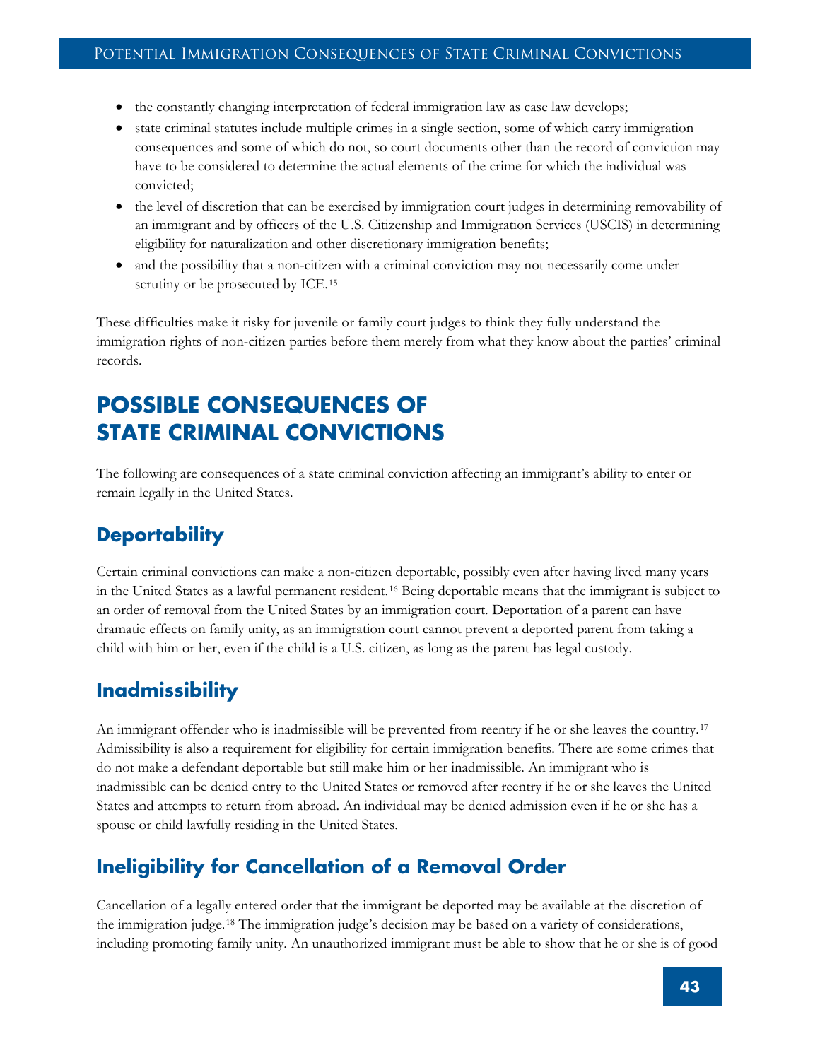- the constantly changing interpretation of federal immigration law as case law develops;
- state criminal statutes include multiple crimes in a single section, some of which carry immigration consequences and some of which do not, so court documents other than the record of conviction may have to be considered to determine the actual elements of the crime for which the individual was convicted;
- the level of discretion that can be exercised by immigration court judges in determining removability of an immigrant and by officers of the U.S. Citizenship and Immigration Services (USCIS) in determining eligibility for naturalization and other discretionary immigration benefits;
- and the possibility that a non-citizen with a criminal conviction may not necessarily come under scrutiny or be prosecuted by ICE.[15]

These difficulties make it risky for juvenile or family court judges to think they fully understand the immigration rights of non-citizen parties before them merely from what they know about the parties' criminal records.

# POSSIBLE CONSEQUENCES OF STATE CRIMINAL CONVICTIONS

The following are consequences of a state criminal conviction affecting an immigrant's ability to enter or remain legally in the United States.

## Deportability

Certain criminal convictions can make a non-citizen deportable, possibly even after having lived many years in the United States as a lawful permanent resident.[16] Being deportable means that the immigrant is subject to an order of removal from the United States by an immigration court. Deportation of a parent can have dramatic effects on family unity, as an immigration court cannot prevent a deported parent from taking a child with him or her, even if the child is a U.S. citizen, as long as the parent has legal custody.

## Inadmissibility

An immigrant offender who is inadmissible will be prevented from reentry if he or she leaves the country.[17] Admissibility is also a requirement for eligibility for certain immigration benefits. There are some crimes that do not make a defendant deportable but still make him or her inadmissible. An immigrant who is inadmissible can be denied entry to the United States or removed after reentry if he or she leaves the United States and attempts to return from abroad. An individual may be denied admission even if he or she has a spouse or child lawfully residing in the United States.

## Ineligibility for Cancellation of a Removal Order

Cancellation of a legally entered order that the immigrant be deported may be available at the discretion of the immigration judge.[18] The immigration judge's decision may be based on a variety of considerations, including promoting family unity. An unauthorized immigrant must be able to show that he or she is of good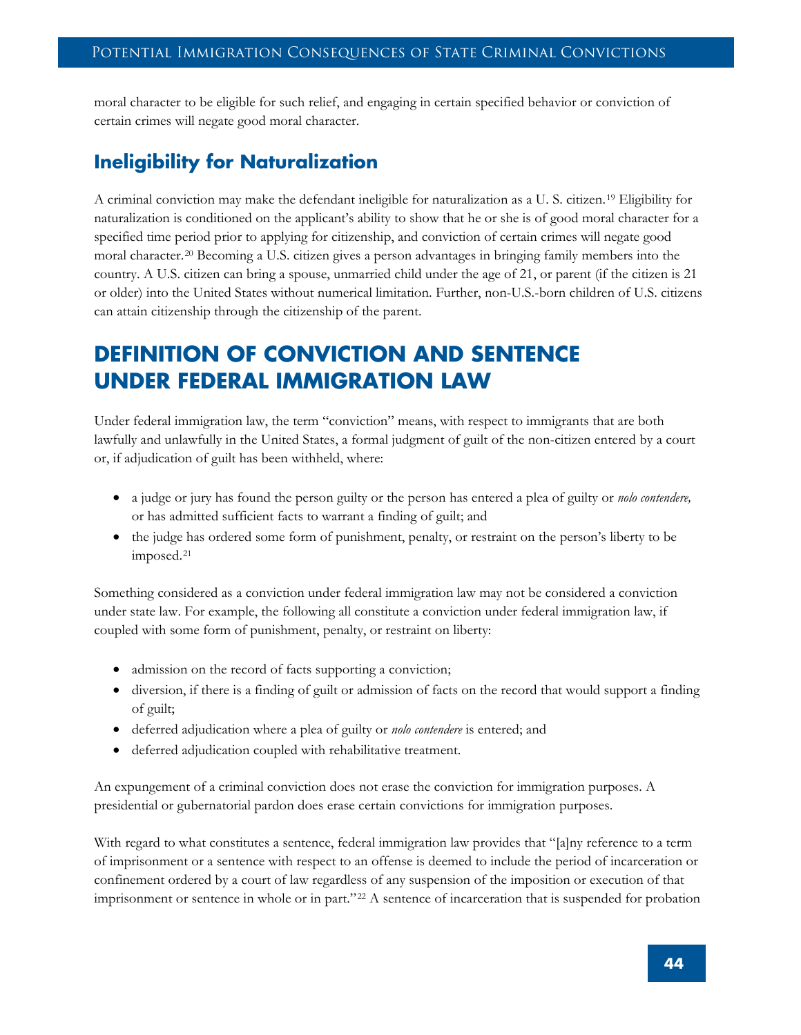moral character to be eligible for such relief, and engaging in certain specified behavior or conviction of certain crimes will negate good moral character.

## Ineligibility for Naturalization

A criminal conviction may make the defendant ineligible for naturalization as a U. S. citizen.[19] Eligibility for naturalization is conditioned on the applicant's ability to show that he or she is of good moral character for a specified time period prior to applying for citizenship, and conviction of certain crimes will negate good moral character.[20] Becoming a U.S. citizen gives a person advantages in bringing family members into the country. A U.S. citizen can bring a spouse, unmarried child under the age of 21, or parent (if the citizen is 21 or older) into the United States without numerical limitation. Further, non-U.S.-born children of U.S. citizens can attain citizenship through the citizenship of the parent.

# DEFINITION OF CONVICTION AND SENTENCE UNDER FEDERAL IMMIGRATION LAW

Under federal immigration law, the term "conviction" means, with respect to immigrants that are both lawfully and unlawfully in the United States, a formal judgment of guilt of the non-citizen entered by a court or, if adjudication of guilt has been withheld, where:

- a judge or jury has found the person guilty or the person has entered a plea of guilty or *nolo contendere,* or has admitted sufficient facts to warrant a finding of guilt; and
- the judge has ordered some form of punishment, penalty, or restraint on the person's liberty to be imposed.[21]

Something considered as a conviction under federal immigration law may not be considered a conviction under state law. For example, the following all constitute a conviction under federal immigration law, if coupled with some form of punishment, penalty, or restraint on liberty:

- admission on the record of facts supporting a conviction;
- diversion, if there is a finding of guilt or admission of facts on the record that would support a finding of guilt;
- deferred adjudication where a plea of guilty or *nolo contendere* is entered; and
- deferred adjudication coupled with rehabilitative treatment.

An expungement of a criminal conviction does not erase the conviction for immigration purposes. A presidential or gubernatorial pardon does erase certain convictions for immigration purposes.

With regard to what constitutes a sentence, federal immigration law provides that "[a]ny reference to a term of imprisonment or a sentence with respect to an offense is deemed to include the period of incarceration or confinement ordered by a court of law regardless of any suspension of the imposition or execution of that imprisonment or sentence in whole or in part."[22] A sentence of incarceration that is suspended for probation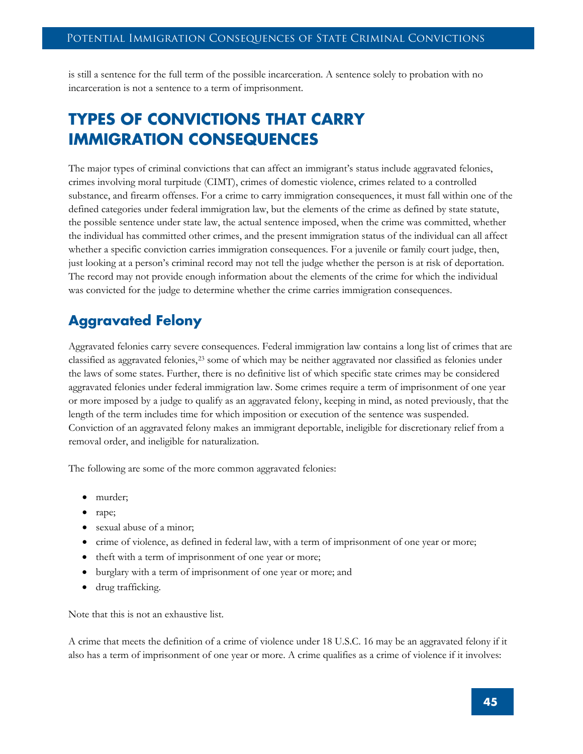is still a sentence for the full term of the possible incarceration. A sentence solely to probation with no incarceration is not a sentence to a term of imprisonment.

# TYPES OF CONVICTIONS THAT CARRY IMMIGRATION CONSEQUENCES

The major types of criminal convictions that can affect an immigrant's status include aggravated felonies, crimes involving moral turpitude (CIMT), crimes of domestic violence, crimes related to a controlled substance, and firearm offenses. For a crime to carry immigration consequences, it must fall within one of the defined categories under federal immigration law, but the elements of the crime as defined by state statute, the possible sentence under state law, the actual sentence imposed, when the crime was committed, whether the individual has committed other crimes, and the present immigration status of the individual can all affect whether a specific conviction carries immigration consequences. For a juvenile or family court judge, then, just looking at a person's criminal record may not tell the judge whether the person is at risk of deportation. The record may not provide enough information about the elements of the crime for which the individual was convicted for the judge to determine whether the crime carries immigration consequences.

## Aggravated Felony

Aggravated felonies carry severe consequences. Federal immigration law contains a long list of crimes that are classified as aggravated felonies,[23] some of which may be neither aggravated nor classified as felonies under the laws of some states. Further, there is no definitive list of which specific state crimes may be considered aggravated felonies under federal immigration law. Some crimes require a term of imprisonment of one year or more imposed by a judge to qualify as an aggravated felony, keeping in mind, as noted previously, that the length of the term includes time for which imposition or execution of the sentence was suspended. Conviction of an aggravated felony makes an immigrant deportable, ineligible for discretionary relief from a removal order, and ineligible for naturalization.

The following are some of the more common aggravated felonies:

- murder;
- rape;
- sexual abuse of a minor;
- crime of violence, as defined in federal law, with a term of imprisonment of one year or more;
- theft with a term of imprisonment of one year or more;
- burglary with a term of imprisonment of one year or more; and
- drug trafficking.

Note that this is not an exhaustive list.

A crime that meets the definition of a crime of violence under 18 U.S.C. 16 may be an aggravated felony if it also has a term of imprisonment of one year or more. A crime qualifies as a crime of violence if it involves: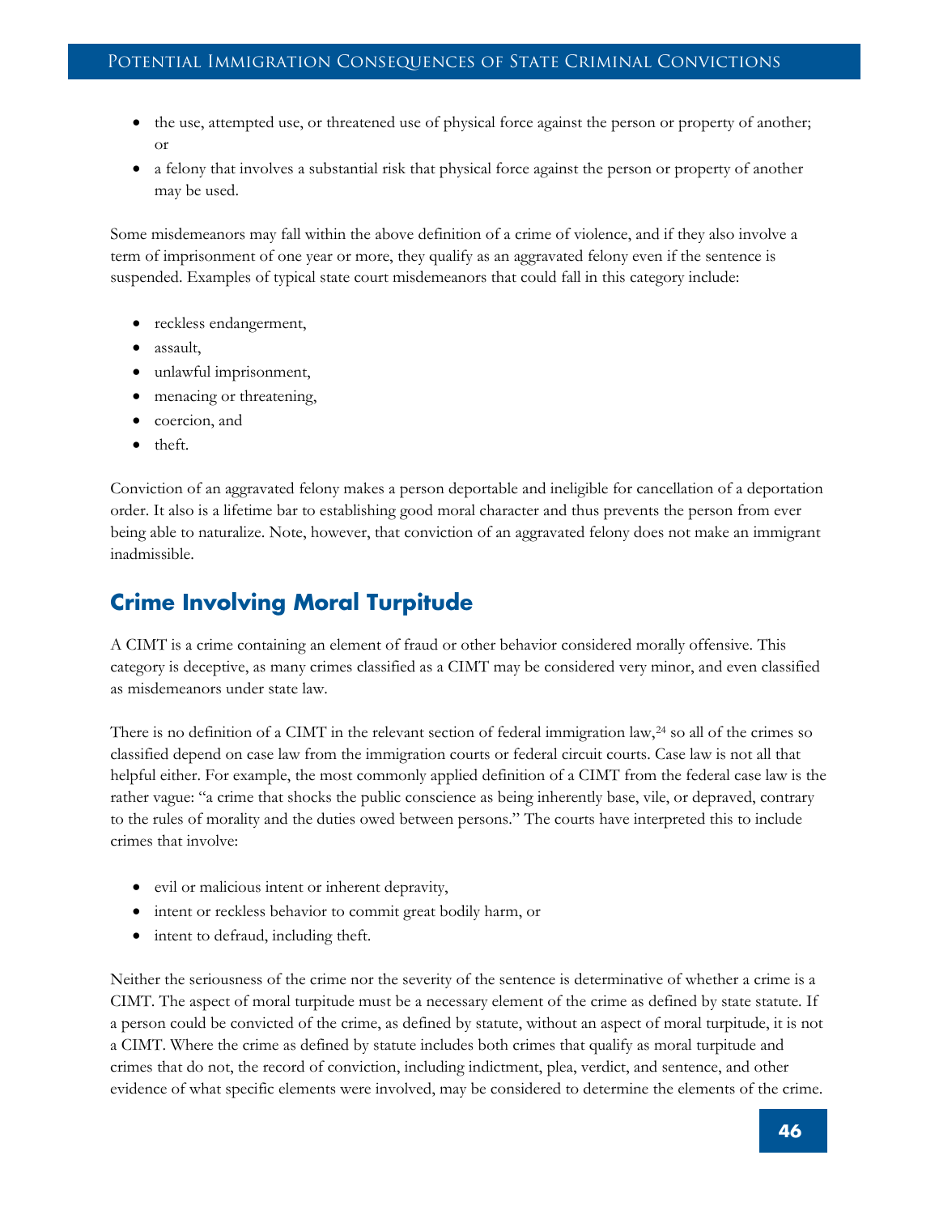- the use, attempted use, or threatened use of physical force against the person or property of another; or
- a felony that involves a substantial risk that physical force against the person or property of another may be used.

Some misdemeanors may fall within the above definition of a crime of violence, and if they also involve a term of imprisonment of one year or more, they qualify as an aggravated felony even if the sentence is suspended. Examples of typical state court misdemeanors that could fall in this category include:

- reckless endangerment,
- assault,
- unlawful imprisonment,
- menacing or threatening,
- coercion, and
- theft.

Conviction of an aggravated felony makes a person deportable and ineligible for cancellation of a deportation order. It also is a lifetime bar to establishing good moral character and thus prevents the person from ever being able to naturalize. Note, however, that conviction of an aggravated felony does not make an immigrant inadmissible.

## Crime Involving Moral Turpitude

A CIMT is a crime containing an element of fraud or other behavior considered morally offensive. This category is deceptive, as many crimes classified as a CIMT may be considered very minor, and even classified as misdemeanors under state law.

There is no definition of a CIMT in the relevant section of federal immigration law,[24] so all of the crimes so classified depend on case law from the immigration courts or federal circuit courts. Case law is not all that helpful either. For example, the most commonly applied definition of a CIMT from the federal case law is the rather vague: "a crime that shocks the public conscience as being inherently base, vile, or depraved, contrary to the rules of morality and the duties owed between persons." The courts have interpreted this to include crimes that involve:

- evil or malicious intent or inherent depravity,
- intent or reckless behavior to commit great bodily harm, or
- intent to defraud, including theft.

Neither the seriousness of the crime nor the severity of the sentence is determinative of whether a crime is a CIMT. The aspect of moral turpitude must be a necessary element of the crime as defined by state statute. If a person could be convicted of the crime, as defined by statute, without an aspect of moral turpitude, it is not a CIMT. Where the crime as defined by statute includes both crimes that qualify as moral turpitude and crimes that do not, the record of conviction, including indictment, plea, verdict, and sentence, and other evidence of what specific elements were involved, may be considered to determine the elements of the crime.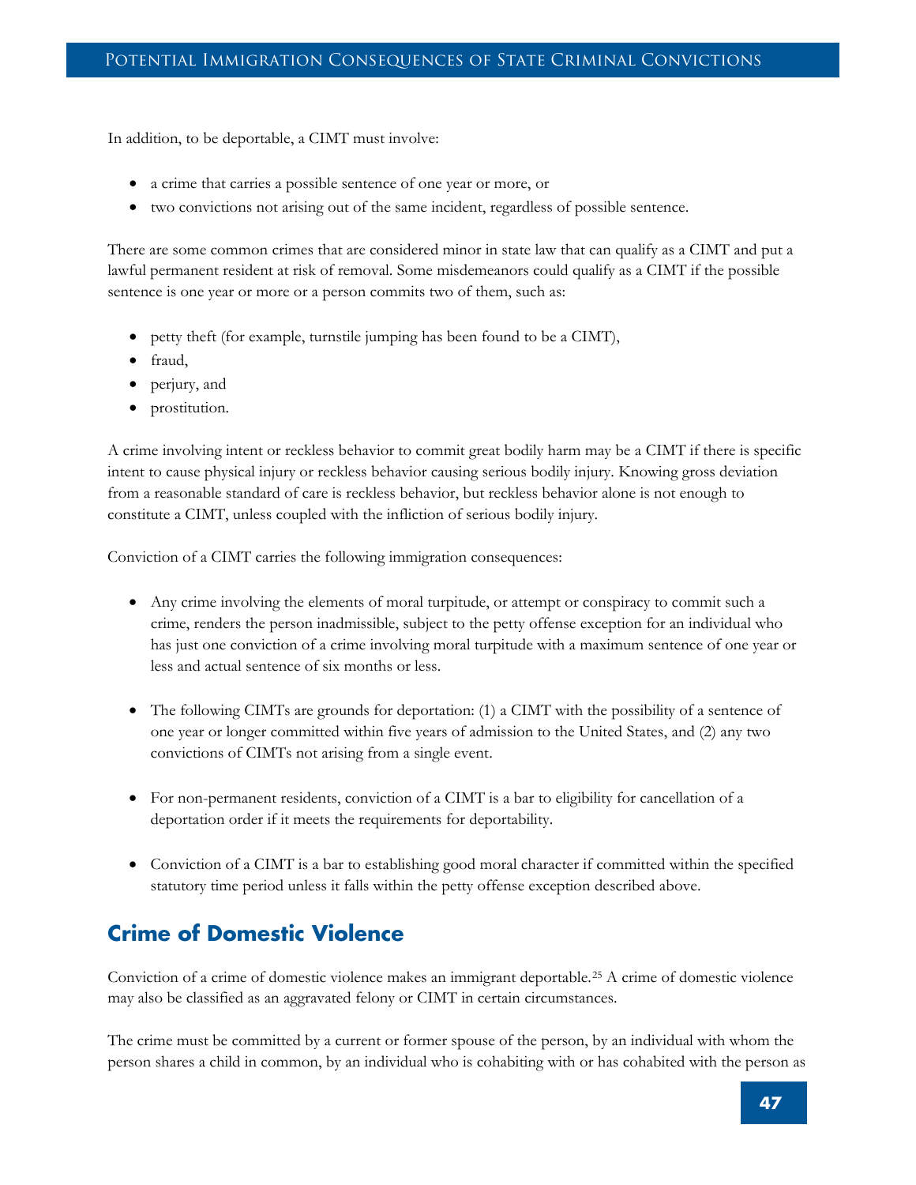In addition, to be deportable, a CIMT must involve:

- a crime that carries a possible sentence of one year or more, or
- two convictions not arising out of the same incident, regardless of possible sentence.

There are some common crimes that are considered minor in state law that can qualify as a CIMT and put a lawful permanent resident at risk of removal. Some misdemeanors could qualify as a CIMT if the possible sentence is one year or more or a person commits two of them, such as:

- petty theft (for example, turnstile jumping has been found to be a CIMT),
- fraud,
- perjury, and
- prostitution.

A crime involving intent or reckless behavior to commit great bodily harm may be a CIMT if there is specific intent to cause physical injury or reckless behavior causing serious bodily injury. Knowing gross deviation from a reasonable standard of care is reckless behavior, but reckless behavior alone is not enough to constitute a CIMT, unless coupled with the infliction of serious bodily injury.

Conviction of a CIMT carries the following immigration consequences:

- Any crime involving the elements of moral turpitude, or attempt or conspiracy to commit such a crime, renders the person inadmissible, subject to the petty offense exception for an individual who has just one conviction of a crime involving moral turpitude with a maximum sentence of one year or less and actual sentence of six months or less.

- The following CIMTs are grounds for deportation: (1) a CIMT with the possibility of a sentence of one year or longer committed within five years of admission to the United States, and (2) any two convictions of CIMTs not arising from a single event.

- For non-permanent residents, conviction of a CIMT is a bar to eligibility for cancellation of a deportation order if it meets the requirements for deportability.

- Conviction of a CIMT is a bar to establishing good moral character if committed within the specified statutory time period unless it falls within the petty offense exception described above.

## Crime of Domestic Violence

Conviction of a crime of domestic violence makes an immigrant deportable.[25] A crime of domestic violence may also be classified as an aggravated felony or CIMT in certain circumstances.

The crime must be committed by a current or former spouse of the person, by an individual with whom the person shares a child in common, by an individual who is cohabiting with or has cohabited with the person as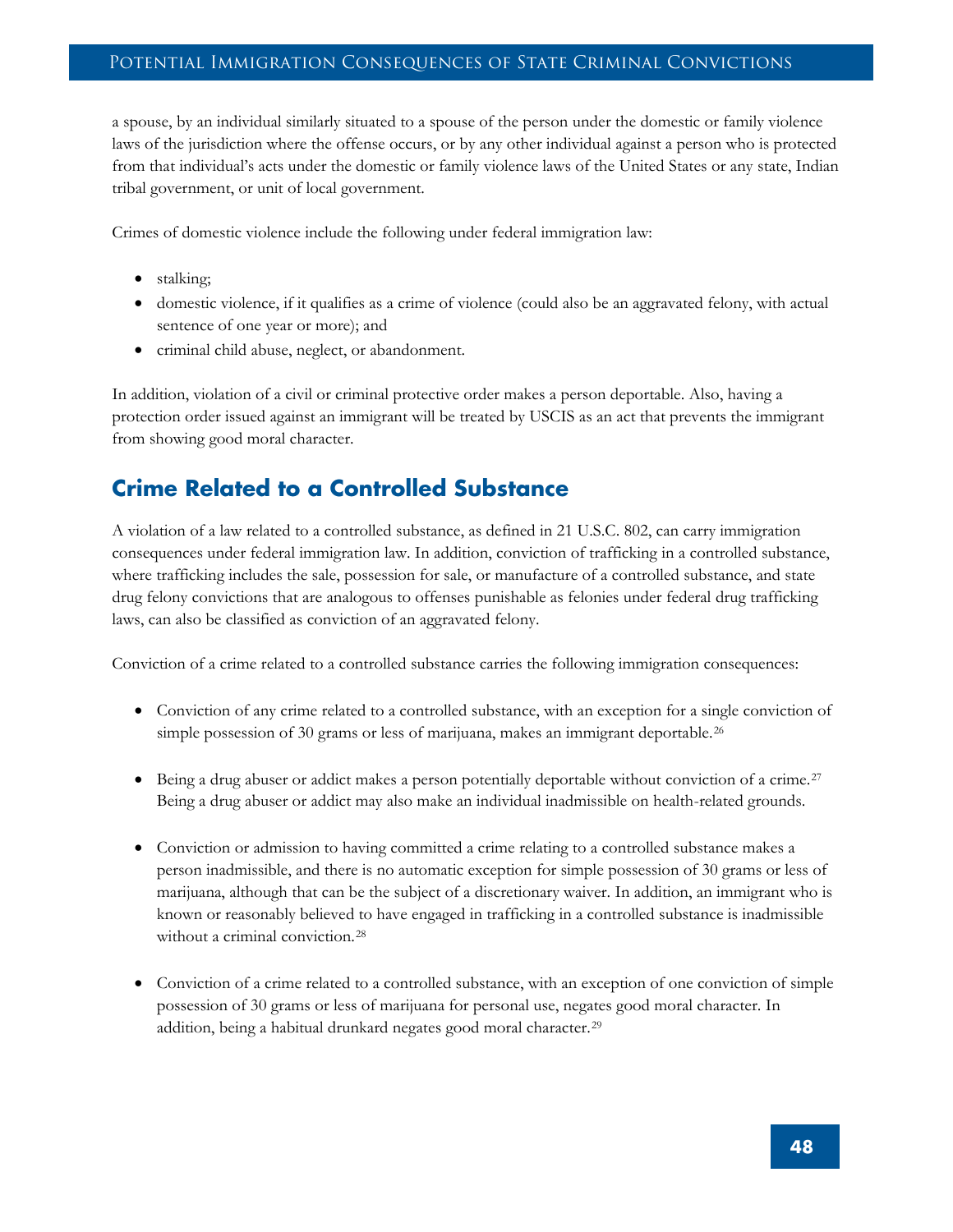a spouse, by an individual similarly situated to a spouse of the person under the domestic or family violence laws of the jurisdiction where the offense occurs, or by any other individual against a person who is protected from that individual's acts under the domestic or family violence laws of the United States or any state, Indian tribal government, or unit of local government.

Crimes of domestic violence include the following under federal immigration law:

- stalking;
- domestic violence, if it qualifies as a crime of violence (could also be an aggravated felony, with actual sentence of one year or more); and
- criminal child abuse, neglect, or abandonment.

In addition, violation of a civil or criminal protective order makes a person deportable. Also, having a protection order issued against an immigrant will be treated by USCIS as an act that prevents the immigrant from showing good moral character.

## Crime Related to a Controlled Substance

A violation of a law related to a controlled substance, as defined in 21 U.S.C. 802, can carry immigration consequences under federal immigration law. In addition, conviction of trafficking in a controlled substance, where trafficking includes the sale, possession for sale, or manufacture of a controlled substance, and state drug felony convictions that are analogous to offenses punishable as felonies under federal drug trafficking laws, can also be classified as conviction of an aggravated felony.

Conviction of a crime related to a controlled substance carries the following immigration consequences:

- Conviction of any crime related to a controlled substance, with an exception for a single conviction of simple possession of 30 grams or less of marijuana, makes an immigrant deportable.[26]

- Being a drug abuser or addict makes a person potentially deportable without conviction of a crime.[27] Being a drug abuser or addict may also make an individual inadmissible on health-related grounds.

- Conviction or admission to having committed a crime relating to a controlled substance makes a person inadmissible, and there is no automatic exception for simple possession of 30 grams or less of marijuana, although that can be the subject of a discretionary waiver. In addition, an immigrant who is known or reasonably believed to have engaged in trafficking in a controlled substance is inadmissible without a criminal conviction.[28]

- Conviction of a crime related to a controlled substance, with an exception of one conviction of simple possession of 30 grams or less of marijuana for personal use, negates good moral character. In addition, being a habitual drunkard negates good moral character.[29]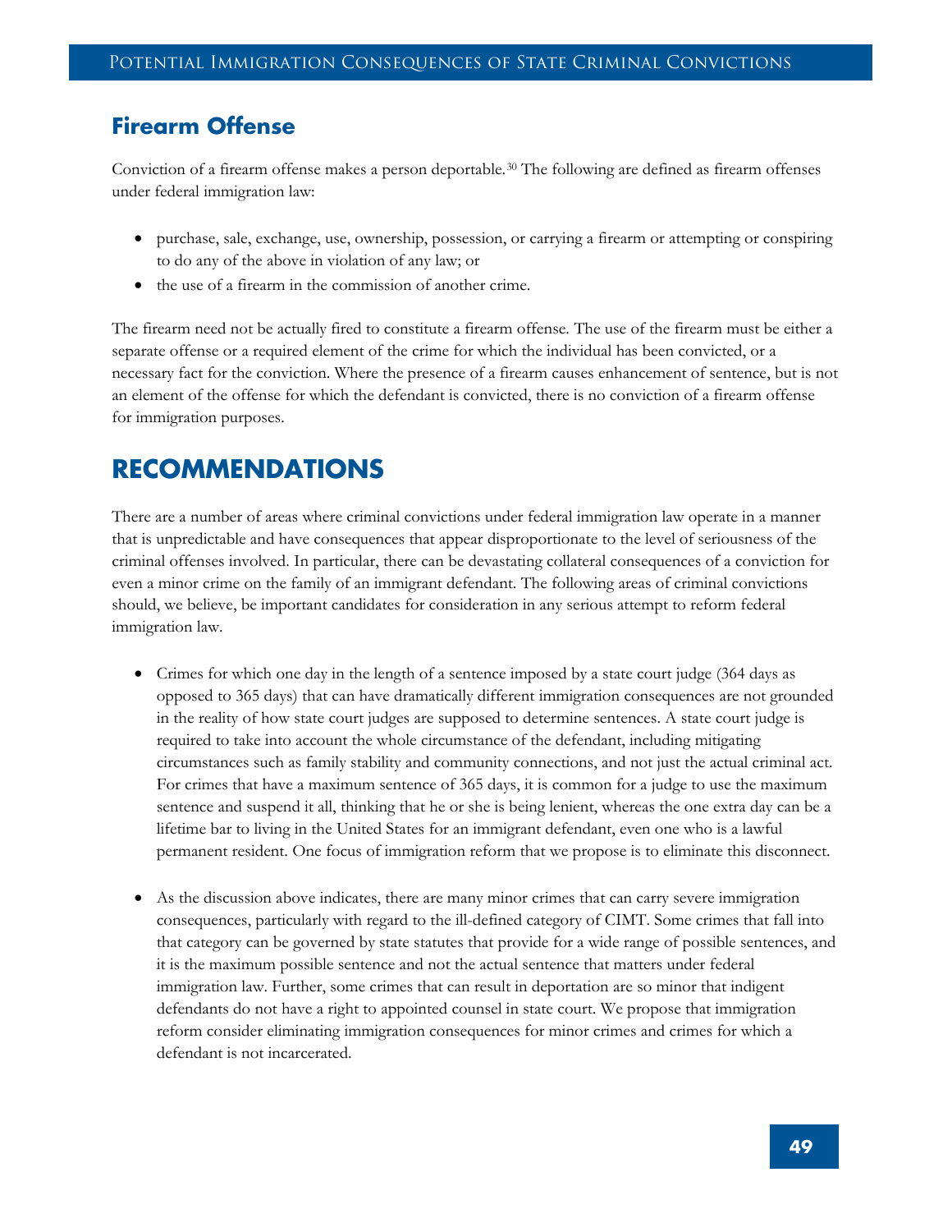## Firearm Offense

Conviction of a firearm offense makes a person deportable.[30] The following are defined as firearm offenses under federal immigration law:

- purchase, sale, exchange, use, ownership, possession, or carrying a firearm or attempting or conspiring to do any of the above in violation of any law; or
- the use of a firearm in the commission of another crime.

The firearm need not be actually fired to constitute a firearm offense. The use of the firearm must be either a separate offense or a required element of the crime for which the individual has been convicted, or a necessary fact for the conviction. Where the presence of a firearm causes enhancement of sentence, but is not an element of the offense for which the defendant is convicted, there is no conviction of a firearm offense for immigration purposes.

# RECOMMENDATIONS

There are a number of areas where criminal convictions under federal immigration law operate in a manner that is unpredictable and have consequences that appear disproportionate to the level of seriousness of the criminal offenses involved. In particular, there can be devastating collateral consequences of a conviction for even a minor crime on the family of an immigrant defendant. The following areas of criminal convictions should, we believe, be important candidates for consideration in any serious attempt to reform federal immigration law.

- Crimes for which one day in the length of a sentence imposed by a state court judge (364 days as opposed to 365 days) that can have dramatically different immigration consequences are not grounded in the reality of how state court judges are supposed to determine sentences. A state court judge is required to take into account the whole circumstance of the defendant, including mitigating circumstances such as family stability and community connections, and not just the actual criminal act. For crimes that have a maximum sentence of 365 days, it is common for a judge to use the maximum sentence and suspend it all, thinking that he or she is being lenient, whereas the one extra day can be a lifetime bar to living in the United States for an immigrant defendant, even one who is a lawful permanent resident. One focus of immigration reform that we propose is to eliminate this disconnect.

- As the discussion above indicates, there are many minor crimes that can carry severe immigration consequences, particularly with regard to the ill-defined category of CIMT. Some crimes that fall into that category can be governed by state statutes that provide for a wide range of possible sentences, and it is the maximum possible sentence and not the actual sentence that matters under federal immigration law. Further, some crimes that can result in deportation are so minor that indigent defendants do not have a right to appointed counsel in state court. We propose that immigration reform consider eliminating immigration consequences for minor crimes and crimes for which a defendant is not incarcerated.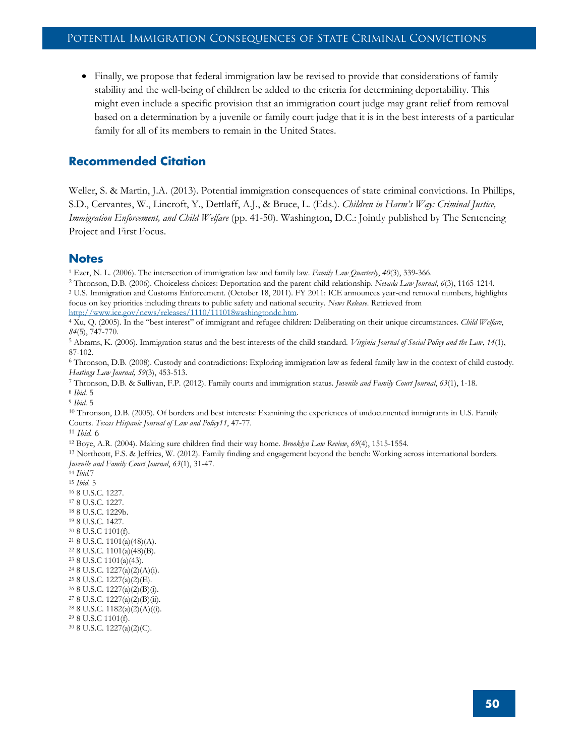- Finally, we propose that federal immigration law be revised to provide that considerations of family stability and the well-being of children be added to the criteria for determining deportability. This might even include a specific provision that an immigration court judge may grant relief from removal based on a determination by a juvenile or family court judge that it is in the best interests of a particular family for all of its members to remain in the United States.

## Recommended Citation

Weller, S. & Martin, J.A. (2013). Potential immigration consequences of state criminal convictions. In Phillips, S.D., Cervantes, W., Lincroft, Y., Dettlaff, A.J., & Bruce, L. (Eds.). *Children in Harm's Way: Criminal Justice, Immigration Enforcement, and Child Welfare* (pp. 41-50). Washington, D.C.: Jointly published by The Sentencing Project and First Focus.

## Notes

[1] Ezer, N. L. (2006). The intersection of immigration law and family law. *Family Law Quarterly*, *40*(3), 339-366.
[2] Thronson, D.B. (2006). Choiceless choices: Deportation and the parent child relationship. *Nevada Law Journal*, *6*(3), 1165-1214.
[3] U.S. Immigration and Customs Enforcement. (October 18, 2011). FY 2011: ICE announces year-end removal numbers, highlights focus on key priorities including threats to public safety and national security. *News Release*. Retrieved from http://www.ice.gov/news/releases/1110/111018washingtondc.htm.
[4] Xu, Q. (2005). In the "best interest" of immigrant and refugee children: Deliberating on their unique circumstances. *Child Welfare*, *84*(5), 747-770.
[5] Abrams, K. (2006). Immigration status and the best interests of the child standard. *Virginia Journal of Social Policy and the Law*, *14*(1), 87-102.
[6] Thronson, D.B. (2008). Custody and contradictions: Exploring immigration law as federal family law in the context of child custody. *Hastings Law Journal, 59*(3), 453-513.
[7] Thronson, D.B. & Sullivan, F.P. (2012). Family courts and immigration status. *Juvenile and Family Court Journal*, *63*(1), 1-18.
[8] *Ibid.* 5
[9] *Ibid.* 5
[10] Thronson, D.B. (2005). Of borders and best interests: Examining the experiences of undocumented immigrants in U.S. Family Courts. *Texas Hispanic Journal of Law and Policy11*, 47-77.
[11] *Ibid.* 6
[12] Boye, A.R. (2004). Making sure children find their way home. *Brooklyn Law Review*, *69*(4), 1515-1554.
[13] Northcott, F.S. & Jeffries, W. (2012). Family finding and engagement beyond the bench: Working across international borders. *Juvenile and Family Court Journal*, *63*(1), 31-47.
[14] *Ibid.*7
[15] *Ibid.* 5
[16] 8 U.S.C. 1227.
[17] 8 U.S.C. 1227.
[18] 8 U.S.C. 1229b.
[19] 8 U.S.C. 1427.
[20] 8 U.S.C 1101(f).
[21] 8 U.S.C. 1101(a)(48)(A).
[22] 8 U.S.C. 1101(a)(48)(B).
[23] 8 U.S.C 1101(a)(43).
[24] 8 U.S.C. 1227(a)(2)(A)(i).
[25] 8 U.S.C. 1227(a)(2)(E).
[26] 8 U.S.C. 1227(a)(2)(B)(i).
[27] 8 U.S.C. 1227(a)(2)(B)(ii).
[28] 8 U.S.C. 1182(a)(2)(A)((i).
[29] 8 U.S.C 1101(f).
[30] 8 U.S.C. 1227(a)(2)(C).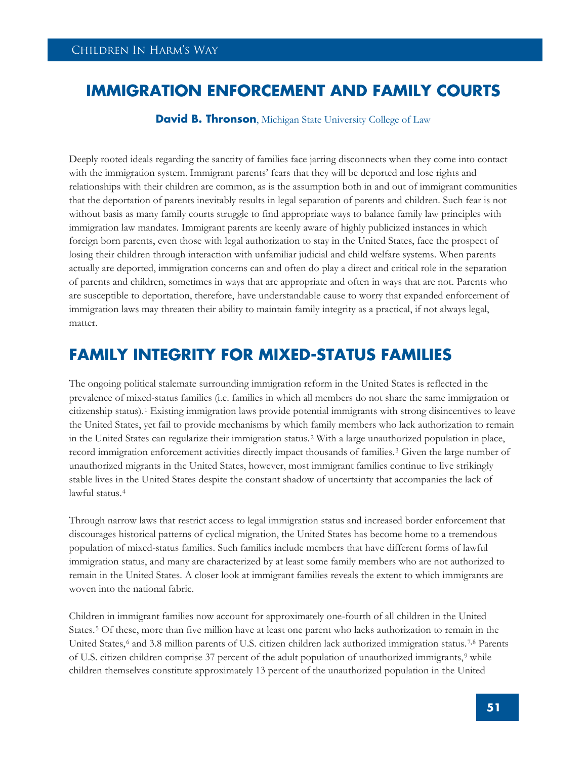# IMMIGRATION ENFORCEMENT AND FAMILY COURTS

**David B. Thronson**, Michigan State University College of Law

Deeply rooted ideals regarding the sanctity of families face jarring disconnects when they come into contact with the immigration system. Immigrant parents' fears that they will be deported and lose rights and relationships with their children are common, as is the assumption both in and out of immigrant communities that the deportation of parents inevitably results in legal separation of parents and children. Such fear is not without basis as many family courts struggle to find appropriate ways to balance family law principles with immigration law mandates. Immigrant parents are keenly aware of highly publicized instances in which foreign born parents, even those with legal authorization to stay in the United States, face the prospect of losing their children through interaction with unfamiliar judicial and child welfare systems. When parents actually are deported, immigration concerns can and often do play a direct and critical role in the separation of parents and children, sometimes in ways that are appropriate and often in ways that are not. Parents who are susceptible to deportation, therefore, have understandable cause to worry that expanded enforcement of immigration laws may threaten their ability to maintain family integrity as a practical, if not always legal, matter.

## FAMILY INTEGRITY FOR MIXED-STATUS FAMILIES

The ongoing political stalemate surrounding immigration reform in the United States is reflected in the prevalence of mixed-status families (i.e. families in which all members do not share the same immigration or citizenship status).[1] Existing immigration laws provide potential immigrants with strong disincentives to leave the United States, yet fail to provide mechanisms by which family members who lack authorization to remain in the United States can regularize their immigration status.[2] With a large unauthorized population in place, record immigration enforcement activities directly impact thousands of families.[3] Given the large number of unauthorized migrants in the United States, however, most immigrant families continue to live strikingly stable lives in the United States despite the constant shadow of uncertainty that accompanies the lack of lawful status.[4]

Through narrow laws that restrict access to legal immigration status and increased border enforcement that discourages historical patterns of cyclical migration, the United States has become home to a tremendous population of mixed-status families. Such families include members that have different forms of lawful immigration status, and many are characterized by at least some family members who are not authorized to remain in the United States. A closer look at immigrant families reveals the extent to which immigrants are woven into the national fabric.

Children in immigrant families now account for approximately one-fourth of all children in the United States.[5] Of these, more than five million have at least one parent who lacks authorization to remain in the United States,[6] and 3.8 million parents of U.S. citizen children lack authorized immigration status.[7,8] Parents of U.S. citizen children comprise 37 percent of the adult population of unauthorized immigrants,[9] while children themselves constitute approximately 13 percent of the unauthorized population in the United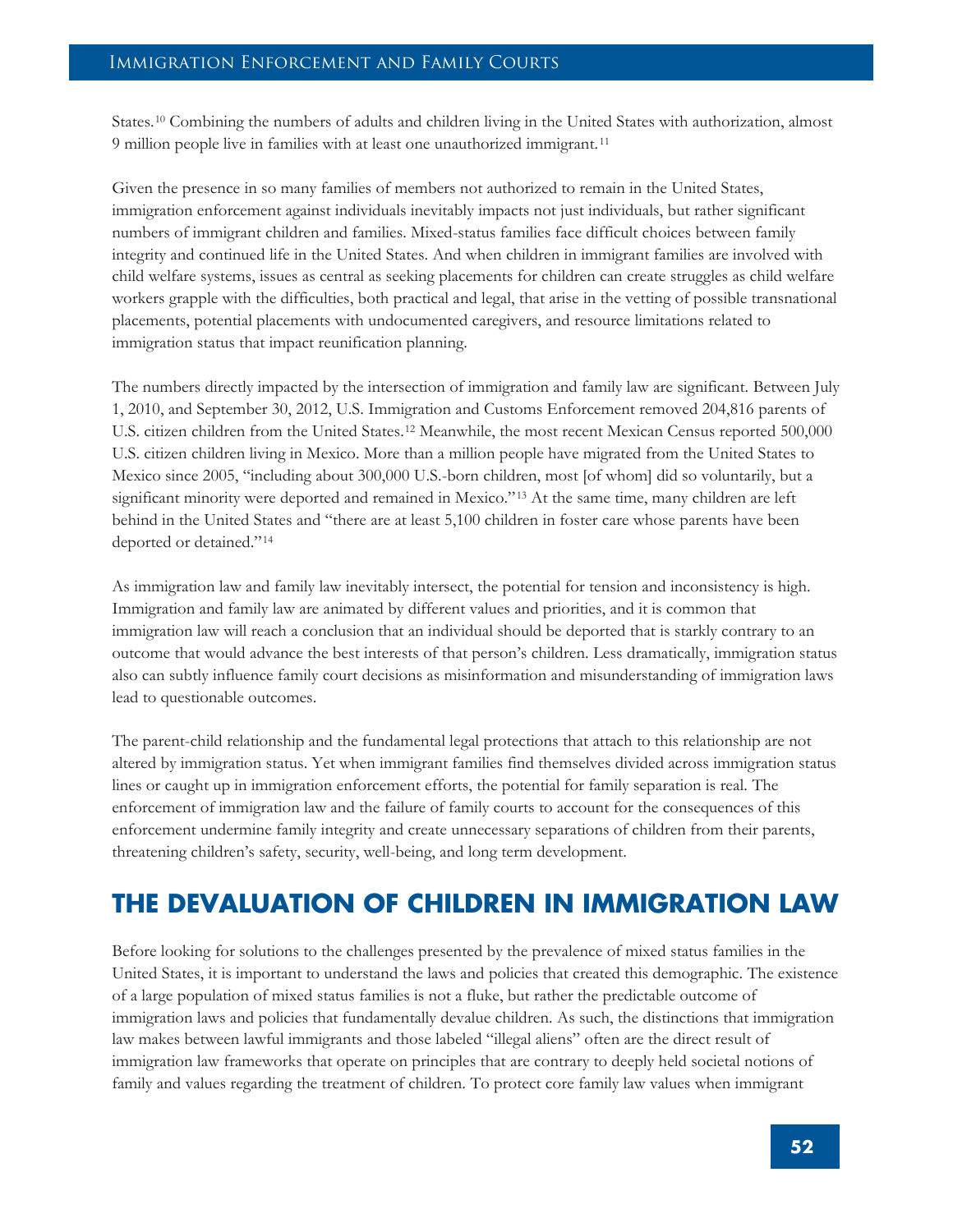States.[10] Combining the numbers of adults and children living in the United States with authorization, almost 9 million people live in families with at least one unauthorized immigrant.[11]

Given the presence in so many families of members not authorized to remain in the United States, immigration enforcement against individuals inevitably impacts not just individuals, but rather significant numbers of immigrant children and families. Mixed-status families face difficult choices between family integrity and continued life in the United States. And when children in immigrant families are involved with child welfare systems, issues as central as seeking placements for children can create struggles as child welfare workers grapple with the difficulties, both practical and legal, that arise in the vetting of possible transnational placements, potential placements with undocumented caregivers, and resource limitations related to immigration status that impact reunification planning.

The numbers directly impacted by the intersection of immigration and family law are significant. Between July 1, 2010, and September 30, 2012, U.S. Immigration and Customs Enforcement removed 204,816 parents of U.S. citizen children from the United States.[12] Meanwhile, the most recent Mexican Census reported 500,000 U.S. citizen children living in Mexico. More than a million people have migrated from the United States to Mexico since 2005, "including about 300,000 U.S.-born children, most [of whom] did so voluntarily, but a significant minority were deported and remained in Mexico."[13] At the same time, many children are left behind in the United States and "there are at least 5,100 children in foster care whose parents have been deported or detained."[14]

As immigration law and family law inevitably intersect, the potential for tension and inconsistency is high. Immigration and family law are animated by different values and priorities, and it is common that immigration law will reach a conclusion that an individual should be deported that is starkly contrary to an outcome that would advance the best interests of that person's children. Less dramatically, immigration status also can subtly influence family court decisions as misinformation and misunderstanding of immigration laws lead to questionable outcomes.

The parent-child relationship and the fundamental legal protections that attach to this relationship are not altered by immigration status. Yet when immigrant families find themselves divided across immigration status lines or caught up in immigration enforcement efforts, the potential for family separation is real. The enforcement of immigration law and the failure of family courts to account for the consequences of this enforcement undermine family integrity and create unnecessary separations of children from their parents, threatening children's safety, security, well-being, and long term development.

## THE DEVALUATION OF CHILDREN IN IMMIGRATION LAW

Before looking for solutions to the challenges presented by the prevalence of mixed status families in the United States, it is important to understand the laws and policies that created this demographic. The existence of a large population of mixed status families is not a fluke, but rather the predictable outcome of immigration laws and policies that fundamentally devalue children. As such, the distinctions that immigration law makes between lawful immigrants and those labeled "illegal aliens" often are the direct result of immigration law frameworks that operate on principles that are contrary to deeply held societal notions of family and values regarding the treatment of children. To protect core family law values when immigrant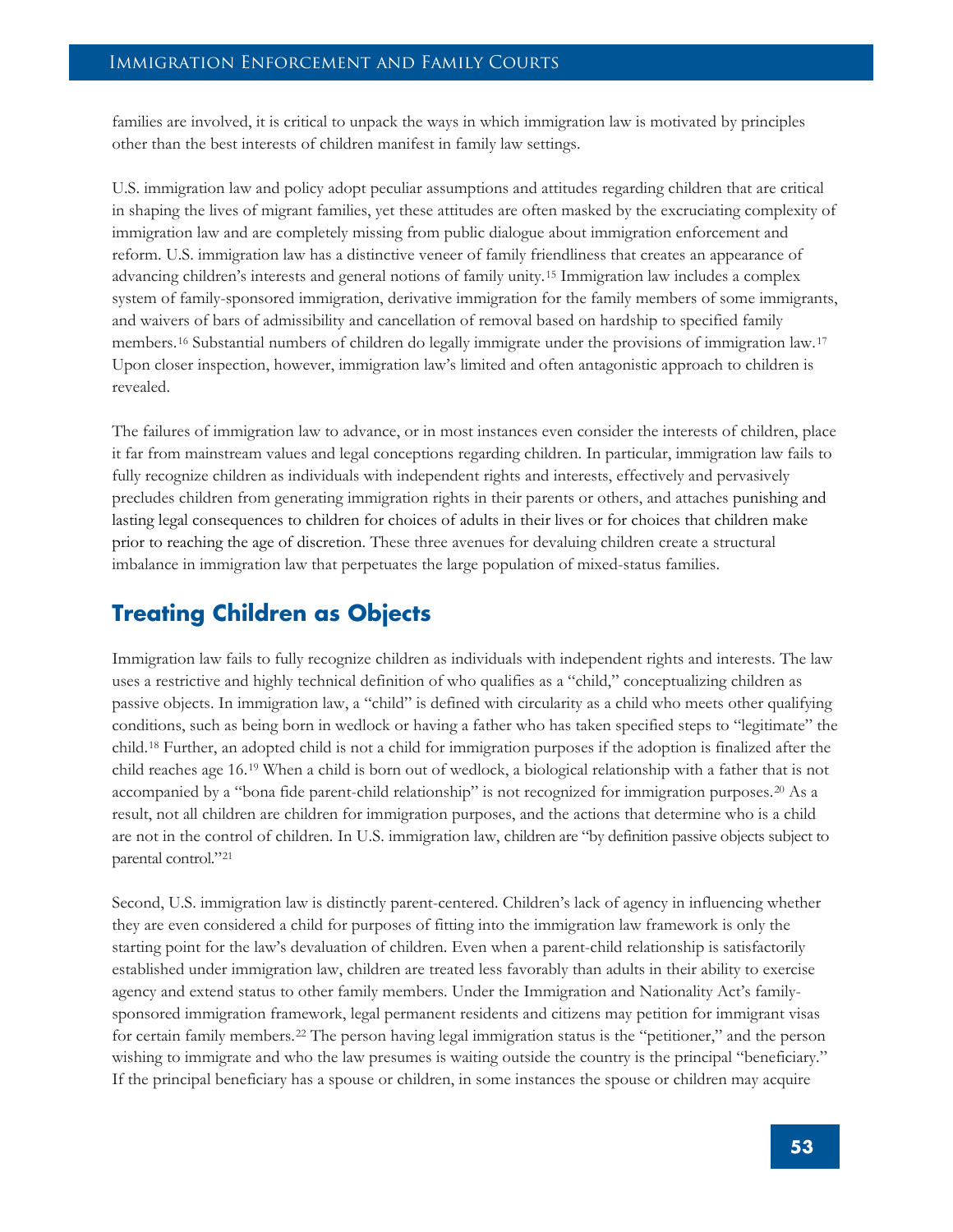families are involved, it is critical to unpack the ways in which immigration law is motivated by principles other than the best interests of children manifest in family law settings.

U.S. immigration law and policy adopt peculiar assumptions and attitudes regarding children that are critical in shaping the lives of migrant families, yet these attitudes are often masked by the excruciating complexity of immigration law and are completely missing from public dialogue about immigration enforcement and reform. U.S. immigration law has a distinctive veneer of family friendliness that creates an appearance of advancing children's interests and general notions of family unity.[15] Immigration law includes a complex system of family-sponsored immigration, derivative immigration for the family members of some immigrants, and waivers of bars of admissibility and cancellation of removal based on hardship to specified family members.[16] Substantial numbers of children do legally immigrate under the provisions of immigration law.[17] Upon closer inspection, however, immigration law's limited and often antagonistic approach to children is revealed.

The failures of immigration law to advance, or in most instances even consider the interests of children, place it far from mainstream values and legal conceptions regarding children. In particular, immigration law fails to fully recognize children as individuals with independent rights and interests, effectively and pervasively precludes children from generating immigration rights in their parents or others, and attaches punishing and lasting legal consequences to children for choices of adults in their lives or for choices that children make prior to reaching the age of discretion. These three avenues for devaluing children create a structural imbalance in immigration law that perpetuates the large population of mixed-status families.

## Treating Children as Objects

Immigration law fails to fully recognize children as individuals with independent rights and interests. The law uses a restrictive and highly technical definition of who qualifies as a "child," conceptualizing children as passive objects. In immigration law, a "child" is defined with circularity as a child who meets other qualifying conditions, such as being born in wedlock or having a father who has taken specified steps to "legitimate" the child.[18] Further, an adopted child is not a child for immigration purposes if the adoption is finalized after the child reaches age 16.[19] When a child is born out of wedlock, a biological relationship with a father that is not accompanied by a "bona fide parent-child relationship" is not recognized for immigration purposes.[20] As a result, not all children are children for immigration purposes, and the actions that determine who is a child are not in the control of children. In U.S. immigration law, children are "by definition passive objects subject to parental control."[21]

Second, U.S. immigration law is distinctly parent-centered. Children's lack of agency in influencing whether they are even considered a child for purposes of fitting into the immigration law framework is only the starting point for the law's devaluation of children. Even when a parent-child relationship is satisfactorily established under immigration law, children are treated less favorably than adults in their ability to exercise agency and extend status to other family members. Under the Immigration and Nationality Act's family-sponsored immigration framework, legal permanent residents and citizens may petition for immigrant visas for certain family members.[22] The person having legal immigration status is the "petitioner," and the person wishing to immigrate and who the law presumes is waiting outside the country is the principal "beneficiary." If the principal beneficiary has a spouse or children, in some instances the spouse or children may acquire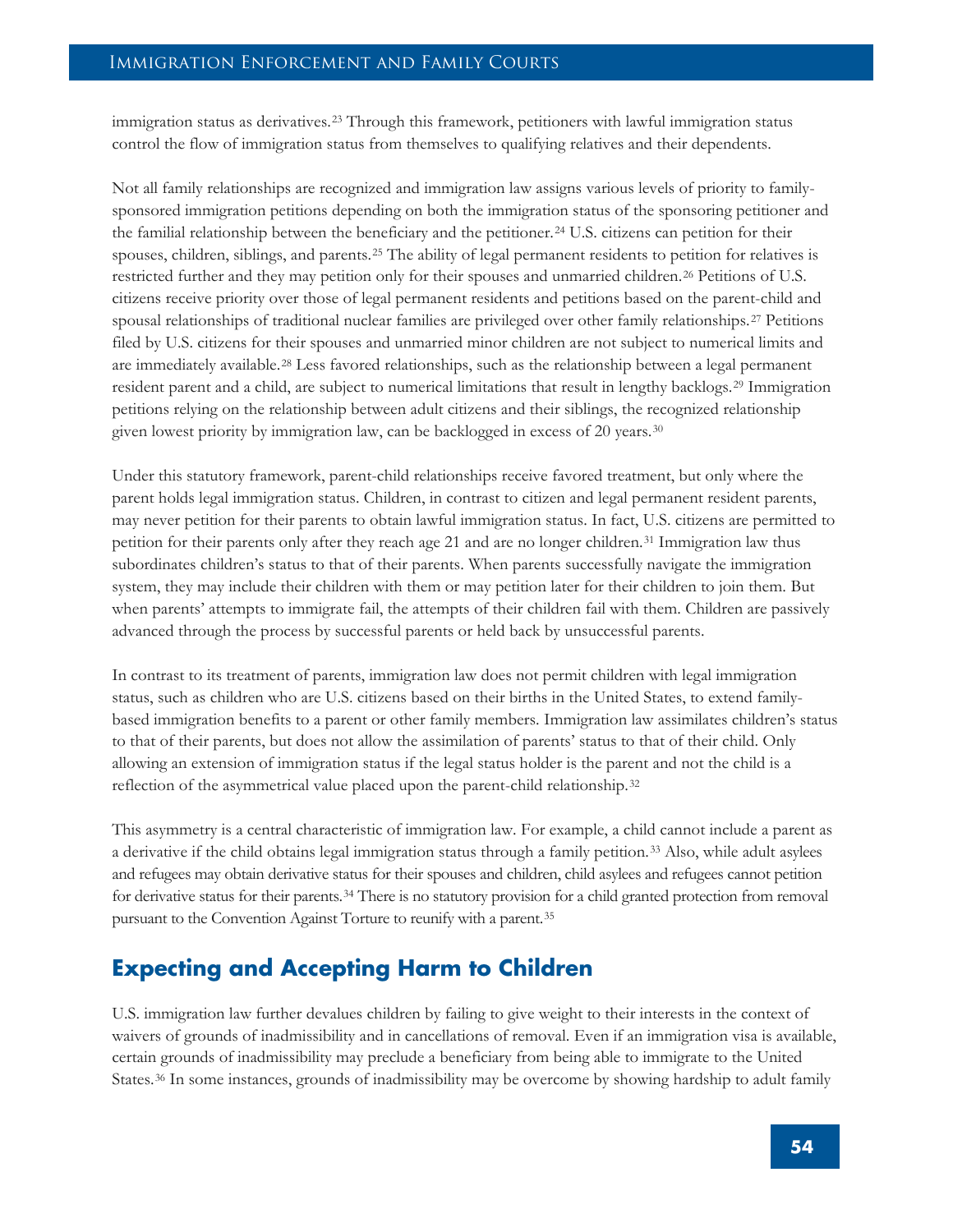immigration status as derivatives.[23] Through this framework, petitioners with lawful immigration status control the flow of immigration status from themselves to qualifying relatives and their dependents.

Not all family relationships are recognized and immigration law assigns various levels of priority to family-sponsored immigration petitions depending on both the immigration status of the sponsoring petitioner and the familial relationship between the beneficiary and the petitioner.[24] U.S. citizens can petition for their spouses, children, siblings, and parents.[25] The ability of legal permanent residents to petition for relatives is restricted further and they may petition only for their spouses and unmarried children.[26] Petitions of U.S. citizens receive priority over those of legal permanent residents and petitions based on the parent-child and spousal relationships of traditional nuclear families are privileged over other family relationships.[27] Petitions filed by U.S. citizens for their spouses and unmarried minor children are not subject to numerical limits and are immediately available.[28] Less favored relationships, such as the relationship between a legal permanent resident parent and a child, are subject to numerical limitations that result in lengthy backlogs.[29] Immigration petitions relying on the relationship between adult citizens and their siblings, the recognized relationship given lowest priority by immigration law, can be backlogged in excess of 20 years.[30]

Under this statutory framework, parent-child relationships receive favored treatment, but only where the parent holds legal immigration status. Children, in contrast to citizen and legal permanent resident parents, may never petition for their parents to obtain lawful immigration status. In fact, U.S. citizens are permitted to petition for their parents only after they reach age 21 and are no longer children.[31] Immigration law thus subordinates children's status to that of their parents. When parents successfully navigate the immigration system, they may include their children with them or may petition later for their children to join them. But when parents' attempts to immigrate fail, the attempts of their children fail with them. Children are passively advanced through the process by successful parents or held back by unsuccessful parents.

In contrast to its treatment of parents, immigration law does not permit children with legal immigration status, such as children who are U.S. citizens based on their births in the United States, to extend family-based immigration benefits to a parent or other family members. Immigration law assimilates children's status to that of their parents, but does not allow the assimilation of parents' status to that of their child. Only allowing an extension of immigration status if the legal status holder is the parent and not the child is a reflection of the asymmetrical value placed upon the parent-child relationship.[32]

This asymmetry is a central characteristic of immigration law. For example, a child cannot include a parent as a derivative if the child obtains legal immigration status through a family petition.[33] Also, while adult asylees and refugees may obtain derivative status for their spouses and children, child asylees and refugees cannot petition for derivative status for their parents.[34] There is no statutory provision for a child granted protection from removal pursuant to the Convention Against Torture to reunify with a parent.[35]

## Expecting and Accepting Harm to Children

U.S. immigration law further devalues children by failing to give weight to their interests in the context of waivers of grounds of inadmissibility and in cancellations of removal. Even if an immigration visa is available, certain grounds of inadmissibility may preclude a beneficiary from being able to immigrate to the United States.[36] In some instances, grounds of inadmissibility may be overcome by showing hardship to adult family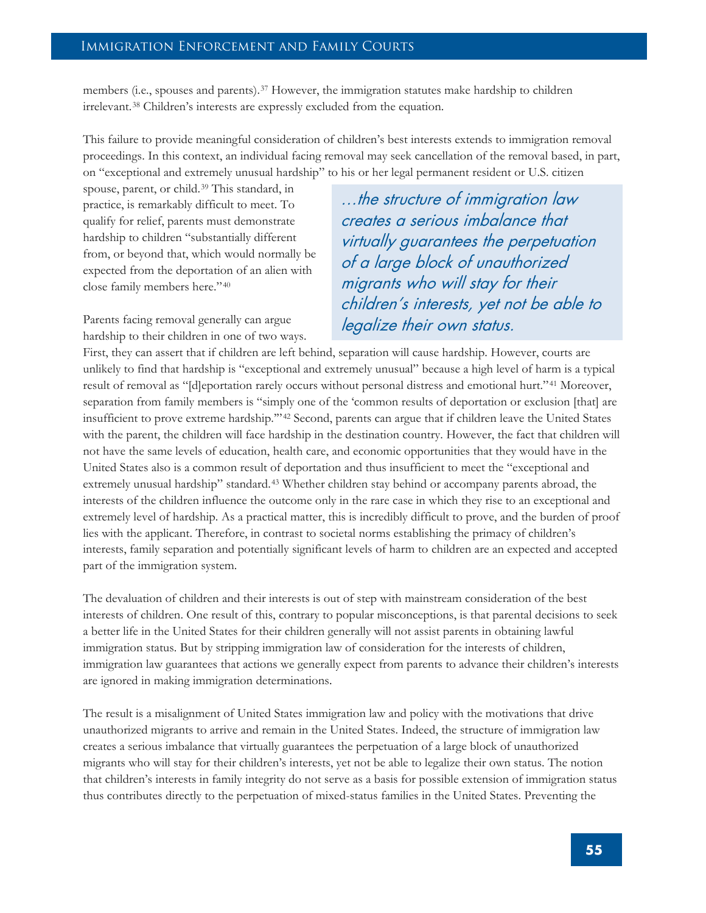members (i.e., spouses and parents).[37] However, the immigration statutes make hardship to children irrelevant.[38] Children's interests are expressly excluded from the equation.

This failure to provide meaningful consideration of children's best interests extends to immigration removal proceedings. In this context, an individual facing removal may seek cancellation of the removal based, in part, on "exceptional and extremely unusual hardship" to his or her legal permanent resident or U.S. citizen spouse, parent, or child.[39] This standard, in practice, is remarkably difficult to meet. To qualify for relief, parents must demonstrate hardship to children "substantially different from, or beyond that, which would normally be expected from the deportation of an alien with close family members here."[40]

> *…the structure of immigration law creates a serious imbalance that virtually guarantees the perpetuation of a large block of unauthorized migrants who will stay for their children's interests, yet not be able to legalize their own status.*

Parents facing removal generally can argue hardship to their children in one of two ways. First, they can assert that if children are left behind, separation will cause hardship. However, courts are unlikely to find that hardship is "exceptional and extremely unusual" because a high level of harm is a typical result of removal as "[d]eportation rarely occurs without personal distress and emotional hurt."[41] Moreover, separation from family members is "simply one of the 'common results of deportation or exclusion [that] are insufficient to prove extreme hardship.'"[42] Second, parents can argue that if children leave the United States with the parent, the children will face hardship in the destination country. However, the fact that children will not have the same levels of education, health care, and economic opportunities that they would have in the United States also is a common result of deportation and thus insufficient to meet the "exceptional and extremely unusual hardship" standard.[43] Whether children stay behind or accompany parents abroad, the interests of the children influence the outcome only in the rare case in which they rise to an exceptional and extremely level of hardship. As a practical matter, this is incredibly difficult to prove, and the burden of proof lies with the applicant. Therefore, in contrast to societal norms establishing the primacy of children's interests, family separation and potentially significant levels of harm to children are an expected and accepted part of the immigration system.

The devaluation of children and their interests is out of step with mainstream consideration of the best interests of children. One result of this, contrary to popular misconceptions, is that parental decisions to seek a better life in the United States for their children generally will not assist parents in obtaining lawful immigration status. But by stripping immigration law of consideration for the interests of children, immigration law guarantees that actions we generally expect from parents to advance their children's interests are ignored in making immigration determinations.

The result is a misalignment of United States immigration law and policy with the motivations that drive unauthorized migrants to arrive and remain in the United States. Indeed, the structure of immigration law creates a serious imbalance that virtually guarantees the perpetuation of a large block of unauthorized migrants who will stay for their children's interests, yet not be able to legalize their own status. The notion that children's interests in family integrity do not serve as a basis for possible extension of immigration status thus contributes directly to the perpetuation of mixed-status families in the United States. Preventing the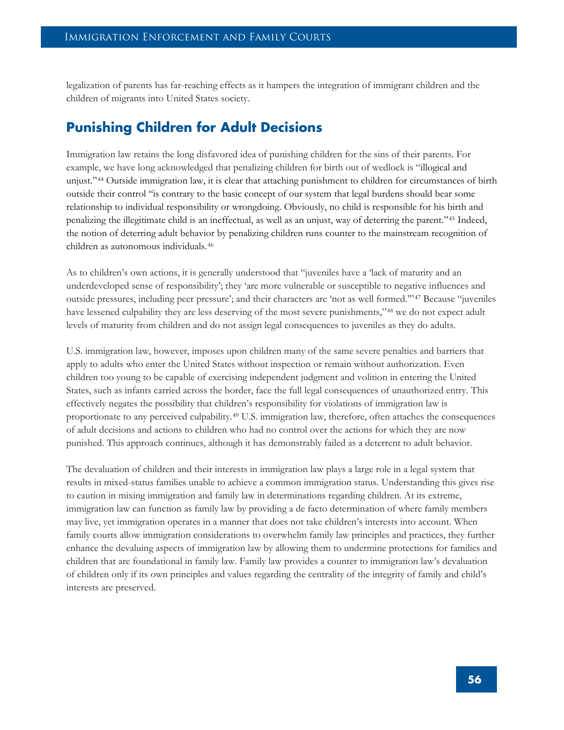legalization of parents has far-reaching effects as it hampers the integration of immigrant children and the children of migrants into United States society.

## Punishing Children for Adult Decisions

Immigration law retains the long disfavored idea of punishing children for the sins of their parents. For example, we have long acknowledged that penalizing children for birth out of wedlock is "illogical and unjust."[44] Outside immigration law, it is clear that attaching punishment to children for circumstances of birth outside their control "is contrary to the basic concept of our system that legal burdens should bear some relationship to individual responsibility or wrongdoing. Obviously, no child is responsible for his birth and penalizing the illegitimate child is an ineffectual, as well as an unjust, way of deterring the parent."[45] Indeed, the notion of deterring adult behavior by penalizing children runs counter to the mainstream recognition of children as autonomous individuals.[46]

As to children's own actions, it is generally understood that "juveniles have a 'lack of maturity and an underdeveloped sense of responsibility'; they 'are more vulnerable or susceptible to negative influences and outside pressures, including peer pressure'; and their characters are 'not as well formed.'"[47] Because "juveniles have lessened culpability they are less deserving of the most severe punishments,"[48] we do not expect adult levels of maturity from children and do not assign legal consequences to juveniles as they do adults.

U.S. immigration law, however, imposes upon children many of the same severe penalties and barriers that apply to adults who enter the United States without inspection or remain without authorization. Even children too young to be capable of exercising independent judgment and volition in entering the United States, such as infants carried across the border, face the full legal consequences of unauthorized entry. This effectively negates the possibility that children's responsibility for violations of immigration law is proportionate to any perceived culpability.[49] U.S. immigration law, therefore, often attaches the consequences of adult decisions and actions to children who had no control over the actions for which they are now punished. This approach continues, although it has demonstrably failed as a deterrent to adult behavior.

The devaluation of children and their interests in immigration law plays a large role in a legal system that results in mixed-status families unable to achieve a common immigration status. Understanding this gives rise to caution in mixing immigration and family law in determinations regarding children. At its extreme, immigration law can function as family law by providing a de facto determination of where family members may live, yet immigration operates in a manner that does not take children's interests into account. When family courts allow immigration considerations to overwhelm family law principles and practices, they further enhance the devaluing aspects of immigration law by allowing them to undermine protections for families and children that are foundational in family law. Family law provides a counter to immigration law's devaluation of children only if its own principles and values regarding the centrality of the integrity of family and child's interests are preserved.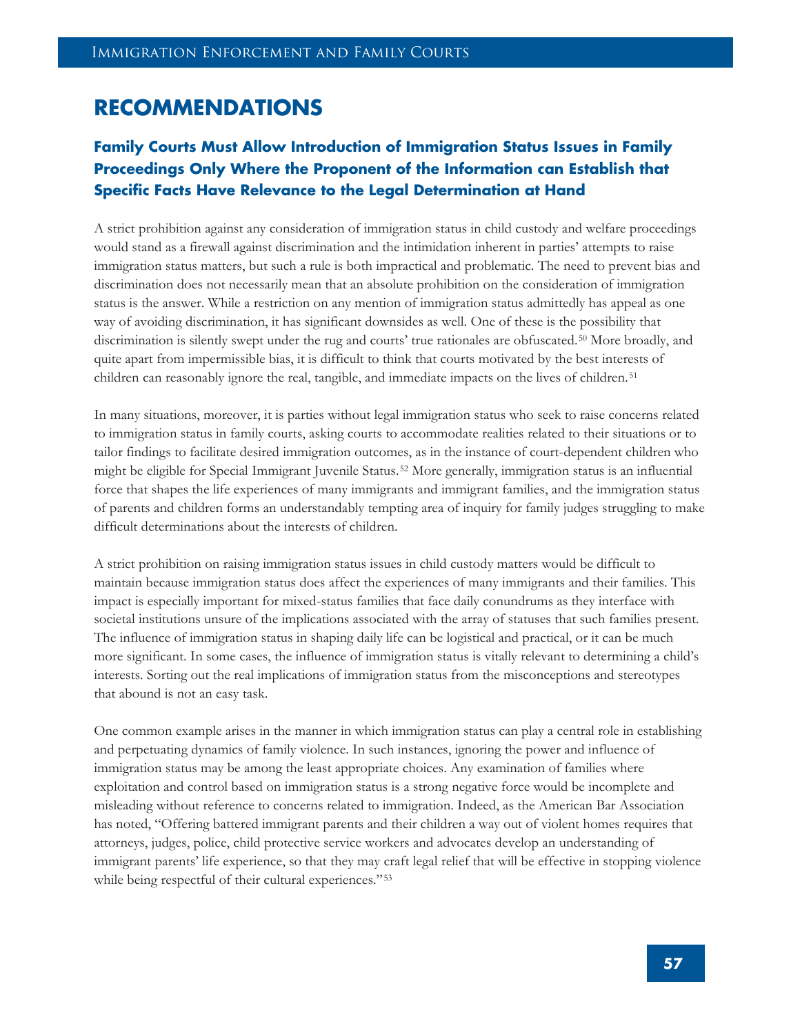# RECOMMENDATIONS

## Family Courts Must Allow Introduction of Immigration Status Issues in Family Proceedings Only Where the Proponent of the Information can Establish that Specific Facts Have Relevance to the Legal Determination at Hand

A strict prohibition against any consideration of immigration status in child custody and welfare proceedings would stand as a firewall against discrimination and the intimidation inherent in parties' attempts to raise immigration status matters, but such a rule is both impractical and problematic. The need to prevent bias and discrimination does not necessarily mean that an absolute prohibition on the consideration of immigration status is the answer. While a restriction on any mention of immigration status admittedly has appeal as one way of avoiding discrimination, it has significant downsides as well. One of these is the possibility that discrimination is silently swept under the rug and courts' true rationales are obfuscated.[50] More broadly, and quite apart from impermissible bias, it is difficult to think that courts motivated by the best interests of children can reasonably ignore the real, tangible, and immediate impacts on the lives of children.[51]

In many situations, moreover, it is parties without legal immigration status who seek to raise concerns related to immigration status in family courts, asking courts to accommodate realities related to their situations or to tailor findings to facilitate desired immigration outcomes, as in the instance of court-dependent children who might be eligible for Special Immigrant Juvenile Status.[52] More generally, immigration status is an influential force that shapes the life experiences of many immigrants and immigrant families, and the immigration status of parents and children forms an understandably tempting area of inquiry for family judges struggling to make difficult determinations about the interests of children.

A strict prohibition on raising immigration status issues in child custody matters would be difficult to maintain because immigration status does affect the experiences of many immigrants and their families. This impact is especially important for mixed-status families that face daily conundrums as they interface with societal institutions unsure of the implications associated with the array of statuses that such families present. The influence of immigration status in shaping daily life can be logistical and practical, or it can be much more significant. In some cases, the influence of immigration status is vitally relevant to determining a child's interests. Sorting out the real implications of immigration status from the misconceptions and stereotypes that abound is not an easy task.

One common example arises in the manner in which immigration status can play a central role in establishing and perpetuating dynamics of family violence. In such instances, ignoring the power and influence of immigration status may be among the least appropriate choices. Any examination of families where exploitation and control based on immigration status is a strong negative force would be incomplete and misleading without reference to concerns related to immigration. Indeed, as the American Bar Association has noted, "Offering battered immigrant parents and their children a way out of violent homes requires that attorneys, judges, police, child protective service workers and advocates develop an understanding of immigrant parents' life experience, so that they may craft legal relief that will be effective in stopping violence while being respectful of their cultural experiences."[53]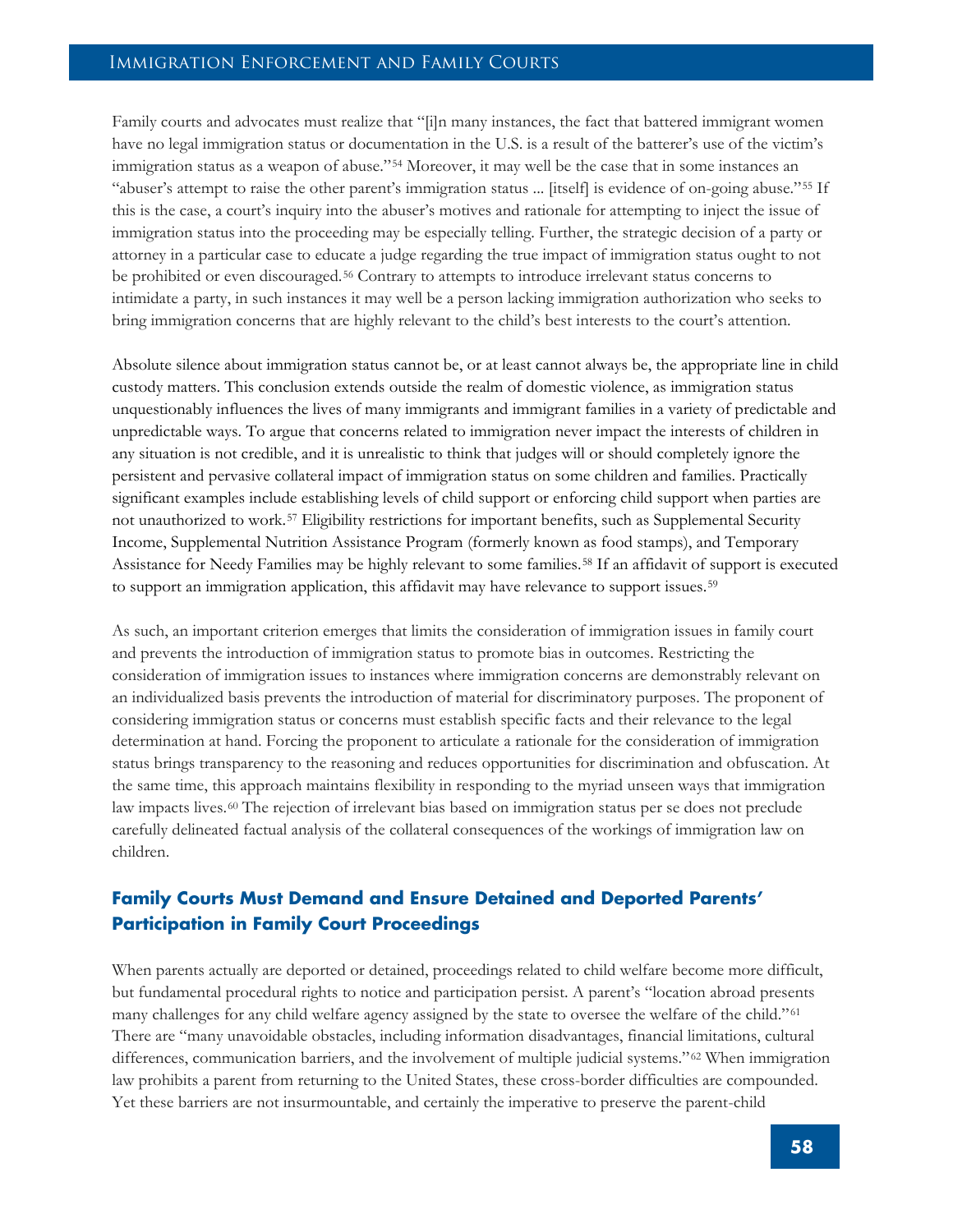Family courts and advocates must realize that "[i]n many instances, the fact that battered immigrant women have no legal immigration status or documentation in the U.S. is a result of the batterer's use of the victim's immigration status as a weapon of abuse."[54] Moreover, it may well be the case that in some instances an "abuser's attempt to raise the other parent's immigration status ... [itself] is evidence of on-going abuse."[55] If this is the case, a court's inquiry into the abuser's motives and rationale for attempting to inject the issue of immigration status into the proceeding may be especially telling. Further, the strategic decision of a party or attorney in a particular case to educate a judge regarding the true impact of immigration status ought to not be prohibited or even discouraged.[56] Contrary to attempts to introduce irrelevant status concerns to intimidate a party, in such instances it may well be a person lacking immigration authorization who seeks to bring immigration concerns that are highly relevant to the child's best interests to the court's attention.

Absolute silence about immigration status cannot be, or at least cannot always be, the appropriate line in child custody matters. This conclusion extends outside the realm of domestic violence, as immigration status unquestionably influences the lives of many immigrants and immigrant families in a variety of predictable and unpredictable ways. To argue that concerns related to immigration never impact the interests of children in any situation is not credible, and it is unrealistic to think that judges will or should completely ignore the persistent and pervasive collateral impact of immigration status on some children and families. Practically significant examples include establishing levels of child support or enforcing child support when parties are not unauthorized to work.[57] Eligibility restrictions for important benefits, such as Supplemental Security Income, Supplemental Nutrition Assistance Program (formerly known as food stamps), and Temporary Assistance for Needy Families may be highly relevant to some families.[58] If an affidavit of support is executed to support an immigration application, this affidavit may have relevance to support issues.[59]

As such, an important criterion emerges that limits the consideration of immigration issues in family court and prevents the introduction of immigration status to promote bias in outcomes. Restricting the consideration of immigration issues to instances where immigration concerns are demonstrably relevant on an individualized basis prevents the introduction of material for discriminatory purposes. The proponent of considering immigration status or concerns must establish specific facts and their relevance to the legal determination at hand. Forcing the proponent to articulate a rationale for the consideration of immigration status brings transparency to the reasoning and reduces opportunities for discrimination and obfuscation. At the same time, this approach maintains flexibility in responding to the myriad unseen ways that immigration law impacts lives.[60] The rejection of irrelevant bias based on immigration status per se does not preclude carefully delineated factual analysis of the collateral consequences of the workings of immigration law on children.

## Family Courts Must Demand and Ensure Detained and Deported Parents' Participation in Family Court Proceedings

When parents actually are deported or detained, proceedings related to child welfare become more difficult, but fundamental procedural rights to notice and participation persist. A parent's "location abroad presents many challenges for any child welfare agency assigned by the state to oversee the welfare of the child."[61] There are "many unavoidable obstacles, including information disadvantages, financial limitations, cultural differences, communication barriers, and the involvement of multiple judicial systems."[62] When immigration law prohibits a parent from returning to the United States, these cross-border difficulties are compounded. Yet these barriers are not insurmountable, and certainly the imperative to preserve the parent-child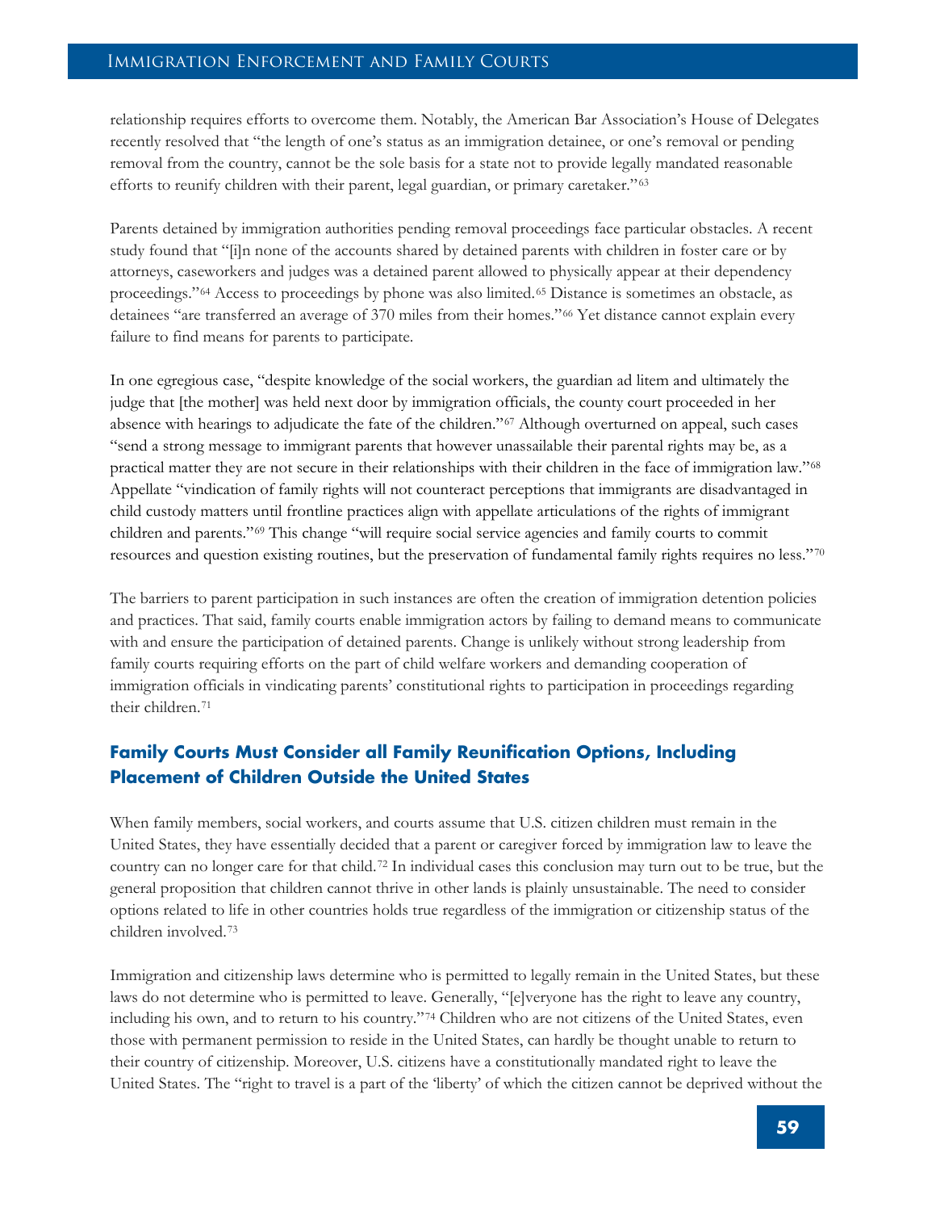relationship requires efforts to overcome them. Notably, the American Bar Association's House of Delegates recently resolved that "the length of one's status as an immigration detainee, or one's removal or pending removal from the country, cannot be the sole basis for a state not to provide legally mandated reasonable efforts to reunify children with their parent, legal guardian, or primary caretaker."[63]

Parents detained by immigration authorities pending removal proceedings face particular obstacles. A recent study found that "[i]n none of the accounts shared by detained parents with children in foster care or by attorneys, caseworkers and judges was a detained parent allowed to physically appear at their dependency proceedings."[64] Access to proceedings by phone was also limited.[65] Distance is sometimes an obstacle, as detainees "are transferred an average of 370 miles from their homes."[66] Yet distance cannot explain every failure to find means for parents to participate.

In one egregious case, "despite knowledge of the social workers, the guardian ad litem and ultimately the judge that [the mother] was held next door by immigration officials, the county court proceeded in her absence with hearings to adjudicate the fate of the children."[67] Although overturned on appeal, such cases "send a strong message to immigrant parents that however unassailable their parental rights may be, as a practical matter they are not secure in their relationships with their children in the face of immigration law."[68] Appellate "vindication of family rights will not counteract perceptions that immigrants are disadvantaged in child custody matters until frontline practices align with appellate articulations of the rights of immigrant children and parents."[69] This change "will require social service agencies and family courts to commit resources and question existing routines, but the preservation of fundamental family rights requires no less."[70]

The barriers to parent participation in such instances are often the creation of immigration detention policies and practices. That said, family courts enable immigration actors by failing to demand means to communicate with and ensure the participation of detained parents. Change is unlikely without strong leadership from family courts requiring efforts on the part of child welfare workers and demanding cooperation of immigration officials in vindicating parents' constitutional rights to participation in proceedings regarding their children.[71]

## Family Courts Must Consider all Family Reunification Options, Including Placement of Children Outside the United States

When family members, social workers, and courts assume that U.S. citizen children must remain in the United States, they have essentially decided that a parent or caregiver forced by immigration law to leave the country can no longer care for that child.[72] In individual cases this conclusion may turn out to be true, but the general proposition that children cannot thrive in other lands is plainly unsustainable. The need to consider options related to life in other countries holds true regardless of the immigration or citizenship status of the children involved.[73]

Immigration and citizenship laws determine who is permitted to legally remain in the United States, but these laws do not determine who is permitted to leave. Generally, "[e]veryone has the right to leave any country, including his own, and to return to his country."[74] Children who are not citizens of the United States, even those with permanent permission to reside in the United States, can hardly be thought unable to return to their country of citizenship. Moreover, U.S. citizens have a constitutionally mandated right to leave the United States. The "right to travel is a part of the 'liberty' of which the citizen cannot be deprived without the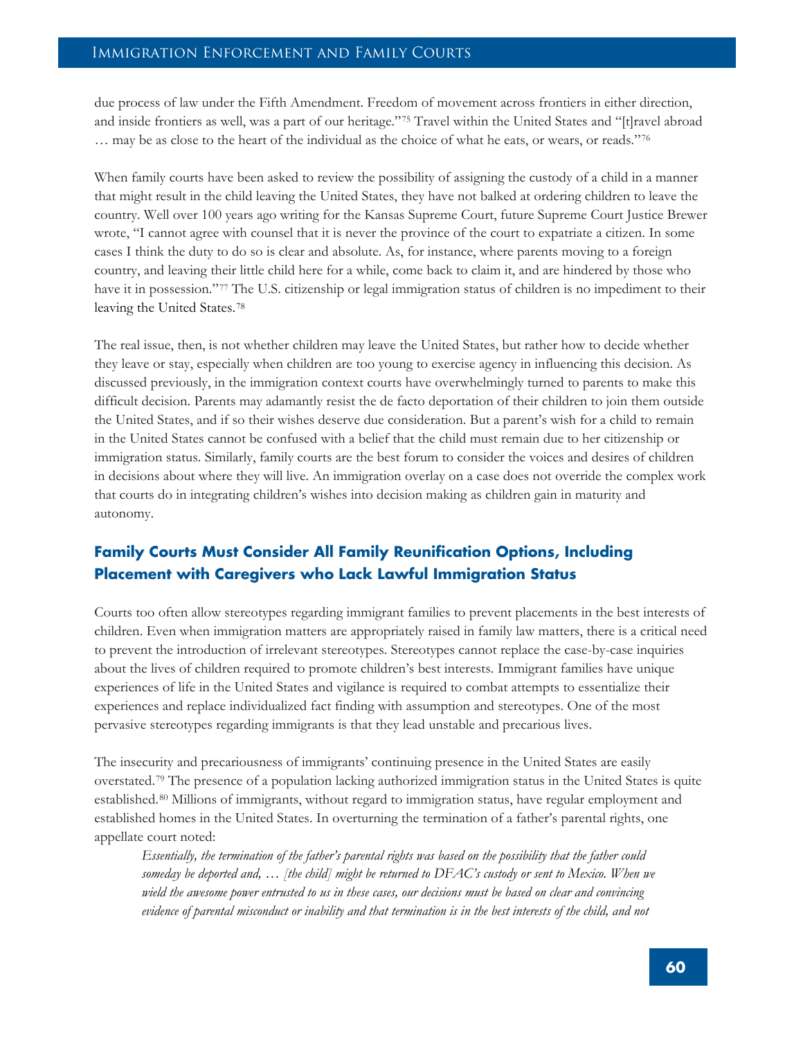due process of law under the Fifth Amendment. Freedom of movement across frontiers in either direction, and inside frontiers as well, was a part of our heritage."[75] Travel within the United States and "[t]ravel abroad … may be as close to the heart of the individual as the choice of what he eats, or wears, or reads."[76]

When family courts have been asked to review the possibility of assigning the custody of a child in a manner that might result in the child leaving the United States, they have not balked at ordering children to leave the country. Well over 100 years ago writing for the Kansas Supreme Court, future Supreme Court Justice Brewer wrote, "I cannot agree with counsel that it is never the province of the court to expatriate a citizen. In some cases I think the duty to do so is clear and absolute. As, for instance, where parents moving to a foreign country, and leaving their little child here for a while, come back to claim it, and are hindered by those who have it in possession."[77] The U.S. citizenship or legal immigration status of children is no impediment to their leaving the United States.[78]

The real issue, then, is not whether children may leave the United States, but rather how to decide whether they leave or stay, especially when children are too young to exercise agency in influencing this decision. As discussed previously, in the immigration context courts have overwhelmingly turned to parents to make this difficult decision. Parents may adamantly resist the de facto deportation of their children to join them outside the United States, and if so their wishes deserve due consideration. But a parent's wish for a child to remain in the United States cannot be confused with a belief that the child must remain due to her citizenship or immigration status. Similarly, family courts are the best forum to consider the voices and desires of children in decisions about where they will live. An immigration overlay on a case does not override the complex work that courts do in integrating children's wishes into decision making as children gain in maturity and autonomy.

## Family Courts Must Consider All Family Reunification Options, Including Placement with Caregivers who Lack Lawful Immigration Status

Courts too often allow stereotypes regarding immigrant families to prevent placements in the best interests of children. Even when immigration matters are appropriately raised in family law matters, there is a critical need to prevent the introduction of irrelevant stereotypes. Stereotypes cannot replace the case-by-case inquiries about the lives of children required to promote children's best interests. Immigrant families have unique experiences of life in the United States and vigilance is required to combat attempts to essentialize their experiences and replace individualized fact finding with assumption and stereotypes. One of the most pervasive stereotypes regarding immigrants is that they lead unstable and precarious lives.

The insecurity and precariousness of immigrants' continuing presence in the United States are easily overstated.[79] The presence of a population lacking authorized immigration status in the United States is quite established.[80] Millions of immigrants, without regard to immigration status, have regular employment and established homes in the United States. In overturning the termination of a father's parental rights, one appellate court noted:

> *Essentially, the termination of the father's parental rights was based on the possibility that the father could someday be deported and, … [the child] might be returned to DFAC's custody or sent to Mexico. When we wield the awesome power entrusted to us in these cases, our decisions must be based on clear and convincing evidence of parental misconduct or inability and that termination is in the best interests of the child, and not*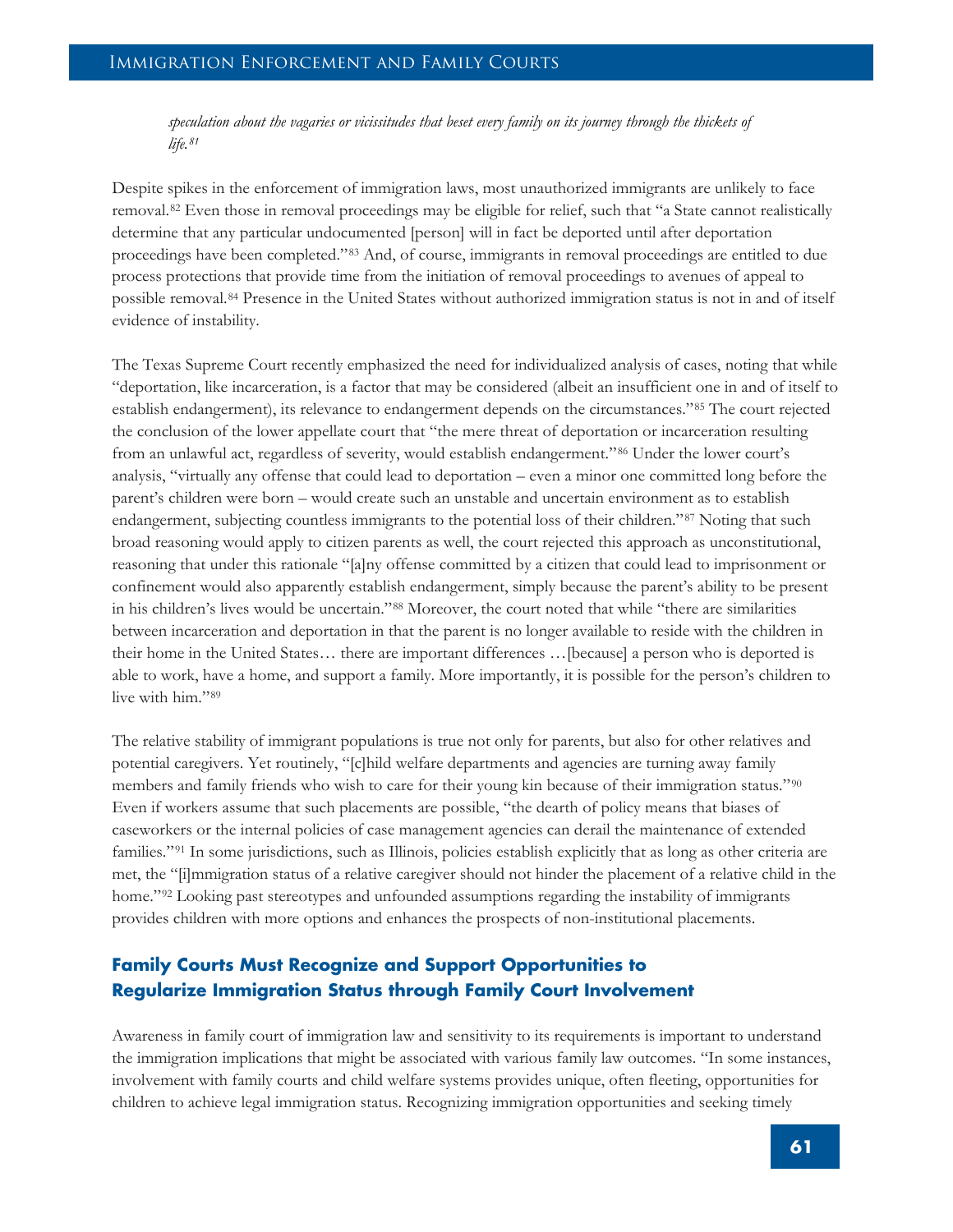*speculation about the vagaries or vicissitudes that beset every family on its journey through the thickets of life.*[81]

Despite spikes in the enforcement of immigration laws, most unauthorized immigrants are unlikely to face removal.[82] Even those in removal proceedings may be eligible for relief, such that "a State cannot realistically determine that any particular undocumented [person] will in fact be deported until after deportation proceedings have been completed."[83] And, of course, immigrants in removal proceedings are entitled to due process protections that provide time from the initiation of removal proceedings to avenues of appeal to possible removal.[84] Presence in the United States without authorized immigration status is not in and of itself evidence of instability.

The Texas Supreme Court recently emphasized the need for individualized analysis of cases, noting that while "deportation, like incarceration, is a factor that may be considered (albeit an insufficient one in and of itself to establish endangerment), its relevance to endangerment depends on the circumstances."[85] The court rejected the conclusion of the lower appellate court that "the mere threat of deportation or incarceration resulting from an unlawful act, regardless of severity, would establish endangerment."[86] Under the lower court's analysis, "virtually any offense that could lead to deportation – even a minor one committed long before the parent's children were born – would create such an unstable and uncertain environment as to establish endangerment, subjecting countless immigrants to the potential loss of their children."[87] Noting that such broad reasoning would apply to citizen parents as well, the court rejected this approach as unconstitutional, reasoning that under this rationale "[a]ny offense committed by a citizen that could lead to imprisonment or confinement would also apparently establish endangerment, simply because the parent's ability to be present in his children's lives would be uncertain."[88] Moreover, the court noted that while "there are similarities between incarceration and deportation in that the parent is no longer available to reside with the children in their home in the United States… there are important differences …[because] a person who is deported is able to work, have a home, and support a family. More importantly, it is possible for the person's children to live with him."[89]

The relative stability of immigrant populations is true not only for parents, but also for other relatives and potential caregivers. Yet routinely, "[c]hild welfare departments and agencies are turning away family members and family friends who wish to care for their young kin because of their immigration status."[90] Even if workers assume that such placements are possible, "the dearth of policy means that biases of caseworkers or the internal policies of case management agencies can derail the maintenance of extended families."[91] In some jurisdictions, such as Illinois, policies establish explicitly that as long as other criteria are met, the "[i]mmigration status of a relative caregiver should not hinder the placement of a relative child in the home."[92] Looking past stereotypes and unfounded assumptions regarding the instability of immigrants provides children with more options and enhances the prospects of non-institutional placements.

## Family Courts Must Recognize and Support Opportunities to Regularize Immigration Status through Family Court Involvement

Awareness in family court of immigration law and sensitivity to its requirements is important to understand the immigration implications that might be associated with various family law outcomes. "In some instances, involvement with family courts and child welfare systems provides unique, often fleeting, opportunities for children to achieve legal immigration status. Recognizing immigration opportunities and seeking timely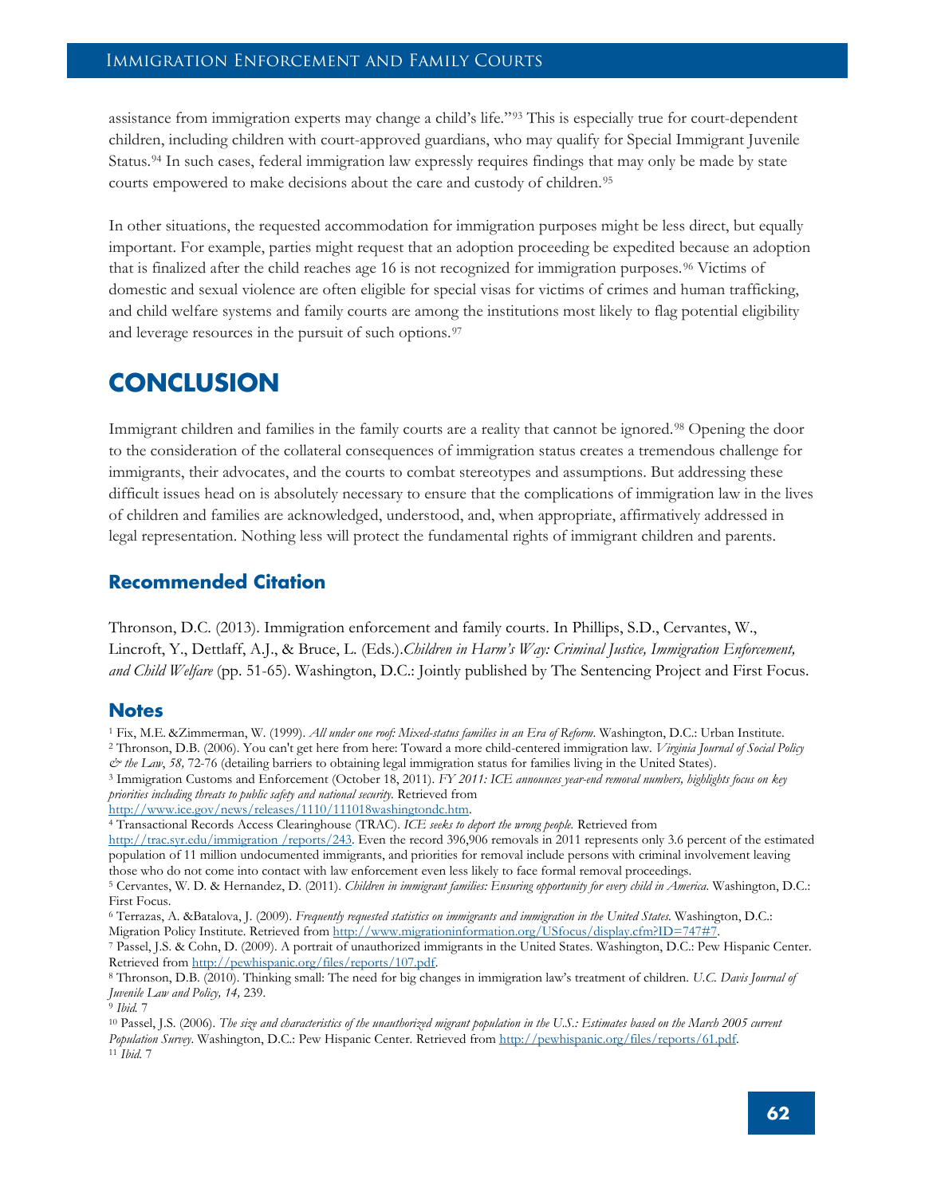assistance from immigration experts may change a child's life."[93] This is especially true for court-dependent children, including children with court-approved guardians, who may qualify for Special Immigrant Juvenile Status.[94] In such cases, federal immigration law expressly requires findings that may only be made by state courts empowered to make decisions about the care and custody of children.[95]

In other situations, the requested accommodation for immigration purposes might be less direct, but equally important. For example, parties might request that an adoption proceeding be expedited because an adoption that is finalized after the child reaches age 16 is not recognized for immigration purposes.[96] Victims of domestic and sexual violence are often eligible for special visas for victims of crimes and human trafficking, and child welfare systems and family courts are among the institutions most likely to flag potential eligibility and leverage resources in the pursuit of such options.[97]

# CONCLUSION

Immigrant children and families in the family courts are a reality that cannot be ignored.[98] Opening the door to the consideration of the collateral consequences of immigration status creates a tremendous challenge for immigrants, their advocates, and the courts to combat stereotypes and assumptions. But addressing these difficult issues head on is absolutely necessary to ensure that the complications of immigration law in the lives of children and families are acknowledged, understood, and, when appropriate, affirmatively addressed in legal representation. Nothing less will protect the fundamental rights of immigrant children and parents.

## Recommended Citation

Thronson, D.C. (2013). Immigration enforcement and family courts. In Phillips, S.D., Cervantes, W., Lincroft, Y., Dettlaff, A.J., & Bruce, L. (Eds.).*Children in Harm's Way: Criminal Justice, Immigration Enforcement, and Child Welfare* (pp. 51-65). Washington, D.C.: Jointly published by The Sentencing Project and First Focus.

## Notes

[1] Fix, M.E. &Zimmerman, W. (1999). *All under one roof: Mixed-status families in an Era of Reform*. Washington, D.C.: Urban Institute.
[2] Thronson, D.B. (2006). You can't get here from here: Toward a more child-centered immigration law. *Virginia Journal of Social Policy & the Law*, *58,* 72-76 (detailing barriers to obtaining legal immigration status for families living in the United States).
[3] Immigration Customs and Enforcement (October 18, 2011). *FY 2011: ICE announces year-end removal numbers, highlights focus on key priorities including threats to public safety and national security*. Retrieved from http://www.ice.gov/news/releases/1110/111018washingtondc.htm.
[4] Transactional Records Access Clearinghouse (TRAC). *ICE seeks to deport the wrong people.* Retrieved from http://trac.syr.edu/immigration /reports/243. Even the record 396,906 removals in 2011 represents only 3.6 percent of the estimated population of 11 million undocumented immigrants, and priorities for removal include persons with criminal involvement leaving those who do not come into contact with law enforcement even less likely to face formal removal proceedings.
[5] Cervantes, W. D. & Hernandez, D. (2011). *Children in immigrant families: Ensuring opportunity for every child in America.* Washington, D.C.: First Focus.
[6] Terrazas, A. &Batalova, J. (2009). *Frequently requested statistics on immigrants and immigration in the United States.* Washington, D.C.: Migration Policy Institute. Retrieved from http://www.migrationinformation.org/USfocus/display.cfm?ID=747#7.
[7] Passel, J.S. & Cohn, D. (2009). A portrait of unauthorized immigrants in the United States. Washington, D.C.: Pew Hispanic Center. Retrieved from http://pewhispanic.org/files/reports/107.pdf.
[8] Thronson, D.B. (2010). Thinking small: The need for big changes in immigration law's treatment of children. *U.C. Davis Journal of Juvenile Law and Policy, 14,* 239.
[9] *Ibid.* 7
[10] Passel, J.S. (2006). *The size and characteristics of the unauthorized migrant population in the U.S.: Estimates based on the March 2005 current Population Survey*. Washington, D.C.: Pew Hispanic Center. Retrieved from http://pewhispanic.org/files/reports/61.pdf.
[11] *Ibid.* 7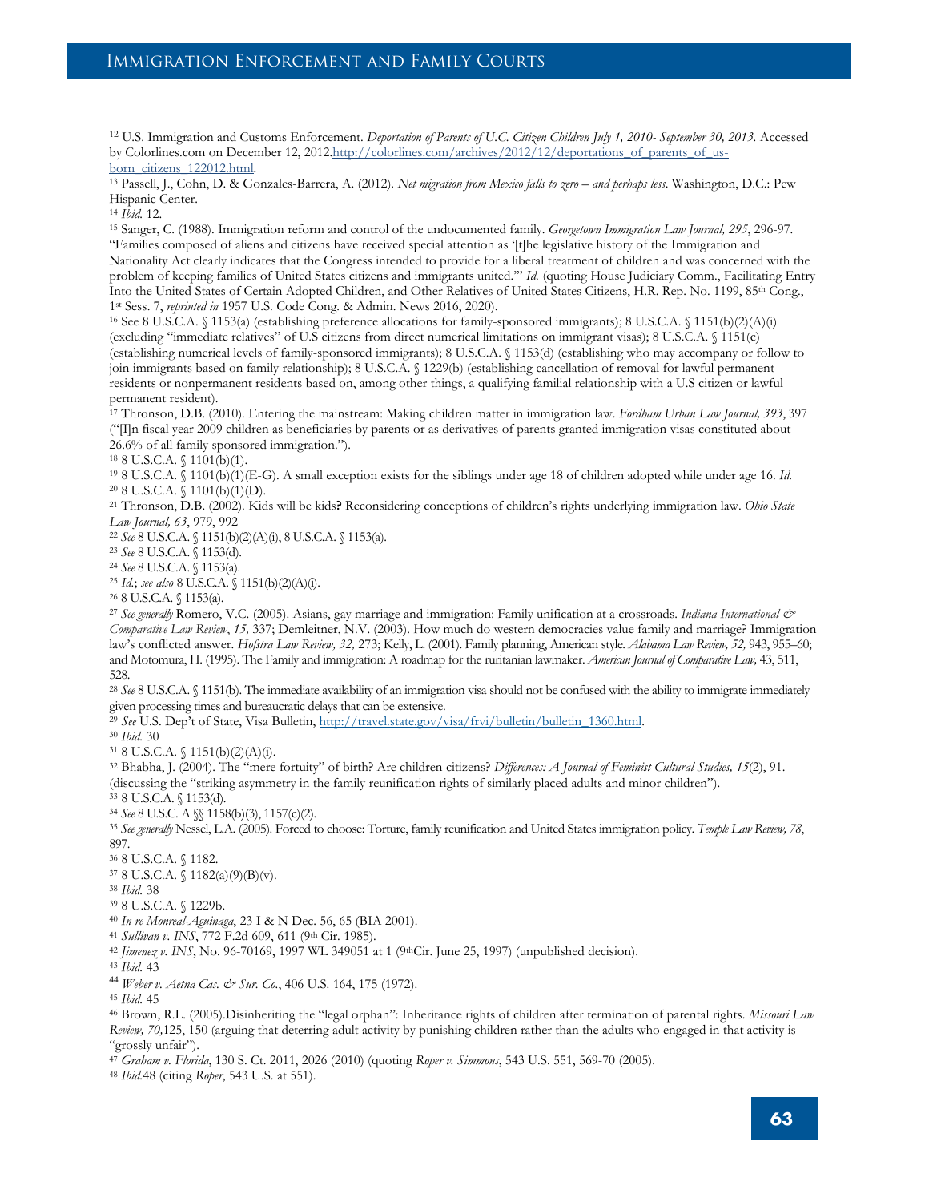[12] U.S. Immigration and Customs Enforcement. *Deportation of Parents of U.C. Citizen Children July 1, 2010- September 30, 2013.* Accessed by Colorlines.com on December 12, 2012.http://colorlines.com/archives/2012/12/deportations_of_parents_of_us-born_citizens_122012.html.

[13] Passell, J., Cohn, D. & Gonzales-Barrera, A. (2012). *Net migration from Mexico falls to zero – and perhaps less*. Washington, D.C.: Pew Hispanic Center.

[14] *Ibid.* 12.

[15] Sanger, C. (1988). Immigration reform and control of the undocumented family. *Georgetown Immigration Law Journal, 295*, 296-97. "Families composed of aliens and citizens have received special attention as '[t]he legislative history of the Immigration and Nationality Act clearly indicates that the Congress intended to provide for a liberal treatment of children and was concerned with the problem of keeping families of United States citizens and immigrants united.'" *Id.* (quoting House Judiciary Comm., Facilitating Entry Into the United States of Certain Adopted Children, and Other Relatives of United States Citizens, H.R. Rep. No. 1199, 85th Cong., 1st Sess. 7, *reprinted in* 1957 U.S. Code Cong. & Admin. News 2016, 2020).

[16] See 8 U.S.C.A. § 1153(a) (establishing preference allocations for family-sponsored immigrants); 8 U.S.C.A. § 1151(b)(2)(A)(i) (excluding "immediate relatives" of U.S citizens from direct numerical limitations on immigrant visas); 8 U.S.C.A. § 1151(c) (establishing numerical levels of family-sponsored immigrants); 8 U.S.C.A. § 1153(d) (establishing who may accompany or follow to join immigrants based on family relationship); 8 U.S.C.A. § 1229(b) (establishing cancellation of removal for lawful permanent residents or nonpermanent residents based on, among other things, a qualifying familial relationship with a U.S citizen or lawful permanent resident).

[17] Thronson, D.B. (2010). Entering the mainstream: Making children matter in immigration law. *Fordham Urban Law Journal, 393*, 397 ("[I]n fiscal year 2009 children as beneficiaries by parents or as derivatives of parents granted immigration visas constituted about 26.6% of all family sponsored immigration.").

[18] 8 U.S.C.A. § 1101(b)(1).

[19] 8 U.S.C.A. § 1101(b)(1)(E-G). A small exception exists for the siblings under age 18 of children adopted while under age 16. *Id.*

[20] 8 U.S.C.A. § 1101(b)(1)(D).

[21] Thronson, D.B. (2002). Kids will be kids**?** Reconsidering conceptions of children's rights underlying immigration law. *Ohio State Law Journal, 63*, 979, 992

[22] *See* 8 U.S.C.A. § 1151(b)(2)(A)(i), 8 U.S.C.A. § 1153(a).

[23] *See* 8 U.S.C.A. § 1153(d).

[24] *See* 8 U.S.C.A. § 1153(a).

[25] *Id.*; *see also* 8 U.S.C.A. § 1151(b)(2)(A)(i).

[26] 8 U.S.C.A. § 1153(a).

[27] *See generally* Romero, V.C. (2005). Asians, gay marriage and immigration: Family unification at a crossroads. *Indiana International & Comparative Law Review*, *15,* 337; Demleitner, N.V. (2003). How much do western democracies value family and marriage? Immigration law's conflicted answer. *Hofstra Law Review, 32,* 273; Kelly, L. (2001). Family planning, American style. *Alabama Law Review, 52,* 943, 955–60; and Motomura, H. (1995). The Family and immigration: A roadmap for the ruritanian lawmaker. *American Journal of Comparative Law,* 43, 511, 528.

[28] *See* 8 U.S.C.A. § 1151(b). The immediate availability of an immigration visa should not be confused with the ability to immigrate immediately given processing times and bureaucratic delays that can be extensive.

[29] *See* U.S. Dep't of State, Visa Bulletin, http://travel.state.gov/visa/frvi/bulletin/bulletin_1360.html.

[30] *Ibid.* 30

[31] 8 U.S.C.A. § 1151(b)(2)(A)(i).

[32] Bhabha, J. (2004). The "mere fortuity" of birth? Are children citizens? *Differences: A Journal of Feminist Cultural Studies, 15*(2), 91. (discussing the "striking asymmetry in the family reunification rights of similarly placed adults and minor children").

[33] 8 U.S.C.A. § 1153(d).

[34] *See* 8 U.S.C. A §§ 1158(b)(3), 1157(c)(2).

[35] *See generally* Nessel, L.A. (2005). Forced to choose: Torture, family reunification and United States immigration policy. *Temple Law Review, 78*, 897.

[36] 8 U.S.C.A. § 1182.

[37] 8 U.S.C.A. § 1182(a)(9)(B)(v).

[38] *Ibid.* 38

[39] 8 U.S.C.A. § 1229b.

[40] *In re Monreal-Aguinaga*, 23 I & N Dec. 56, 65 (BIA 2001).

[41] *Sullivan v. INS*, 772 F.2d 609, 611 (9th Cir. 1985).

[42] *Jimenez v. INS*, No. 96-70169, 1997 WL 349051 at 1 (9thCir. June 25, 1997) (unpublished decision).

[43] *Ibid.* 43

[44] *Weber v. Aetna Cas. & Sur. Co.*, 406 U.S. 164, 175 (1972).

[45] *Ibid.* 45

[46] Brown, R.L. (2005).Disinheriting the "legal orphan": Inheritance rights of children after termination of parental rights. *Missouri Law Review, 70,*125, 150 (arguing that deterring adult activity by punishing children rather than the adults who engaged in that activity is "grossly unfair").

[47] *Graham v. Florida*, 130 S. Ct. 2011, 2026 (2010) (quoting *Roper v. Simmons*, 543 U.S. 551, 569-70 (2005).

[48] *Ibid.*48 (citing *Roper*, 543 U.S. at 551).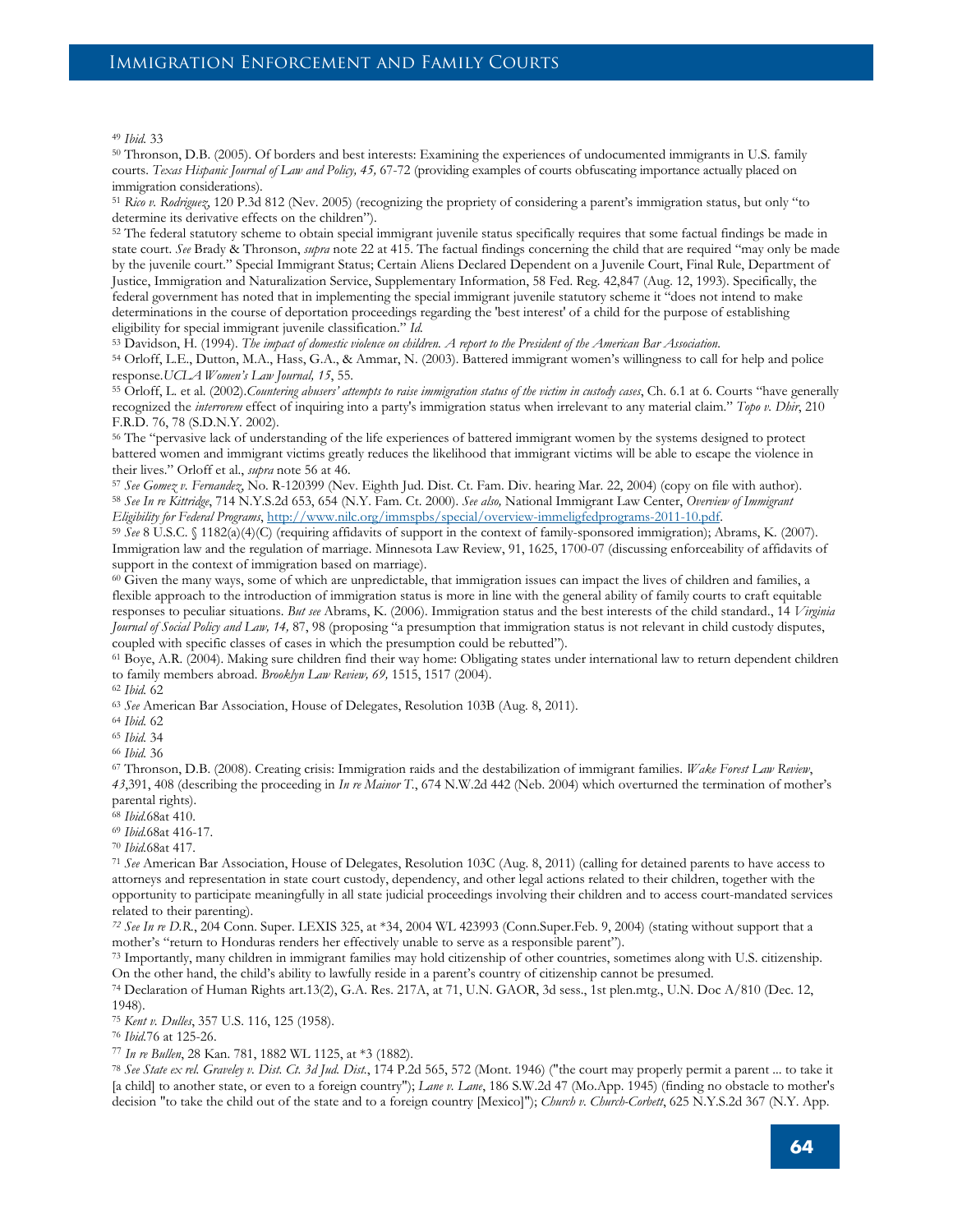[49] *Ibid.* 33

[50] Thronson, D.B. (2005). Of borders and best interests: Examining the experiences of undocumented immigrants in U.S. family courts. *Texas Hispanic Journal of Law and Policy, 45,* 67-72 (providing examples of courts obfuscating importance actually placed on immigration considerations).

[51] *Rico v. Rodriguez*, 120 P.3d 812 (Nev. 2005) (recognizing the propriety of considering a parent's immigration status, but only "to determine its derivative effects on the children").

[52] The federal statutory scheme to obtain special immigrant juvenile status specifically requires that some factual findings be made in state court. *See* Brady & Thronson, *supra* note 22 at 415. The factual findings concerning the child that are required "may only be made by the juvenile court." Special Immigrant Status; Certain Aliens Declared Dependent on a Juvenile Court, Final Rule, Department of Justice, Immigration and Naturalization Service, Supplementary Information, 58 Fed. Reg. 42,847 (Aug. 12, 1993). Specifically, the federal government has noted that in implementing the special immigrant juvenile statutory scheme it "does not intend to make determinations in the course of deportation proceedings regarding the 'best interest' of a child for the purpose of establishing eligibility for special immigrant juvenile classification." *Id.*

[53] Davidson, H. (1994). *The impact of domestic violence on children. A report to the President of the American Bar Association.*

[54] Orloff, L.E., Dutton, M.A., Hass, G.A., & Ammar, N. (2003). Battered immigrant women's willingness to call for help and police response.*UCLA Women's Law Journal, 15*, 55.

[55] Orloff, L. et al. (2002).*Countering abusers' attempts to raise immigration status of the victim in custody cases*, Ch. 6.1 at 6. Courts "have generally recognized the *interrorem* effect of inquiring into a party's immigration status when irrelevant to any material claim." *Topo v. Dhir*, 210 F.R.D. 76, 78 (S.D.N.Y. 2002).

[56] The "pervasive lack of understanding of the life experiences of battered immigrant women by the systems designed to protect battered women and immigrant victims greatly reduces the likelihood that immigrant victims will be able to escape the violence in their lives." Orloff et al., *supra* note 56 at 46.

[57] *See Gomez v. Fernandez*, No. R-120399 (Nev. Eighth Jud. Dist. Ct. Fam. Div. hearing Mar. 22, 2004) (copy on file with author).

[58] *See In re Kittridge*, 714 N.Y.S.2d 653, 654 (N.Y. Fam. Ct. 2000). *See also,* National Immigrant Law Center, *Overview of Immigrant Eligibility for Federal Programs*, http://www.nilc.org/immspbs/special/overview-immeligfedprograms-2011-10.pdf.

[59] *See* 8 U.S.C. § 1182(a)(4)(C) (requiring affidavits of support in the context of family-sponsored immigration); Abrams, K. (2007). Immigration law and the regulation of marriage. Minnesota Law Review, 91, 1625, 1700-07 (discussing enforceability of affidavits of support in the context of immigration based on marriage).

[60] Given the many ways, some of which are unpredictable, that immigration issues can impact the lives of children and families, a flexible approach to the introduction of immigration status is more in line with the general ability of family courts to craft equitable responses to peculiar situations. *But see* Abrams, K. (2006). Immigration status and the best interests of the child standard., 14 *Virginia Journal of Social Policy and Law, 14,* 87, 98 (proposing "a presumption that immigration status is not relevant in child custody disputes, coupled with specific classes of cases in which the presumption could be rebutted").

[61] Boye, A.R. (2004). Making sure children find their way home: Obligating states under international law to return dependent children to family members abroad. *Brooklyn Law Review, 69,* 1515, 1517 (2004).

[62] *Ibid.* 62

[63] *See* American Bar Association, House of Delegates, Resolution 103B (Aug. 8, 2011).

[64] *Ibid.* 62

[65] *Ibid.* 34

[66] *Ibid.* 36

[67] Thronson, D.B. (2008). Creating crisis: Immigration raids and the destabilization of immigrant families. *Wake Forest Law Review*, *43*,391, 408 (describing the proceeding in *In re Mainor T.*, 674 N.W.2d 442 (Neb. 2004) which overturned the termination of mother's parental rights).

[68] *Ibid.*68at 410.

[69] *Ibid.*68at 416-17.

[70] *Ibid.*68at 417.

[71] *See* American Bar Association, House of Delegates, Resolution 103C (Aug. 8, 2011) (calling for detained parents to have access to attorneys and representation in state court custody, dependency, and other legal actions related to their children, together with the opportunity to participate meaningfully in all state judicial proceedings involving their children and to access court-mandated services related to their parenting).

[72] *See In re D.R.*, 204 Conn. Super. LEXIS 325, at *34, 2004 WL 423993 (Conn.Super.Feb. 9, 2004) (stating without support that a mother's "return to Honduras renders her effectively unable to serve as a responsible parent").

[73] Importantly, many children in immigrant families may hold citizenship of other countries, sometimes along with U.S. citizenship. On the other hand, the child's ability to lawfully reside in a parent's country of citizenship cannot be presumed.

[74] Declaration of Human Rights art.13(2), G.A. Res. 217A, at 71, U.N. GAOR, 3d sess., 1st plen.mtg., U.N. Doc A/810 (Dec. 12, 1948).

[75] *Kent v. Dulles*, 357 U.S. 116, 125 (1958).

[76] *Ibid.*76 at 125-26.

[77] *In re Bullen*, 28 Kan. 781, 1882 WL 1125, at *3 (1882).

[78] *See State ex rel. Graveley v. Dist. Ct. 3d Jud. Dist.*, 174 P.2d 565, 572 (Mont. 1946) ("the court may properly permit a parent ... to take it [a child] to another state, or even to a foreign country"); *Lane v. Lane*, 186 S.W.2d 47 (Mo.App. 1945) (finding no obstacle to mother's decision "to take the child out of the state and to a foreign country [Mexico]"); *Church v. Church-Corbett*, 625 N.Y.S.2d 367 (N.Y. App.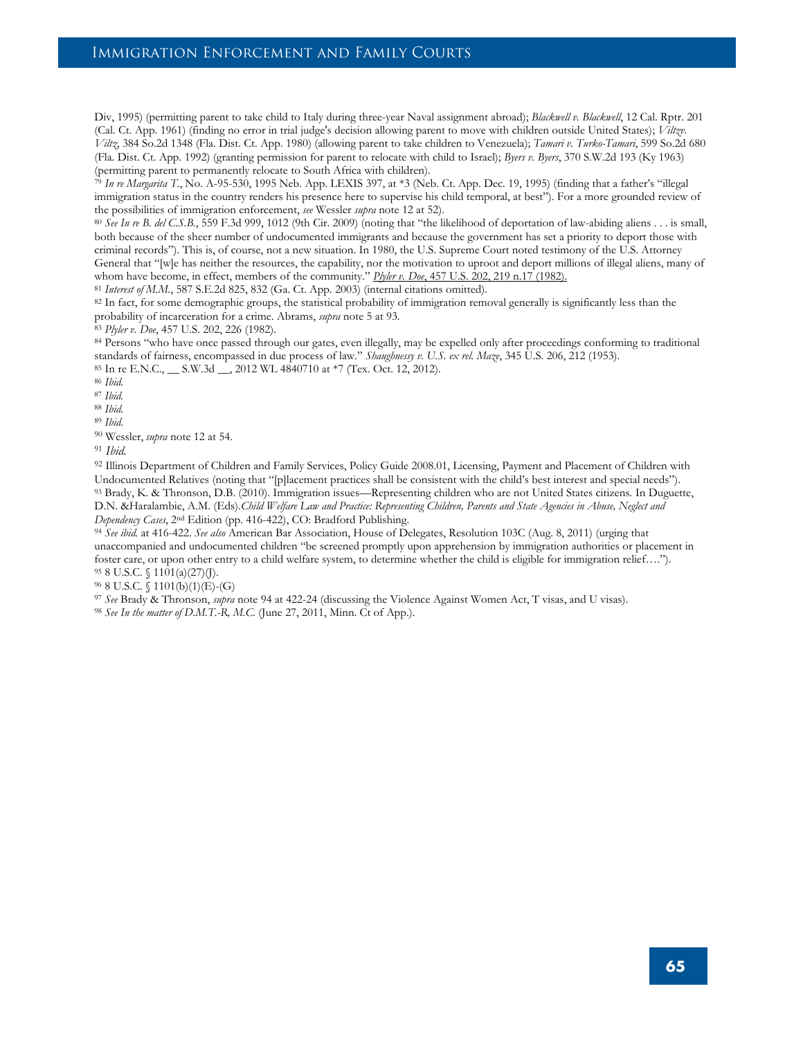Div, 1995) (permitting parent to take child to Italy during three-year Naval assignment abroad); *Blackwell v. Blackwell*, 12 Cal. Rptr. 201 (Cal. Ct. App. 1961) (finding no error in trial judge's decision allowing parent to move with children outside United States); *Viltz v. Viltz*, 384 So.2d 1348 (Fla. Dist. Ct. App. 1980) (allowing parent to take children to Venezuela); *Tamari v. Turko-Tamari*, 599 So.2d 680 (Fla. Dist. Ct. App. 1992) (granting permission for parent to relocate with child to Israel); *Byers v. Byers*, 370 S.W.2d 193 (Ky 1963) (permitting parent to permanently relocate to South Africa with children).

[79] *In re Margarita T.*, No. A-95-530, 1995 Neb. App. LEXIS 397, at *3 (Neb. Ct. App. Dec. 19, 1995) (finding that a father's "illegal immigration status in the country renders his presence here to supervise his child temporal, at best"). For a more grounded review of the possibilities of immigration enforcement, *see* Wessler *supra* note 12 at 52).

[80] *See In re B. del C.S.B.*, 559 F.3d 999, 1012 (9th Cir. 2009) (noting that "the likelihood of deportation of law-abiding aliens . . . is small, both because of the sheer number of undocumented immigrants and because the government has set a priority to deport those with criminal records"). This is, of course, not a new situation. In 1980, the U.S. Supreme Court noted testimony of the U.S. Attorney General that "[w]e has neither the resources, the capability, nor the motivation to uproot and deport millions of illegal aliens, many of whom have become, in effect, members of the community." *Plyler v. Doe*, 457 U.S. 202, 219 n.17 (1982).

[81] *Interest of M.M.*, 587 S.E.2d 825, 832 (Ga. Ct. App. 2003) (internal citations omitted).

[82] In fact, for some demographic groups, the statistical probability of immigration removal generally is significantly less than the probability of incarceration for a crime. Abrams, *supra* note 5 at 93.

[83] *Plyler v. Doe*, 457 U.S. 202, 226 (1982).

[84] Persons "who have once passed through our gates, even illegally, may be expelled only after proceedings conforming to traditional standards of fairness, encompassed in due process of law." *Shaughnessy v. U.S. ex rel. Maze*, 345 U.S. 206, 212 (1953).

[85] In re E.N.C., __ S.W.3d __, 2012 WL 4840710 at *7 (Tex. Oct. 12, 2012).

[86] *Ibid.*

[87] *Ibid.*

[88] *Ibid.*

[89] *Ibid.*

[90] Wessler, *supra* note 12 at 54.

[91] *Ibid.*

[92] Illinois Department of Children and Family Services, Policy Guide 2008.01, Licensing, Payment and Placement of Children with Undocumented Relatives (noting that "[p]lacement practices shall be consistent with the child's best interest and special needs").

[93] Brady, K. & Thronson, D.B. (2010). Immigration issues—Representing children who are not United States citizens. In Duguette, D.N. &Haralambie, A.M. (Eds).*Child Welfare Law and Practice: Representing Children, Parents and State Agencies in Abuse, Neglect and Dependency Cases*, 2nd Edition (pp. 416-422), CO: Bradford Publishing.

[94] *See ibid.* at 416-422. *See also* American Bar Association, House of Delegates, Resolution 103C (Aug. 8, 2011) (urging that unaccompanied and undocumented children "be screened promptly upon apprehension by immigration authorities or placement in foster care, or upon other entry to a child welfare system, to determine whether the child is eligible for immigration relief….").

[95] 8 U.S.C. § 1101(a)(27)(J).

[96] 8 U.S.C. § 1101(b)(1)(E)-(G)

[97] *See* Brady & Thronson, *supra* note 94 at 422-24 (discussing the Violence Against Women Act, T visas, and U visas).

[98] *See In the matter of D.M.T.-R, M.C.* (June 27, 2011, Minn. Ct of App.).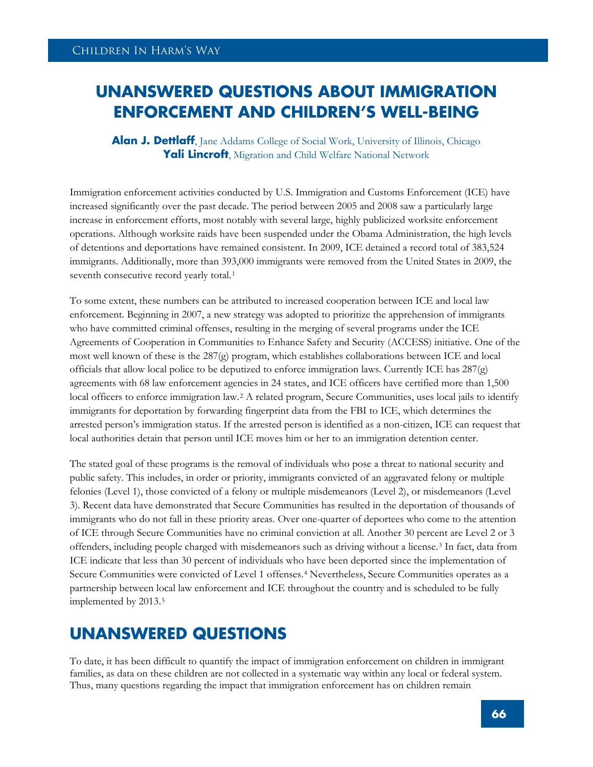# UNANSWERED QUESTIONS ABOUT IMMIGRATION ENFORCEMENT AND CHILDREN'S WELL-BEING

**Alan J. Dettlaff**, Jane Addams College of Social Work, University of Illinois, Chicago
**Yali Lincroft**, Migration and Child Welfare National Network

Immigration enforcement activities conducted by U.S. Immigration and Customs Enforcement (ICE) have increased significantly over the past decade. The period between 2005 and 2008 saw a particularly large increase in enforcement efforts, most notably with several large, highly publicized worksite enforcement operations. Although worksite raids have been suspended under the Obama Administration, the high levels of detentions and deportations have remained consistent. In 2009, ICE detained a record total of 383,524 immigrants. Additionally, more than 393,000 immigrants were removed from the United States in 2009, the seventh consecutive record yearly total.[1]

To some extent, these numbers can be attributed to increased cooperation between ICE and local law enforcement. Beginning in 2007, a new strategy was adopted to prioritize the apprehension of immigrants who have committed criminal offenses, resulting in the merging of several programs under the ICE Agreements of Cooperation in Communities to Enhance Safety and Security (ACCESS) initiative. One of the most well known of these is the 287(g) program, which establishes collaborations between ICE and local officials that allow local police to be deputized to enforce immigration laws. Currently ICE has 287(g) agreements with 68 law enforcement agencies in 24 states, and ICE officers have certified more than 1,500 local officers to enforce immigration law.[2] A related program, Secure Communities, uses local jails to identify immigrants for deportation by forwarding fingerprint data from the FBI to ICE, which determines the arrested person's immigration status. If the arrested person is identified as a non-citizen, ICE can request that local authorities detain that person until ICE moves him or her to an immigration detention center.

The stated goal of these programs is the removal of individuals who pose a threat to national security and public safety. This includes, in order or priority, immigrants convicted of an aggravated felony or multiple felonies (Level 1), those convicted of a felony or multiple misdemeanors (Level 2), or misdemeanors (Level 3). Recent data have demonstrated that Secure Communities has resulted in the deportation of thousands of immigrants who do not fall in these priority areas. Over one-quarter of deportees who come to the attention of ICE through Secure Communities have no criminal conviction at all. Another 30 percent are Level 2 or 3 offenders, including people charged with misdemeanors such as driving without a license.[3] In fact, data from ICE indicate that less than 30 percent of individuals who have been deported since the implementation of Secure Communities were convicted of Level 1 offenses.[4] Nevertheless, Secure Communities operates as a partnership between local law enforcement and ICE throughout the country and is scheduled to be fully implemented by 2013.[5]

## UNANSWERED QUESTIONS

To date, it has been difficult to quantify the impact of immigration enforcement on children in immigrant families, as data on these children are not collected in a systematic way within any local or federal system. Thus, many questions regarding the impact that immigration enforcement has on children remain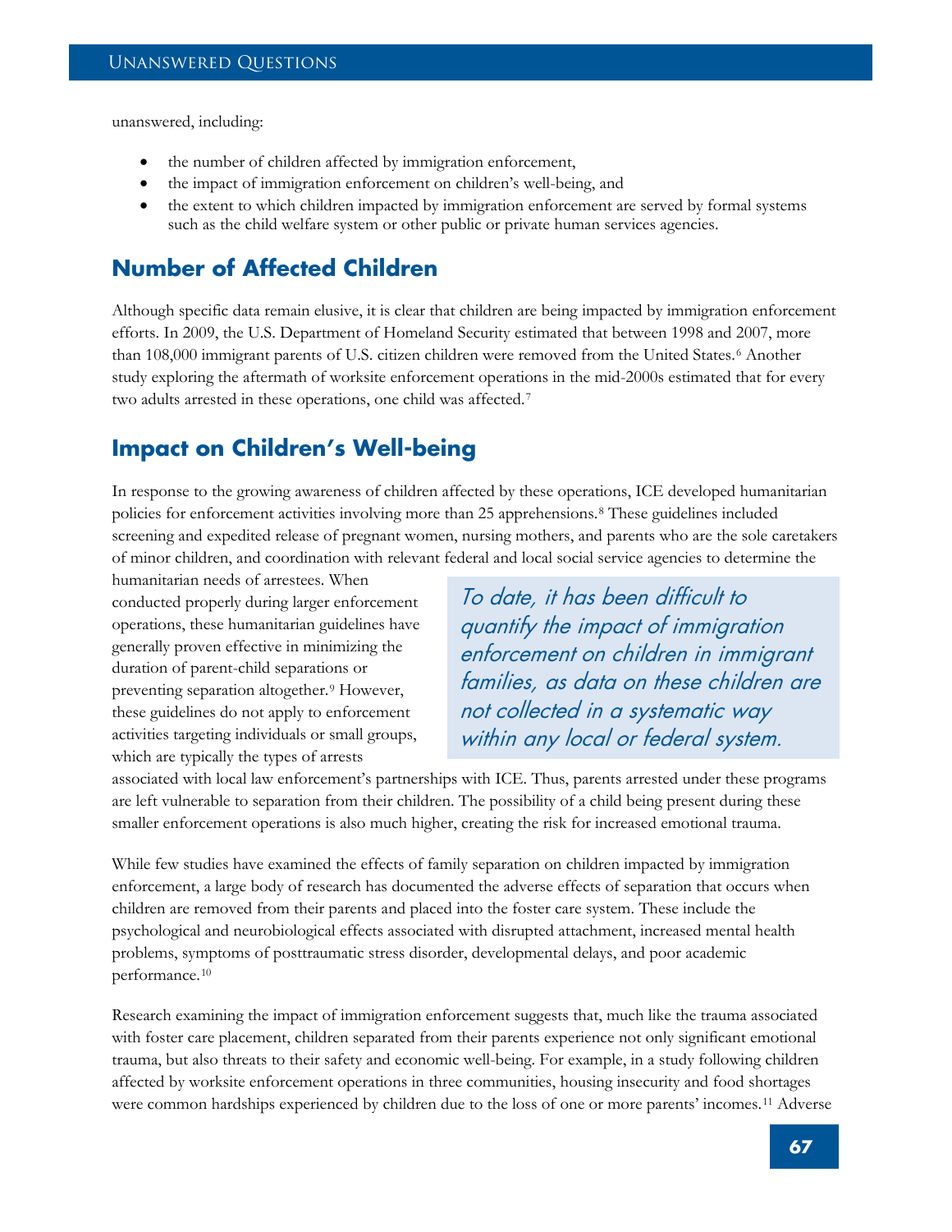unanswered, including:

- the number of children affected by immigration enforcement,
- the impact of immigration enforcement on children's well-being, and
- the extent to which children impacted by immigration enforcement are served by formal systems such as the child welfare system or other public or private human services agencies.

## Number of Affected Children

Although specific data remain elusive, it is clear that children are being impacted by immigration enforcement efforts. In 2009, the U.S. Department of Homeland Security estimated that between 1998 and 2007, more than 108,000 immigrant parents of U.S. citizen children were removed from the United States.[6] Another study exploring the aftermath of worksite enforcement operations in the mid-2000s estimated that for every two adults arrested in these operations, one child was affected.[7]

## Impact on Children's Well-being

In response to the growing awareness of children affected by these operations, ICE developed humanitarian policies for enforcement activities involving more than 25 apprehensions.[8] These guidelines included screening and expedited release of pregnant women, nursing mothers, and parents who are the sole caretakers of minor children, and coordination with relevant federal and local social service agencies to determine the humanitarian needs of arrestees. When conducted properly during larger enforcement operations, these humanitarian guidelines have generally proven effective in minimizing the duration of parent-child separations or preventing separation altogether.[9] However, these guidelines do not apply to enforcement activities targeting individuals or small groups, which are typically the types of arrests associated with local law enforcement's partnerships with ICE. Thus, parents arrested under these programs are left vulnerable to separation from their children. The possibility of a child being present during these smaller enforcement operations is also much higher, creating the risk for increased emotional trauma.

> *To date, it has been difficult to quantify the impact of immigration enforcement on children in immigrant families, as data on these children are not collected in a systematic way within any local or federal system.*

While few studies have examined the effects of family separation on children impacted by immigration enforcement, a large body of research has documented the adverse effects of separation that occurs when children are removed from their parents and placed into the foster care system. These include the psychological and neurobiological effects associated with disrupted attachment, increased mental health problems, symptoms of posttraumatic stress disorder, developmental delays, and poor academic performance.[10]

Research examining the impact of immigration enforcement suggests that, much like the trauma associated with foster care placement, children separated from their parents experience not only significant emotional trauma, but also threats to their safety and economic well-being. For example, in a study following children affected by worksite enforcement operations in three communities, housing insecurity and food shortages were common hardships experienced by children due to the loss of one or more parents' incomes.[11] Adverse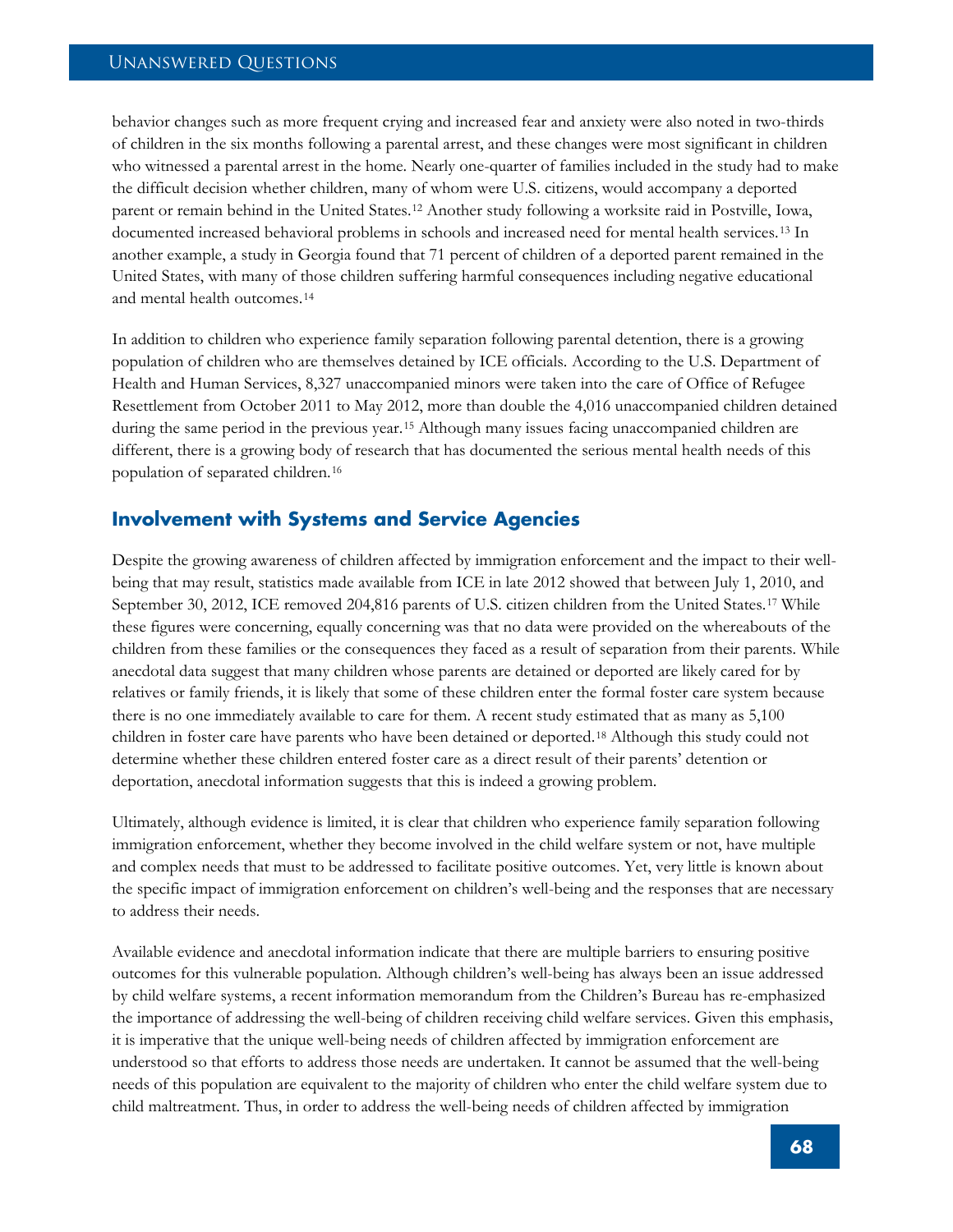behavior changes such as more frequent crying and increased fear and anxiety were also noted in two-thirds of children in the six months following a parental arrest, and these changes were most significant in children who witnessed a parental arrest in the home. Nearly one-quarter of families included in the study had to make the difficult decision whether children, many of whom were U.S. citizens, would accompany a deported parent or remain behind in the United States.[12] Another study following a worksite raid in Postville, Iowa, documented increased behavioral problems in schools and increased need for mental health services.[13] In another example, a study in Georgia found that 71 percent of children of a deported parent remained in the United States, with many of those children suffering harmful consequences including negative educational and mental health outcomes.[14]

In addition to children who experience family separation following parental detention, there is a growing population of children who are themselves detained by ICE officials. According to the U.S. Department of Health and Human Services, 8,327 unaccompanied minors were taken into the care of Office of Refugee Resettlement from October 2011 to May 2012, more than double the 4,016 unaccompanied children detained during the same period in the previous year.[15] Although many issues facing unaccompanied children are different, there is a growing body of research that has documented the serious mental health needs of this population of separated children.[16]

## Involvement with Systems and Service Agencies

Despite the growing awareness of children affected by immigration enforcement and the impact to their well-being that may result, statistics made available from ICE in late 2012 showed that between July 1, 2010, and September 30, 2012, ICE removed 204,816 parents of U.S. citizen children from the United States.[17] While these figures were concerning, equally concerning was that no data were provided on the whereabouts of the children from these families or the consequences they faced as a result of separation from their parents. While anecdotal data suggest that many children whose parents are detained or deported are likely cared for by relatives or family friends, it is likely that some of these children enter the formal foster care system because there is no one immediately available to care for them. A recent study estimated that as many as 5,100 children in foster care have parents who have been detained or deported.[18] Although this study could not determine whether these children entered foster care as a direct result of their parents' detention or deportation, anecdotal information suggests that this is indeed a growing problem.

Ultimately, although evidence is limited, it is clear that children who experience family separation following immigration enforcement, whether they become involved in the child welfare system or not, have multiple and complex needs that must to be addressed to facilitate positive outcomes. Yet, very little is known about the specific impact of immigration enforcement on children's well-being and the responses that are necessary to address their needs.

Available evidence and anecdotal information indicate that there are multiple barriers to ensuring positive outcomes for this vulnerable population. Although children's well-being has always been an issue addressed by child welfare systems, a recent information memorandum from the Children's Bureau has re-emphasized the importance of addressing the well-being of children receiving child welfare services. Given this emphasis, it is imperative that the unique well-being needs of children affected by immigration enforcement are understood so that efforts to address those needs are undertaken. It cannot be assumed that the well-being needs of this population are equivalent to the majority of children who enter the child welfare system due to child maltreatment. Thus, in order to address the well-being needs of children affected by immigration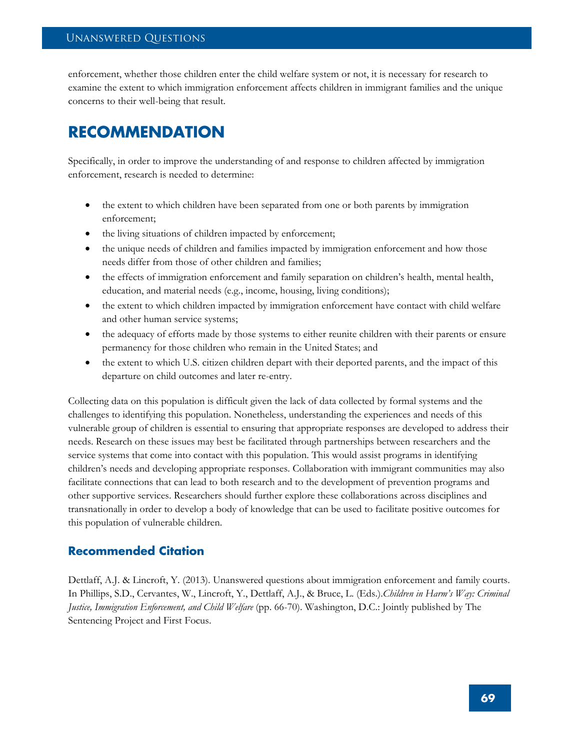enforcement, whether those children enter the child welfare system or not, it is necessary for research to examine the extent to which immigration enforcement affects children in immigrant families and the unique concerns to their well-being that result.

# RECOMMENDATION

Specifically, in order to improve the understanding of and response to children affected by immigration enforcement, research is needed to determine:

- the extent to which children have been separated from one or both parents by immigration enforcement;
- the living situations of children impacted by enforcement;
- the unique needs of children and families impacted by immigration enforcement and how those needs differ from those of other children and families;
- the effects of immigration enforcement and family separation on children's health, mental health, education, and material needs (e.g., income, housing, living conditions);
- the extent to which children impacted by immigration enforcement have contact with child welfare and other human service systems;
- the adequacy of efforts made by those systems to either reunite children with their parents or ensure permanency for those children who remain in the United States; and
- the extent to which U.S. citizen children depart with their deported parents, and the impact of this departure on child outcomes and later re-entry.

Collecting data on this population is difficult given the lack of data collected by formal systems and the challenges to identifying this population. Nonetheless, understanding the experiences and needs of this vulnerable group of children is essential to ensuring that appropriate responses are developed to address their needs. Research on these issues may best be facilitated through partnerships between researchers and the service systems that come into contact with this population. This would assist programs in identifying children's needs and developing appropriate responses. Collaboration with immigrant communities may also facilitate connections that can lead to both research and to the development of prevention programs and other supportive services. Researchers should further explore these collaborations across disciplines and transnationally in order to develop a body of knowledge that can be used to facilitate positive outcomes for this population of vulnerable children.

## Recommended Citation

Dettlaff, A.J. & Lincroft, Y. (2013). Unanswered questions about immigration enforcement and family courts. In Phillips, S.D., Cervantes, W., Lincroft, Y., Dettlaff, A.J., & Bruce, L. (Eds.).*Children in Harm's Way: Criminal Justice, Immigration Enforcement, and Child Welfare* (pp. 66-70). Washington, D.C.: Jointly published by The Sentencing Project and First Focus.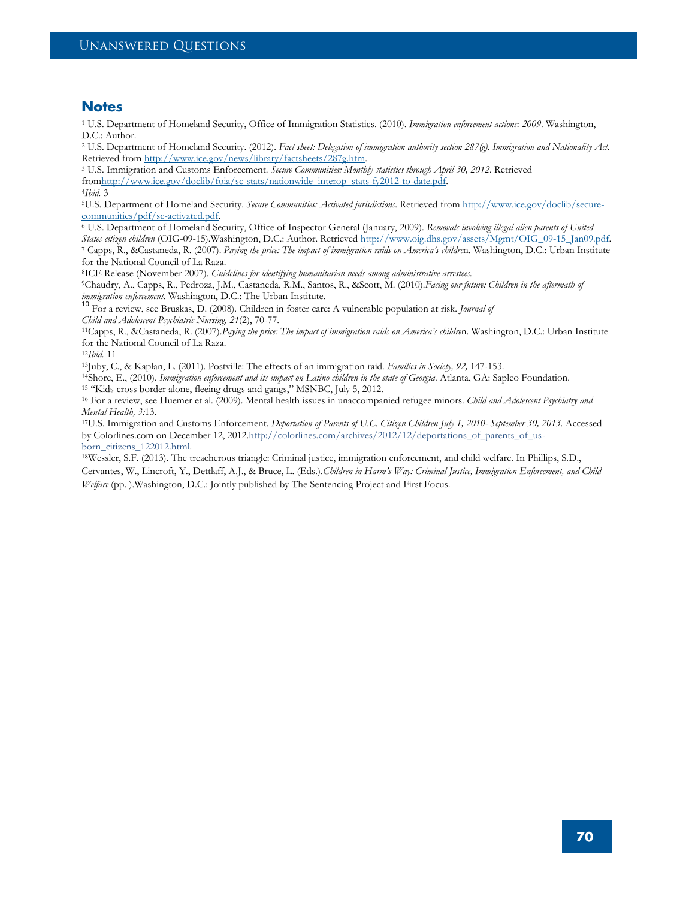## Notes

[1] U.S. Department of Homeland Security, Office of Immigration Statistics. (2010). *Immigration enforcement actions: 2009*. Washington, D.C.: Author.

[2] U.S. Department of Homeland Security. (2012). *Fact sheet: Delegation of immigration authority section 287(g). Immigration and Nationality Act.* Retrieved from http://www.ice.gov/news/library/factsheets/287g.htm.

[3] U.S. Immigration and Customs Enforcement. *Secure Communities: Monthly statistics through April 30, 2012*. Retrieved fromhttp://www.ice.gov/doclib/foia/sc-stats/nationwide_interop_stats-fy2012-to-date.pdf.

[4]*Ibid.* 3

[5]U.S. Department of Homeland Security. *Secure Communities: Activated jurisdictions.* Retrieved from http://www.ice.gov/doclib/secure-communities/pdf/sc-activated.pdf.

[6] U.S. Department of Homeland Security, Office of Inspector General (January, 2009). *Removals involving illegal alien parents of United States citizen children* (OIG-09-15).Washington, D.C.: Author. Retrieved http://www.oig.dhs.gov/assets/Mgmt/OIG_09-15_Jan09.pdf.

[7] Capps, R., &Castaneda, R. (2007). *Paying the price: The impact of immigration raids on America's childre*n. Washington, D.C.: Urban Institute for the National Council of La Raza.

[8]ICE Release (November 2007). *Guidelines for identifying humanitarian needs among administrative arrestees.*

[9]Chaudry, A., Capps, R., Pedroza, J.M., Castaneda, R.M., Santos, R., &Scott, M. (2010).*Facing our future: Children in the aftermath of immigration enforcement*. Washington, D.C.: The Urban Institute.

[10] For a review, see Bruskas, D. (2008). Children in foster care: A vulnerable population at risk. *Journal of Child and Adolescent Psychiatric Nursing, 21*(2), 70-77.

[11]Capps, R., &Castaneda, R. (2007).*Paying the price: The impact of immigration raids on America's childre*n. Washington, D.C.: Urban Institute for the National Council of La Raza.

[12]*Ibid.* 11

[13]Juby, C., & Kaplan, L. (2011). Postville: The effects of an immigration raid. *Families in Society, 92,* 147-153.

[14]Shore, E., (2010). *Immigration enforcement and its impact on Latino children in the state of Georgia*. Atlanta, GA: Sapleo Foundation.

[15] "Kids cross border alone, fleeing drugs and gangs," MSNBC, July 5, 2012.

[16] For a review, see Huemer et al. (2009). Mental health issues in unaccompanied refugee minors. *Child and Adolescent Psychiatry and Mental Health, 3:*13.

[17]U.S. Immigration and Customs Enforcement. *Deportation of Parents of U.C. Citizen Children July 1, 2010- September 30, 2013.* Accessed by Colorlines.com on December 12, 2012.http://colorlines.com/archives/2012/12/deportations_of_parents_of_us-born_citizens_122012.html.

[18]Wessler, S.F. (2013). The treacherous triangle: Criminal justice, immigration enforcement, and child welfare. In Phillips, S.D., Cervantes, W., Lincroft, Y., Dettlaff, A.J., & Bruce, L. (Eds.).*Children in Harm's Way: Criminal Justice, Immigration Enforcement, and Child Welfare* (pp. ).Washington, D.C.: Jointly published by The Sentencing Project and First Focus.